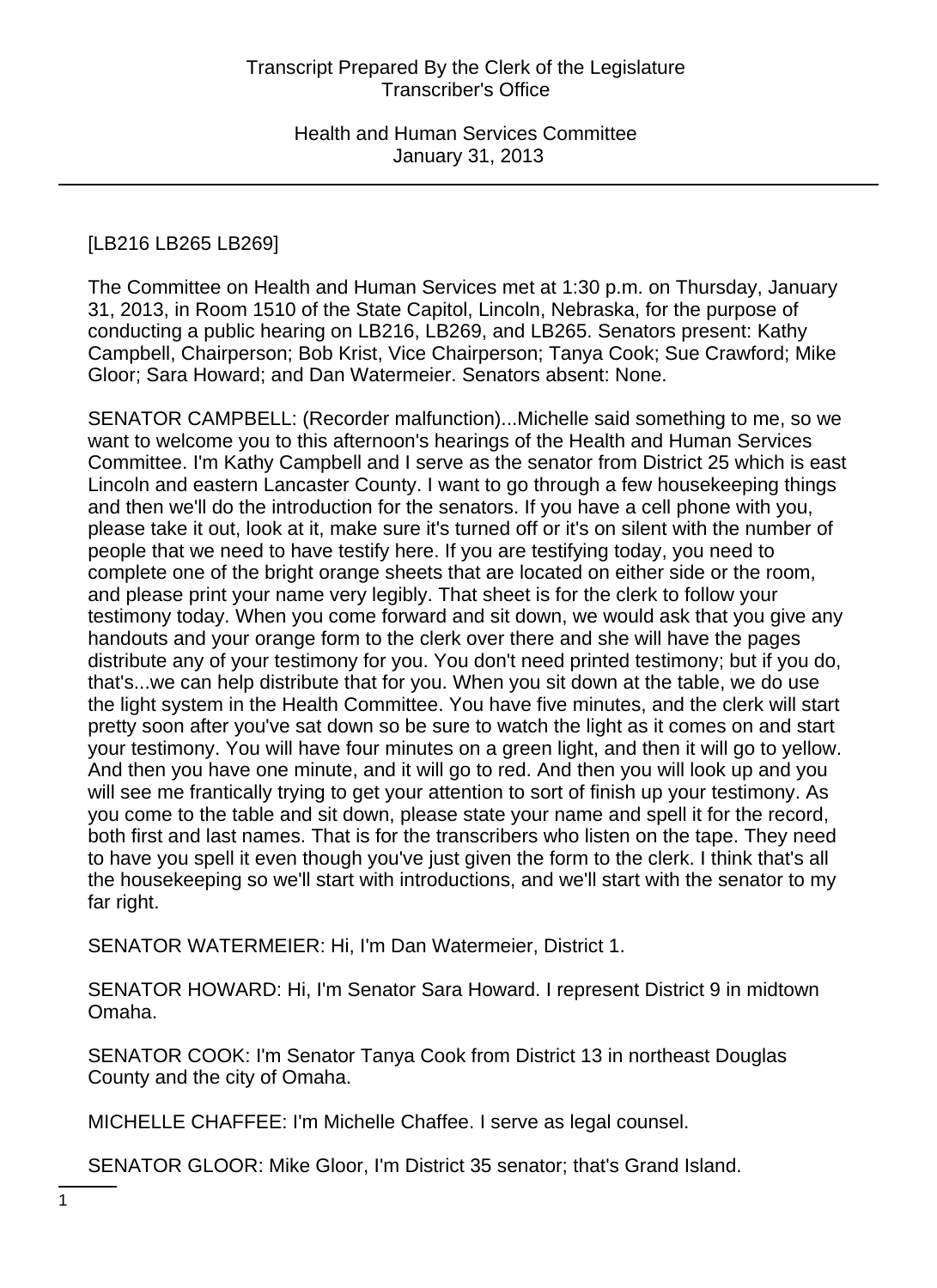[LB216 LB265 LB269]

The Committee on Health and Human Services met at 1:30 p.m. on Thursday, January 31, 2013, in Room 1510 of the State Capitol, Lincoln, Nebraska, for the purpose of conducting a public hearing on LB216, LB269, and LB265. Senators present: Kathy Campbell, Chairperson; Bob Krist, Vice Chairperson; Tanya Cook; Sue Crawford; Mike Gloor; Sara Howard; and Dan Watermeier. Senators absent: None.

SENATOR CAMPBELL: (Recorder malfunction)...Michelle said something to me, so we want to welcome you to this afternoon's hearings of the Health and Human Services Committee. I'm Kathy Campbell and I serve as the senator from District 25 which is east Lincoln and eastern Lancaster County. I want to go through a few housekeeping things and then we'll do the introduction for the senators. If you have a cell phone with you, please take it out, look at it, make sure it's turned off or it's on silent with the number of people that we need to have testify here. If you are testifying today, you need to complete one of the bright orange sheets that are located on either side or the room, and please print your name very legibly. That sheet is for the clerk to follow your testimony today. When you come forward and sit down, we would ask that you give any handouts and your orange form to the clerk over there and she will have the pages distribute any of your testimony for you. You don't need printed testimony; but if you do, that's...we can help distribute that for you. When you sit down at the table, we do use the light system in the Health Committee. You have five minutes, and the clerk will start pretty soon after you've sat down so be sure to watch the light as it comes on and start your testimony. You will have four minutes on a green light, and then it will go to yellow. And then you have one minute, and it will go to red. And then you will look up and you will see me frantically trying to get your attention to sort of finish up your testimony. As you come to the table and sit down, please state your name and spell it for the record, both first and last names. That is for the transcribers who listen on the tape. They need to have you spell it even though you've just given the form to the clerk. I think that's all the housekeeping so we'll start with introductions, and we'll start with the senator to my far right.

SENATOR WATERMEIER: Hi, I'm Dan Watermeier, District 1.

SENATOR HOWARD: Hi, I'm Senator Sara Howard. I represent District 9 in midtown Omaha.

SENATOR COOK: I'm Senator Tanya Cook from District 13 in northeast Douglas County and the city of Omaha.

MICHELLE CHAFFEE: I'm Michelle Chaffee. I serve as legal counsel.

SENATOR GLOOR: Mike Gloor, I'm District 35 senator; that's Grand Island.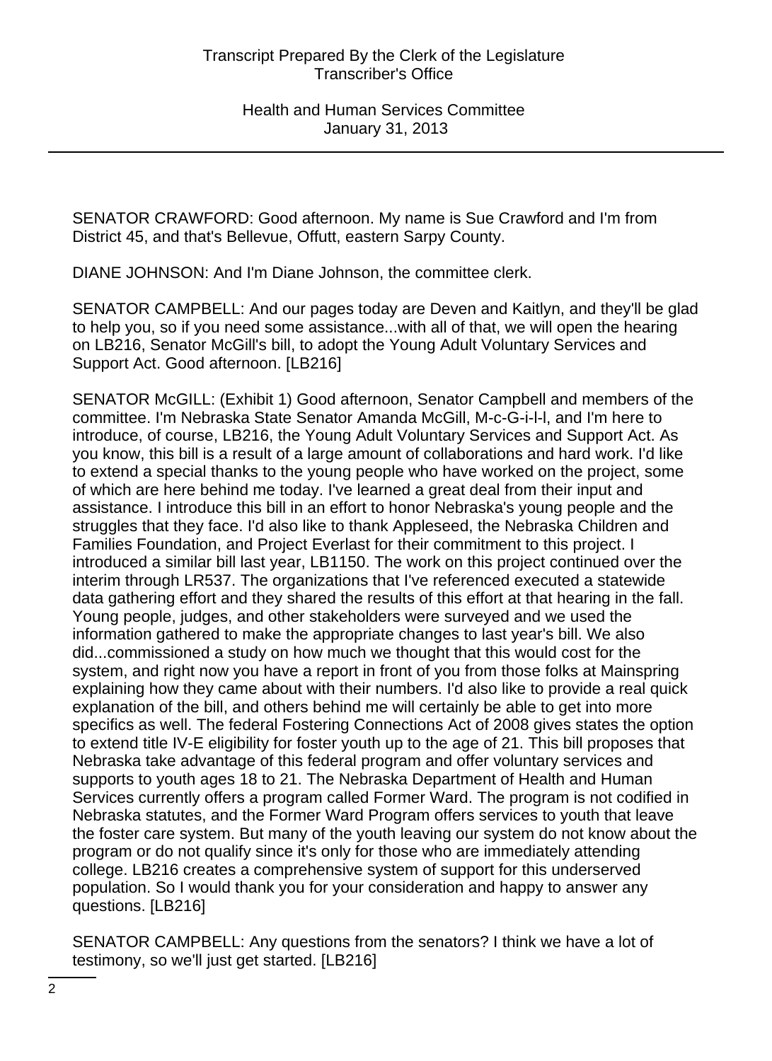SENATOR CRAWFORD: Good afternoon. My name is Sue Crawford and I'm from District 45, and that's Bellevue, Offutt, eastern Sarpy County.

DIANE JOHNSON: And I'm Diane Johnson, the committee clerk.

SENATOR CAMPBELL: And our pages today are Deven and Kaitlyn, and they'll be glad to help you, so if you need some assistance...with all of that, we will open the hearing on LB216, Senator McGill's bill, to adopt the Young Adult Voluntary Services and Support Act. Good afternoon. [LB216]

SENATOR McGILL: (Exhibit 1) Good afternoon, Senator Campbell and members of the committee. I'm Nebraska State Senator Amanda McGill, M-c-G-i-l-l, and I'm here to introduce, of course, LB216, the Young Adult Voluntary Services and Support Act. As you know, this bill is a result of a large amount of collaborations and hard work. I'd like to extend a special thanks to the young people who have worked on the project, some of which are here behind me today. I've learned a great deal from their input and assistance. I introduce this bill in an effort to honor Nebraska's young people and the struggles that they face. I'd also like to thank Appleseed, the Nebraska Children and Families Foundation, and Project Everlast for their commitment to this project. I introduced a similar bill last year, LB1150. The work on this project continued over the interim through LR537. The organizations that I've referenced executed a statewide data gathering effort and they shared the results of this effort at that hearing in the fall. Young people, judges, and other stakeholders were surveyed and we used the information gathered to make the appropriate changes to last year's bill. We also did...commissioned a study on how much we thought that this would cost for the system, and right now you have a report in front of you from those folks at Mainspring explaining how they came about with their numbers. I'd also like to provide a real quick explanation of the bill, and others behind me will certainly be able to get into more specifics as well. The federal Fostering Connections Act of 2008 gives states the option to extend title IV-E eligibility for foster youth up to the age of 21. This bill proposes that Nebraska take advantage of this federal program and offer voluntary services and supports to youth ages 18 to 21. The Nebraska Department of Health and Human Services currently offers a program called Former Ward. The program is not codified in Nebraska statutes, and the Former Ward Program offers services to youth that leave the foster care system. But many of the youth leaving our system do not know about the program or do not qualify since it's only for those who are immediately attending college. LB216 creates a comprehensive system of support for this underserved population. So I would thank you for your consideration and happy to answer any questions. [LB216]

SENATOR CAMPBELL: Any questions from the senators? I think we have a lot of testimony, so we'll just get started. [LB216]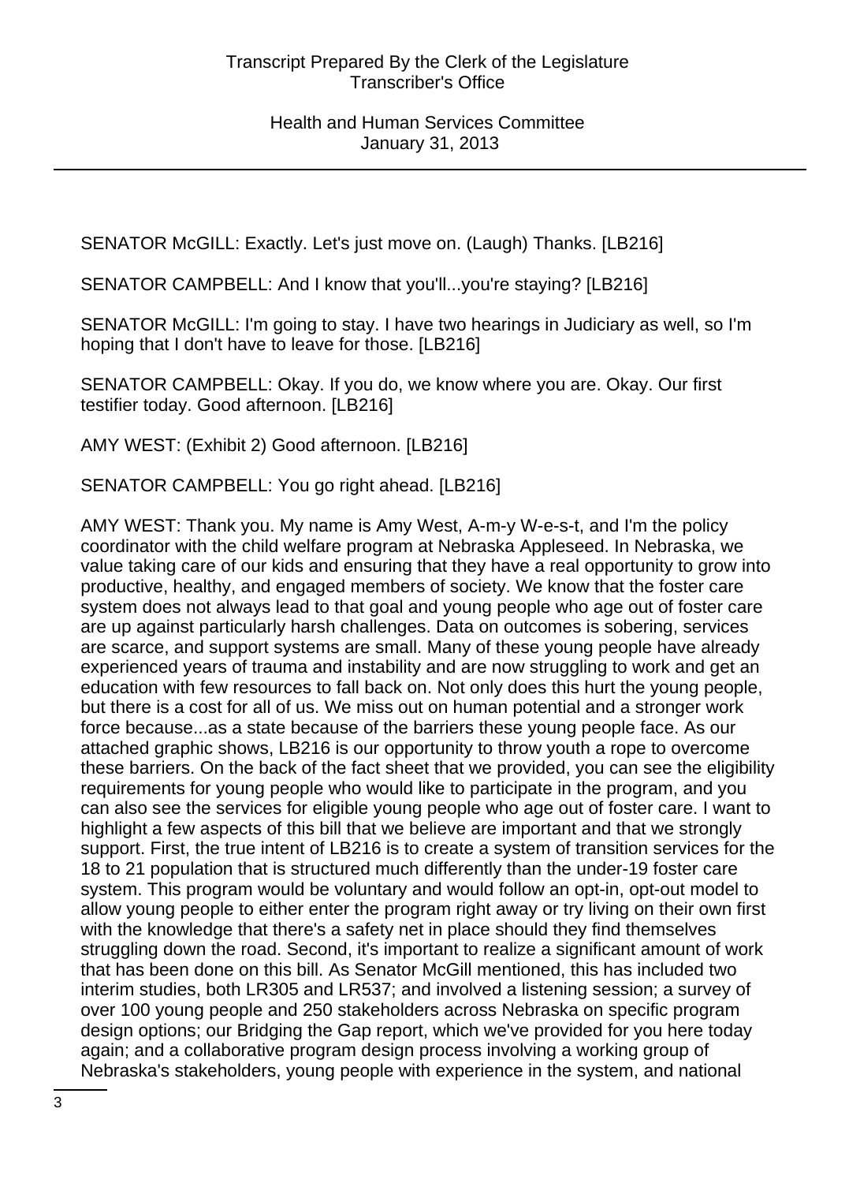SENATOR McGILL: Exactly. Let's just move on. (Laugh) Thanks. [LB216]

SENATOR CAMPBELL: And I know that you'll...you're staying? [LB216]

SENATOR McGILL: I'm going to stay. I have two hearings in Judiciary as well, so I'm hoping that I don't have to leave for those. [LB216]

SENATOR CAMPBELL: Okay. If you do, we know where you are. Okay. Our first testifier today. Good afternoon. [LB216]

AMY WEST: (Exhibit 2) Good afternoon. [LB216]

SENATOR CAMPBELL: You go right ahead. [LB216]

AMY WEST: Thank you. My name is Amy West, A-m-y W-e-s-t, and I'm the policy coordinator with the child welfare program at Nebraska Appleseed. In Nebraska, we value taking care of our kids and ensuring that they have a real opportunity to grow into productive, healthy, and engaged members of society. We know that the foster care system does not always lead to that goal and young people who age out of foster care are up against particularly harsh challenges. Data on outcomes is sobering, services are scarce, and support systems are small. Many of these young people have already experienced years of trauma and instability and are now struggling to work and get an education with few resources to fall back on. Not only does this hurt the young people, but there is a cost for all of us. We miss out on human potential and a stronger work force because...as a state because of the barriers these young people face. As our attached graphic shows, LB216 is our opportunity to throw youth a rope to overcome these barriers. On the back of the fact sheet that we provided, you can see the eligibility requirements for young people who would like to participate in the program, and you can also see the services for eligible young people who age out of foster care. I want to highlight a few aspects of this bill that we believe are important and that we strongly support. First, the true intent of LB216 is to create a system of transition services for the 18 to 21 population that is structured much differently than the under-19 foster care system. This program would be voluntary and would follow an opt-in, opt-out model to allow young people to either enter the program right away or try living on their own first with the knowledge that there's a safety net in place should they find themselves struggling down the road. Second, it's important to realize a significant amount of work that has been done on this bill. As Senator McGill mentioned, this has included two interim studies, both LR305 and LR537; and involved a listening session; a survey of over 100 young people and 250 stakeholders across Nebraska on specific program design options; our Bridging the Gap report, which we've provided for you here today again; and a collaborative program design process involving a working group of Nebraska's stakeholders, young people with experience in the system, and national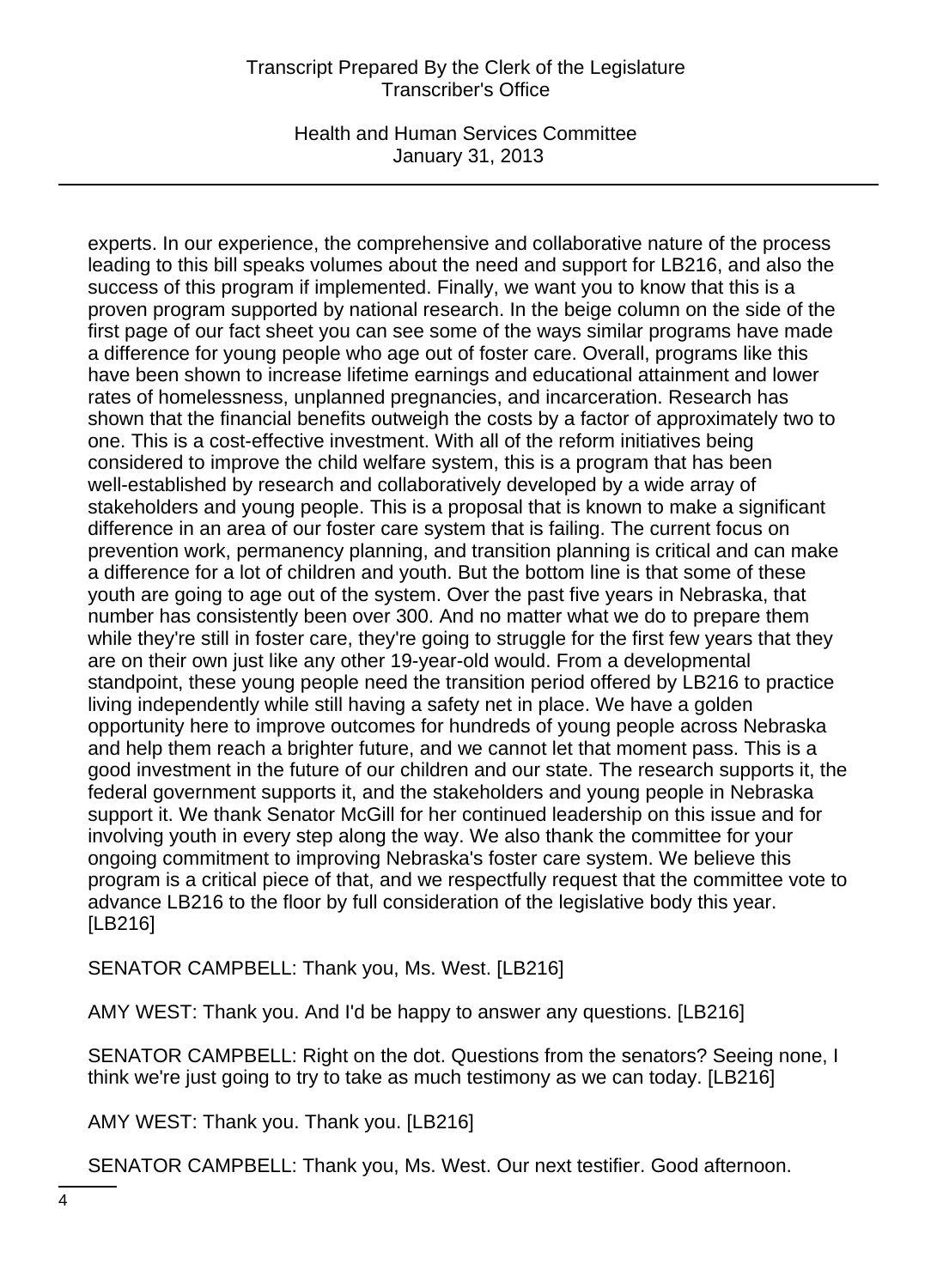experts. In our experience, the comprehensive and collaborative nature of the process leading to this bill speaks volumes about the need and support for LB216, and also the success of this program if implemented. Finally, we want you to know that this is a proven program supported by national research. In the beige column on the side of the first page of our fact sheet you can see some of the ways similar programs have made a difference for young people who age out of foster care. Overall, programs like this have been shown to increase lifetime earnings and educational attainment and lower rates of homelessness, unplanned pregnancies, and incarceration. Research has shown that the financial benefits outweigh the costs by a factor of approximately two to one. This is a cost-effective investment. With all of the reform initiatives being considered to improve the child welfare system, this is a program that has been well-established by research and collaboratively developed by a wide array of stakeholders and young people. This is a proposal that is known to make a significant difference in an area of our foster care system that is failing. The current focus on prevention work, permanency planning, and transition planning is critical and can make a difference for a lot of children and youth. But the bottom line is that some of these youth are going to age out of the system. Over the past five years in Nebraska, that number has consistently been over 300. And no matter what we do to prepare them while they're still in foster care, they're going to struggle for the first few years that they are on their own just like any other 19-year-old would. From a developmental standpoint, these young people need the transition period offered by LB216 to practice living independently while still having a safety net in place. We have a golden opportunity here to improve outcomes for hundreds of young people across Nebraska and help them reach a brighter future, and we cannot let that moment pass. This is a good investment in the future of our children and our state. The research supports it, the federal government supports it, and the stakeholders and young people in Nebraska support it. We thank Senator McGill for her continued leadership on this issue and for involving youth in every step along the way. We also thank the committee for your ongoing commitment to improving Nebraska's foster care system. We believe this program is a critical piece of that, and we respectfully request that the committee vote to advance LB216 to the floor by full consideration of the legislative body this year. [LB216]

SENATOR CAMPBELL: Thank you, Ms. West. [LB216]

AMY WEST: Thank you. And I'd be happy to answer any questions. [LB216]

SENATOR CAMPBELL: Right on the dot. Questions from the senators? Seeing none, I think we're just going to try to take as much testimony as we can today. [LB216]

AMY WEST: Thank you. Thank you. [LB216]

SENATOR CAMPBELL: Thank you, Ms. West. Our next testifier. Good afternoon.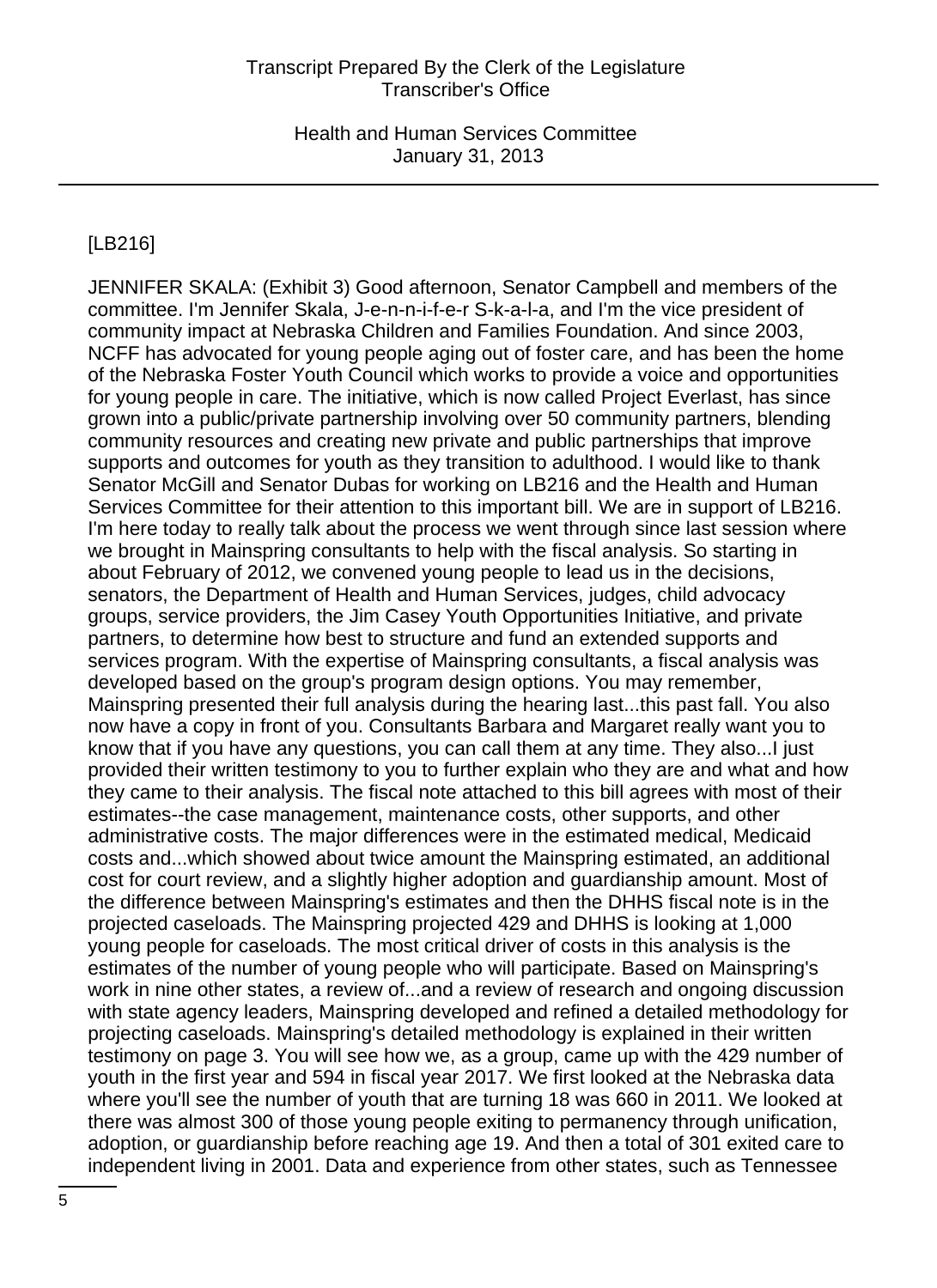[LB216]

JENNIFER SKALA: (Exhibit 3) Good afternoon, Senator Campbell and members of the committee. I'm Jennifer Skala, J-e-n-n-i-f-e-r S-k-a-l-a, and I'm the vice president of community impact at Nebraska Children and Families Foundation. And since 2003, NCFF has advocated for young people aging out of foster care, and has been the home of the Nebraska Foster Youth Council which works to provide a voice and opportunities for young people in care. The initiative, which is now called Project Everlast, has since grown into a public/private partnership involving over 50 community partners, blending community resources and creating new private and public partnerships that improve supports and outcomes for youth as they transition to adulthood. I would like to thank Senator McGill and Senator Dubas for working on LB216 and the Health and Human Services Committee for their attention to this important bill. We are in support of LB216. I'm here today to really talk about the process we went through since last session where we brought in Mainspring consultants to help with the fiscal analysis. So starting in about February of 2012, we convened young people to lead us in the decisions, senators, the Department of Health and Human Services, judges, child advocacy groups, service providers, the Jim Casey Youth Opportunities Initiative, and private partners, to determine how best to structure and fund an extended supports and services program. With the expertise of Mainspring consultants, a fiscal analysis was developed based on the group's program design options. You may remember, Mainspring presented their full analysis during the hearing last...this past fall. You also now have a copy in front of you. Consultants Barbara and Margaret really want you to know that if you have any questions, you can call them at any time. They also...I just provided their written testimony to you to further explain who they are and what and how they came to their analysis. The fiscal note attached to this bill agrees with most of their estimates--the case management, maintenance costs, other supports, and other administrative costs. The major differences were in the estimated medical, Medicaid costs and...which showed about twice amount the Mainspring estimated, an additional cost for court review, and a slightly higher adoption and guardianship amount. Most of the difference between Mainspring's estimates and then the DHHS fiscal note is in the projected caseloads. The Mainspring projected 429 and DHHS is looking at 1,000 young people for caseloads. The most critical driver of costs in this analysis is the estimates of the number of young people who will participate. Based on Mainspring's work in nine other states, a review of...and a review of research and ongoing discussion with state agency leaders, Mainspring developed and refined a detailed methodology for projecting caseloads. Mainspring's detailed methodology is explained in their written testimony on page 3. You will see how we, as a group, came up with the 429 number of youth in the first year and 594 in fiscal year 2017. We first looked at the Nebraska data where you'll see the number of youth that are turning 18 was 660 in 2011. We looked at there was almost 300 of those young people exiting to permanency through unification, adoption, or guardianship before reaching age 19. And then a total of 301 exited care to independent living in 2001. Data and experience from other states, such as Tennessee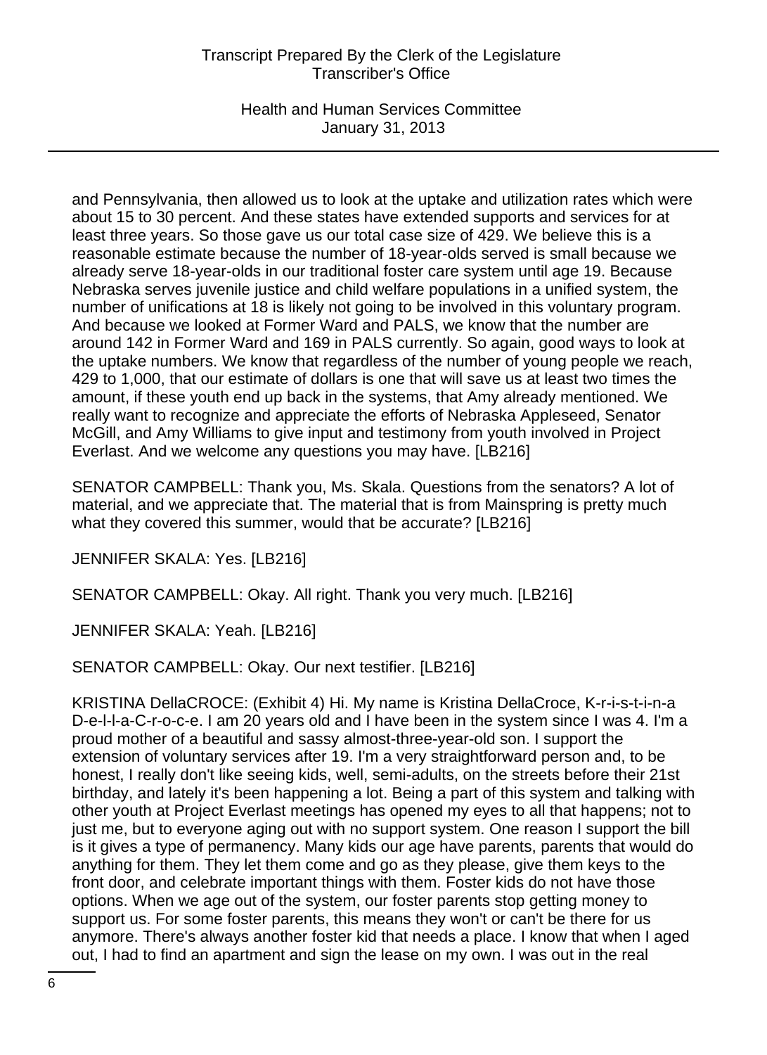and Pennsylvania, then allowed us to look at the uptake and utilization rates which were about 15 to 30 percent. And these states have extended supports and services for at least three years. So those gave us our total case size of 429. We believe this is a reasonable estimate because the number of 18-year-olds served is small because we already serve 18-year-olds in our traditional foster care system until age 19. Because Nebraska serves juvenile justice and child welfare populations in a unified system, the number of unifications at 18 is likely not going to be involved in this voluntary program. And because we looked at Former Ward and PALS, we know that the number are around 142 in Former Ward and 169 in PALS currently. So again, good ways to look at the uptake numbers. We know that regardless of the number of young people we reach, 429 to 1,000, that our estimate of dollars is one that will save us at least two times the amount, if these youth end up back in the systems, that Amy already mentioned. We really want to recognize and appreciate the efforts of Nebraska Appleseed, Senator McGill, and Amy Williams to give input and testimony from youth involved in Project Everlast. And we welcome any questions you may have. [LB216]

SENATOR CAMPBELL: Thank you, Ms. Skala. Questions from the senators? A lot of material, and we appreciate that. The material that is from Mainspring is pretty much what they covered this summer, would that be accurate? [LB216]

JENNIFER SKALA: Yes. [LB216]

SENATOR CAMPBELL: Okay. All right. Thank you very much. [LB216]

JENNIFER SKALA: Yeah. [LB216]

SENATOR CAMPBELL: Okay. Our next testifier. [LB216]

KRISTINA DellaCROCE: (Exhibit 4) Hi. My name is Kristina DellaCroce, K-r-i-s-t-i-n-a D-e-l-l-a-C-r-o-c-e. I am 20 years old and I have been in the system since I was 4. I'm a proud mother of a beautiful and sassy almost-three-year-old son. I support the extension of voluntary services after 19. I'm a very straightforward person and, to be honest, I really don't like seeing kids, well, semi-adults, on the streets before their 21st birthday, and lately it's been happening a lot. Being a part of this system and talking with other youth at Project Everlast meetings has opened my eyes to all that happens; not to just me, but to everyone aging out with no support system. One reason I support the bill is it gives a type of permanency. Many kids our age have parents, parents that would do anything for them. They let them come and go as they please, give them keys to the front door, and celebrate important things with them. Foster kids do not have those options. When we age out of the system, our foster parents stop getting money to support us. For some foster parents, this means they won't or can't be there for us anymore. There's always another foster kid that needs a place. I know that when I aged out, I had to find an apartment and sign the lease on my own. I was out in the real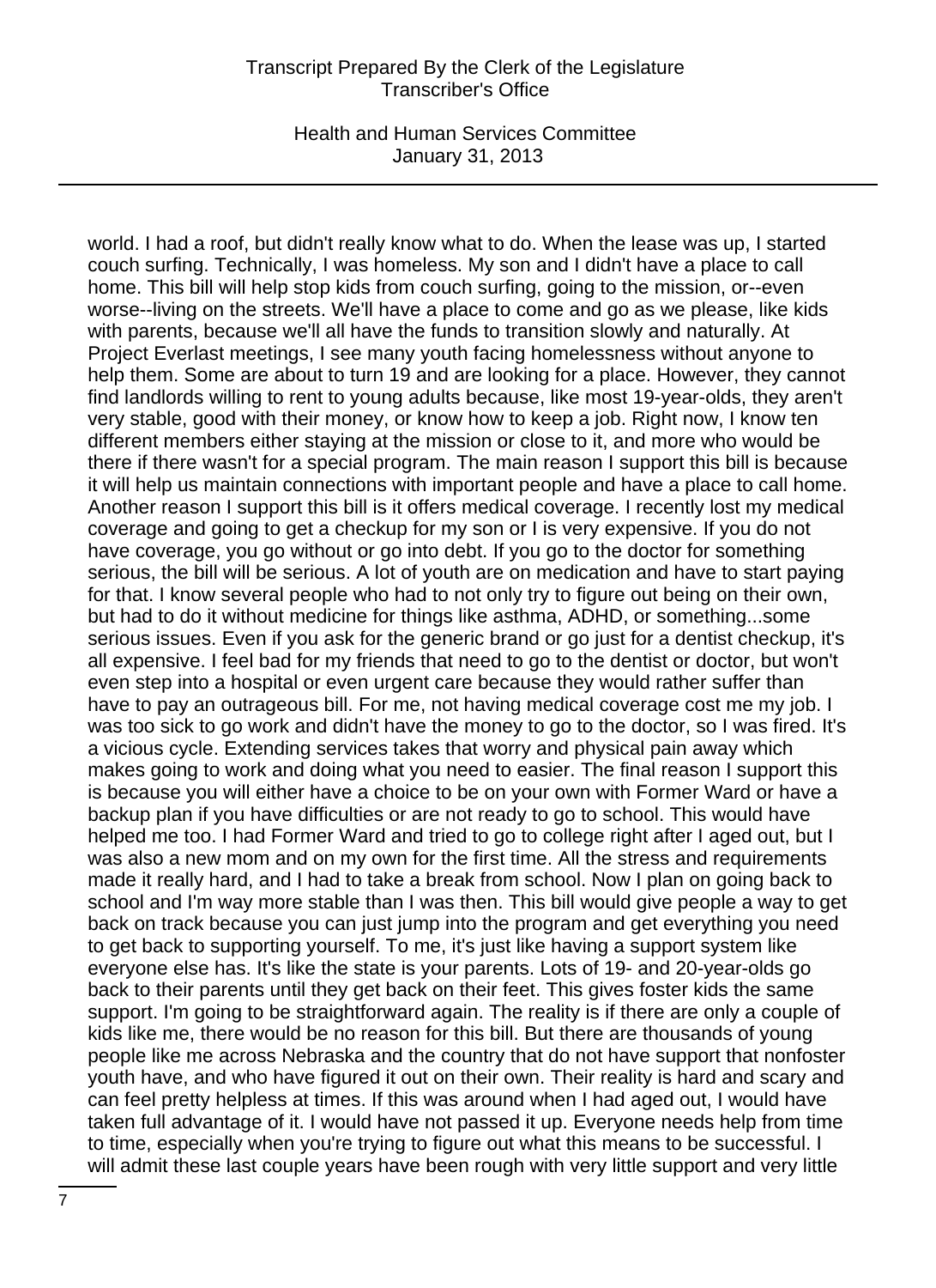world. I had a roof, but didn't really know what to do. When the lease was up, I started couch surfing. Technically, I was homeless. My son and I didn't have a place to call home. This bill will help stop kids from couch surfing, going to the mission, or--even worse--living on the streets. We'll have a place to come and go as we please, like kids with parents, because we'll all have the funds to transition slowly and naturally. At Project Everlast meetings, I see many youth facing homelessness without anyone to help them. Some are about to turn 19 and are looking for a place. However, they cannot find landlords willing to rent to young adults because, like most 19-year-olds, they aren't very stable, good with their money, or know how to keep a job. Right now, I know ten different members either staying at the mission or close to it, and more who would be there if there wasn't for a special program. The main reason I support this bill is because it will help us maintain connections with important people and have a place to call home. Another reason I support this bill is it offers medical coverage. I recently lost my medical coverage and going to get a checkup for my son or I is very expensive. If you do not have coverage, you go without or go into debt. If you go to the doctor for something serious, the bill will be serious. A lot of youth are on medication and have to start paying for that. I know several people who had to not only try to figure out being on their own, but had to do it without medicine for things like asthma, ADHD, or something...some serious issues. Even if you ask for the generic brand or go just for a dentist checkup, it's all expensive. I feel bad for my friends that need to go to the dentist or doctor, but won't even step into a hospital or even urgent care because they would rather suffer than have to pay an outrageous bill. For me, not having medical coverage cost me my job. I was too sick to go work and didn't have the money to go to the doctor, so I was fired. It's a vicious cycle. Extending services takes that worry and physical pain away which makes going to work and doing what you need to easier. The final reason I support this is because you will either have a choice to be on your own with Former Ward or have a backup plan if you have difficulties or are not ready to go to school. This would have helped me too. I had Former Ward and tried to go to college right after I aged out, but I was also a new mom and on my own for the first time. All the stress and requirements made it really hard, and I had to take a break from school. Now I plan on going back to school and I'm way more stable than I was then. This bill would give people a way to get back on track because you can just jump into the program and get everything you need to get back to supporting yourself. To me, it's just like having a support system like everyone else has. It's like the state is your parents. Lots of 19- and 20-year-olds go back to their parents until they get back on their feet. This gives foster kids the same support. I'm going to be straightforward again. The reality is if there are only a couple of kids like me, there would be no reason for this bill. But there are thousands of young people like me across Nebraska and the country that do not have support that nonfoster youth have, and who have figured it out on their own. Their reality is hard and scary and can feel pretty helpless at times. If this was around when I had aged out, I would have taken full advantage of it. I would have not passed it up. Everyone needs help from time to time, especially when you're trying to figure out what this means to be successful. I will admit these last couple years have been rough with very little support and very little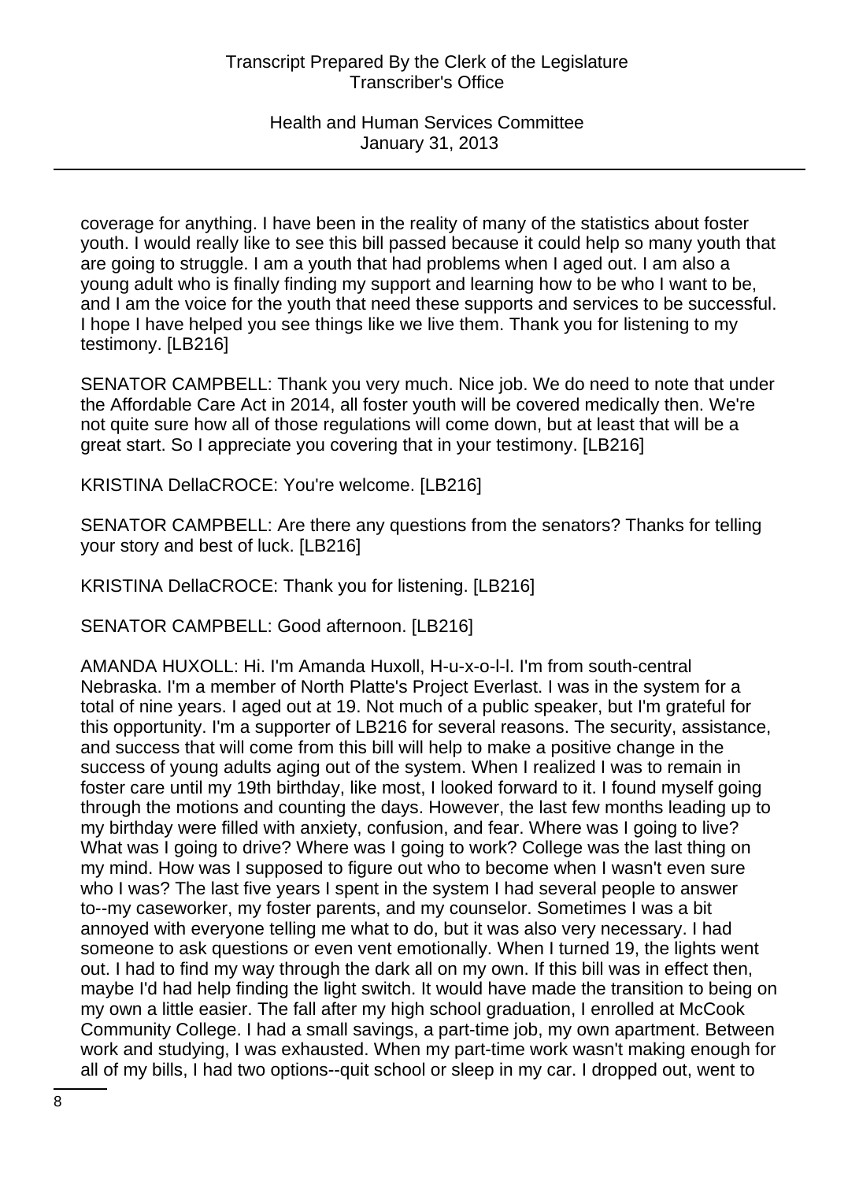coverage for anything. I have been in the reality of many of the statistics about foster youth. I would really like to see this bill passed because it could help so many youth that are going to struggle. I am a youth that had problems when I aged out. I am also a young adult who is finally finding my support and learning how to be who I want to be, and I am the voice for the youth that need these supports and services to be successful. I hope I have helped you see things like we live them. Thank you for listening to my testimony. [LB216]

SENATOR CAMPBELL: Thank you very much. Nice job. We do need to note that under the Affordable Care Act in 2014, all foster youth will be covered medically then. We're not quite sure how all of those regulations will come down, but at least that will be a great start. So I appreciate you covering that in your testimony. [LB216]

KRISTINA DellaCROCE: You're welcome. [LB216]

SENATOR CAMPBELL: Are there any questions from the senators? Thanks for telling your story and best of luck. [LB216]

KRISTINA DellaCROCE: Thank you for listening. [LB216]

SENATOR CAMPBELL: Good afternoon. [LB216]

AMANDA HUXOLL: Hi. I'm Amanda Huxoll, H-u-x-o-l-l. I'm from south-central Nebraska. I'm a member of North Platte's Project Everlast. I was in the system for a total of nine years. I aged out at 19. Not much of a public speaker, but I'm grateful for this opportunity. I'm a supporter of LB216 for several reasons. The security, assistance, and success that will come from this bill will help to make a positive change in the success of young adults aging out of the system. When I realized I was to remain in foster care until my 19th birthday, like most, I looked forward to it. I found myself going through the motions and counting the days. However, the last few months leading up to my birthday were filled with anxiety, confusion, and fear. Where was I going to live? What was I going to drive? Where was I going to work? College was the last thing on my mind. How was I supposed to figure out who to become when I wasn't even sure who I was? The last five years I spent in the system I had several people to answer to--my caseworker, my foster parents, and my counselor. Sometimes I was a bit annoyed with everyone telling me what to do, but it was also very necessary. I had someone to ask questions or even vent emotionally. When I turned 19, the lights went out. I had to find my way through the dark all on my own. If this bill was in effect then, maybe I'd had help finding the light switch. It would have made the transition to being on my own a little easier. The fall after my high school graduation, I enrolled at McCook Community College. I had a small savings, a part-time job, my own apartment. Between work and studying, I was exhausted. When my part-time work wasn't making enough for all of my bills, I had two options--quit school or sleep in my car. I dropped out, went to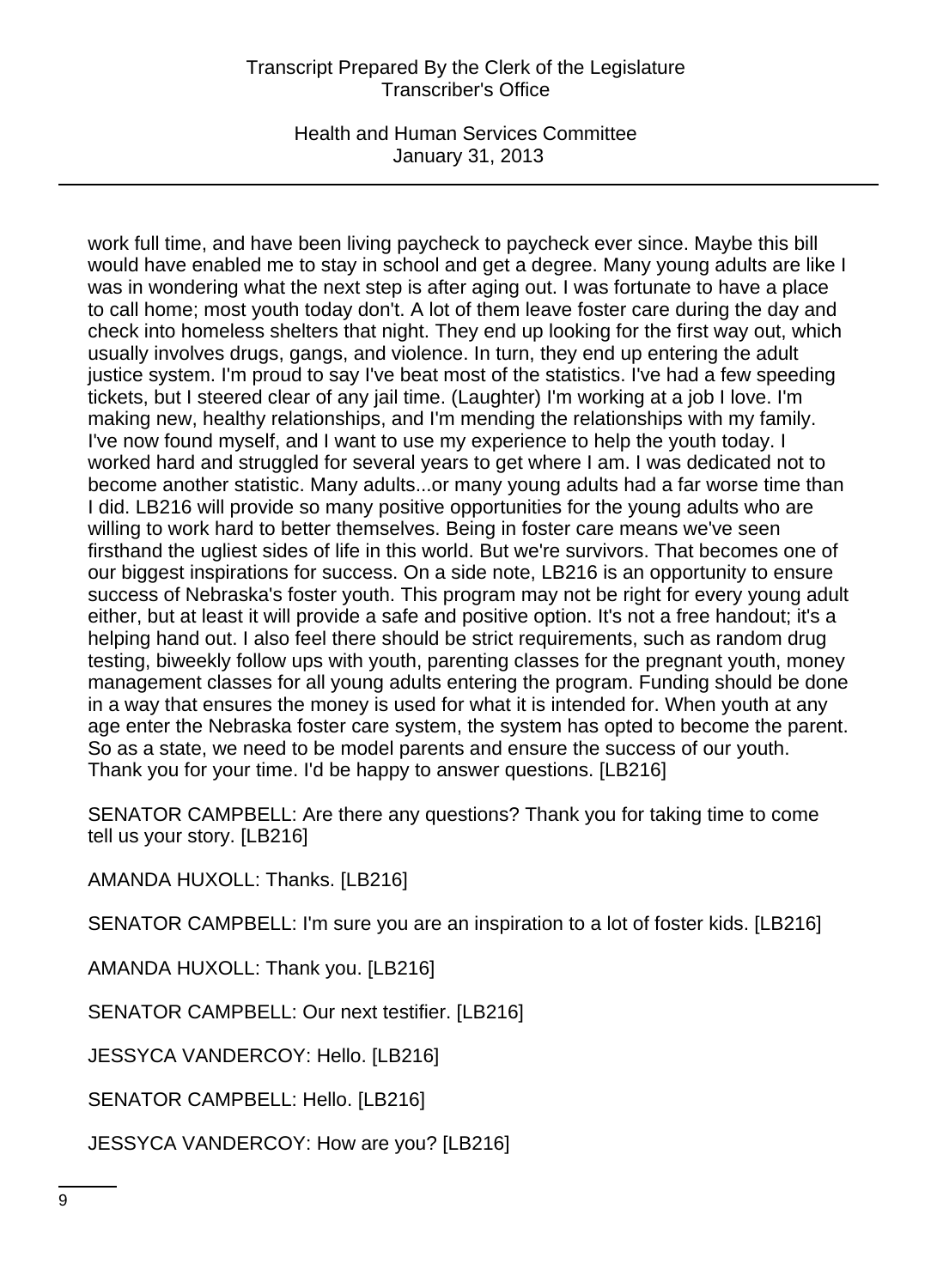work full time, and have been living paycheck to paycheck ever since. Maybe this bill would have enabled me to stay in school and get a degree. Many young adults are like I was in wondering what the next step is after aging out. I was fortunate to have a place to call home; most youth today don't. A lot of them leave foster care during the day and check into homeless shelters that night. They end up looking for the first way out, which usually involves drugs, gangs, and violence. In turn, they end up entering the adult justice system. I'm proud to say I've beat most of the statistics. I've had a few speeding tickets, but I steered clear of any jail time. (Laughter) I'm working at a job I love. I'm making new, healthy relationships, and I'm mending the relationships with my family. I've now found myself, and I want to use my experience to help the youth today. I worked hard and struggled for several years to get where I am. I was dedicated not to become another statistic. Many adults...or many young adults had a far worse time than I did. LB216 will provide so many positive opportunities for the young adults who are willing to work hard to better themselves. Being in foster care means we've seen firsthand the ugliest sides of life in this world. But we're survivors. That becomes one of our biggest inspirations for success. On a side note, LB216 is an opportunity to ensure success of Nebraska's foster youth. This program may not be right for every young adult either, but at least it will provide a safe and positive option. It's not a free handout; it's a helping hand out. I also feel there should be strict requirements, such as random drug testing, biweekly follow ups with youth, parenting classes for the pregnant youth, money management classes for all young adults entering the program. Funding should be done in a way that ensures the money is used for what it is intended for. When youth at any age enter the Nebraska foster care system, the system has opted to become the parent. So as a state, we need to be model parents and ensure the success of our youth. Thank you for your time. I'd be happy to answer questions. [LB216]

SENATOR CAMPBELL: Are there any questions? Thank you for taking time to come tell us your story. [LB216]

AMANDA HUXOLL: Thanks. [LB216]

SENATOR CAMPBELL: I'm sure you are an inspiration to a lot of foster kids. [LB216]

AMANDA HUXOLL: Thank you. [LB216]

SENATOR CAMPBELL: Our next testifier. [LB216]

JESSYCA VANDERCOY: Hello. [LB216]

SENATOR CAMPBELL: Hello. [LB216]

JESSYCA VANDERCOY: How are you? [LB216]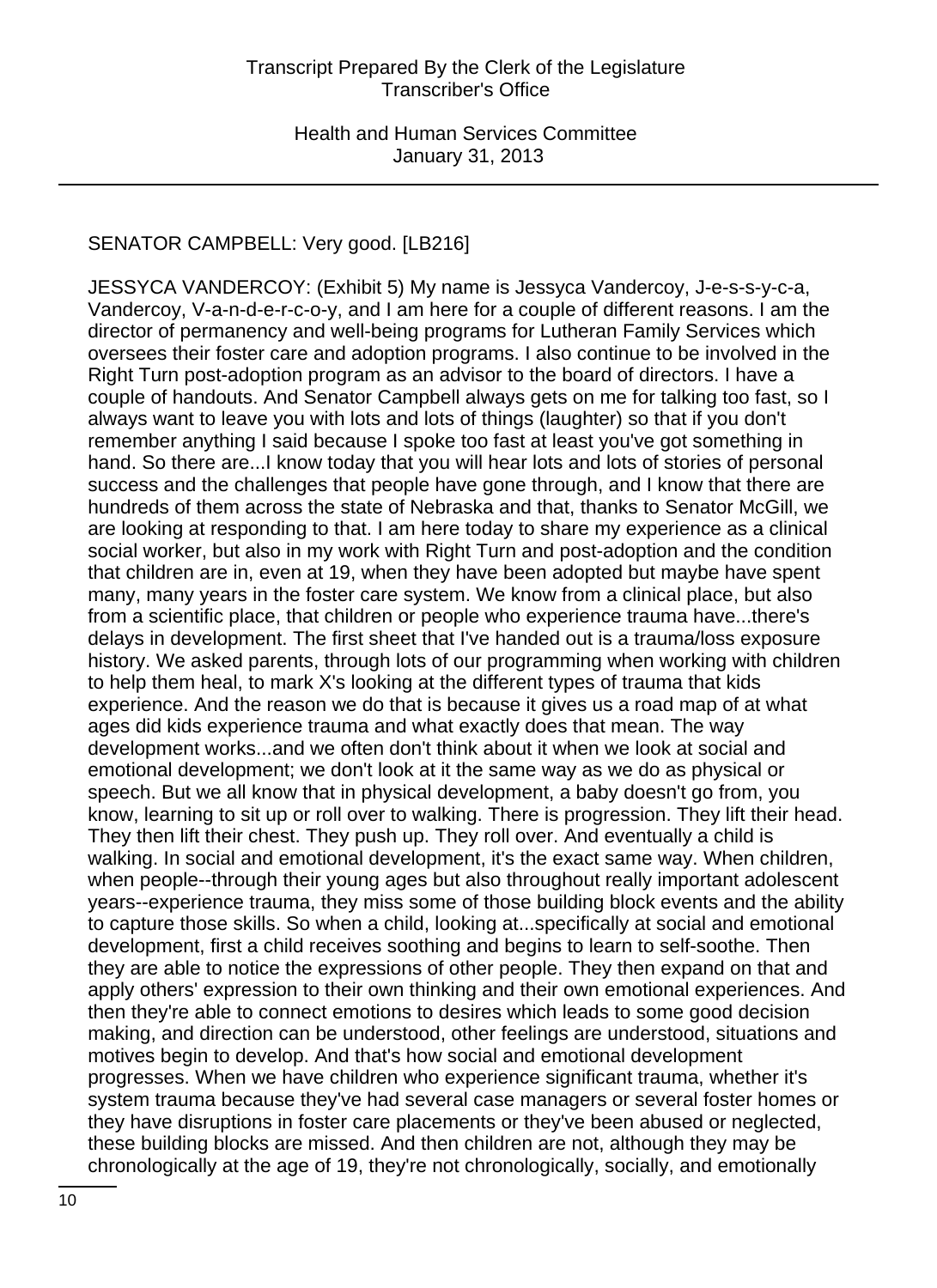SENATOR CAMPBELL: Very good. [LB216]

JESSYCA VANDERCOY: (Exhibit 5) My name is Jessyca Vandercoy, J-e-s-s-y-c-a, Vandercoy, V-a-n-d-e-r-c-o-y, and I am here for a couple of different reasons. I am the director of permanency and well-being programs for Lutheran Family Services which oversees their foster care and adoption programs. I also continue to be involved in the Right Turn post-adoption program as an advisor to the board of directors. I have a couple of handouts. And Senator Campbell always gets on me for talking too fast, so I always want to leave you with lots and lots of things (laughter) so that if you don't remember anything I said because I spoke too fast at least you've got something in hand. So there are...I know today that you will hear lots and lots of stories of personal success and the challenges that people have gone through, and I know that there are hundreds of them across the state of Nebraska and that, thanks to Senator McGill, we are looking at responding to that. I am here today to share my experience as a clinical social worker, but also in my work with Right Turn and post-adoption and the condition that children are in, even at 19, when they have been adopted but maybe have spent many, many years in the foster care system. We know from a clinical place, but also from a scientific place, that children or people who experience trauma have...there's delays in development. The first sheet that I've handed out is a trauma/loss exposure history. We asked parents, through lots of our programming when working with children to help them heal, to mark X's looking at the different types of trauma that kids experience. And the reason we do that is because it gives us a road map of at what ages did kids experience trauma and what exactly does that mean. The way development works...and we often don't think about it when we look at social and emotional development; we don't look at it the same way as we do as physical or speech. But we all know that in physical development, a baby doesn't go from, you know, learning to sit up or roll over to walking. There is progression. They lift their head. They then lift their chest. They push up. They roll over. And eventually a child is walking. In social and emotional development, it's the exact same way. When children, when people--through their young ages but also throughout really important adolescent years--experience trauma, they miss some of those building block events and the ability to capture those skills. So when a child, looking at...specifically at social and emotional development, first a child receives soothing and begins to learn to self-soothe. Then they are able to notice the expressions of other people. They then expand on that and apply others' expression to their own thinking and their own emotional experiences. And then they're able to connect emotions to desires which leads to some good decision making, and direction can be understood, other feelings are understood, situations and motives begin to develop. And that's how social and emotional development progresses. When we have children who experience significant trauma, whether it's system trauma because they've had several case managers or several foster homes or they have disruptions in foster care placements or they've been abused or neglected, these building blocks are missed. And then children are not, although they may be chronologically at the age of 19, they're not chronologically, socially, and emotionally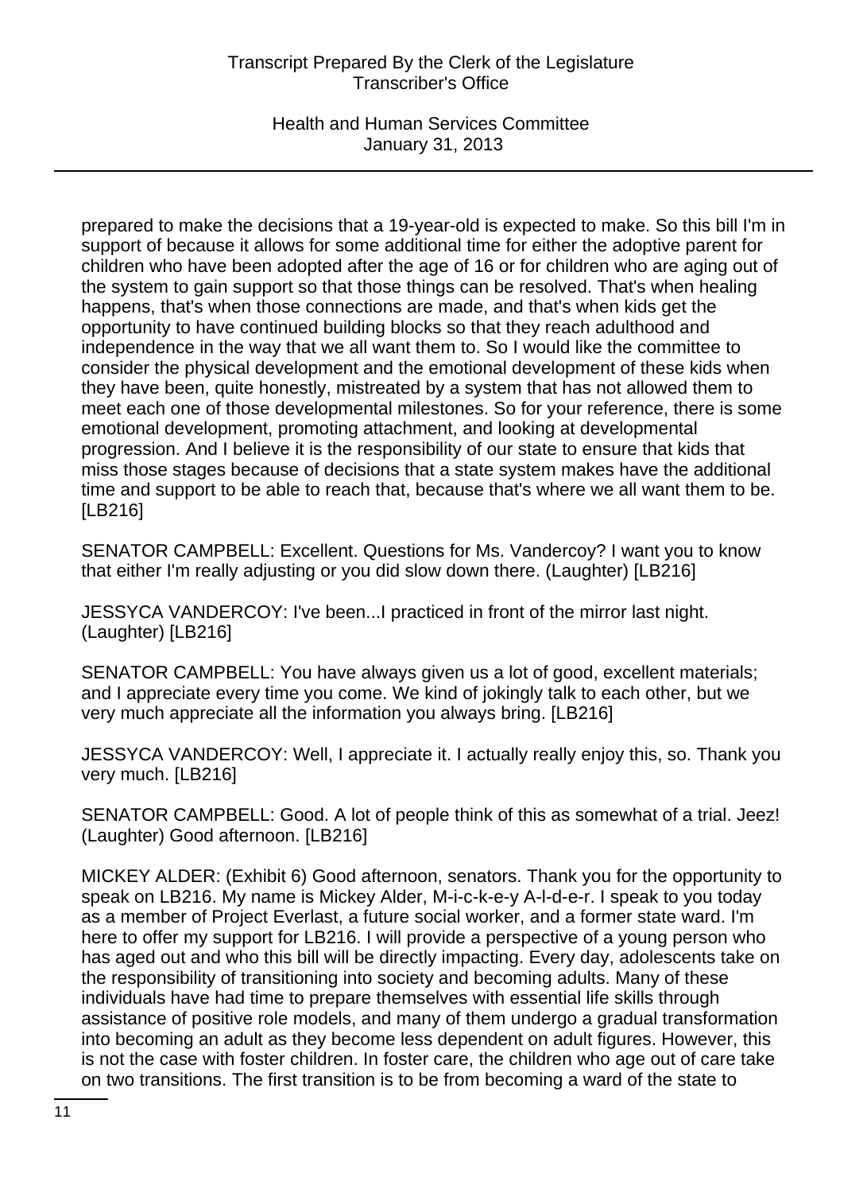prepared to make the decisions that a 19-year-old is expected to make. So this bill I'm in support of because it allows for some additional time for either the adoptive parent for children who have been adopted after the age of 16 or for children who are aging out of the system to gain support so that those things can be resolved. That's when healing happens, that's when those connections are made, and that's when kids get the opportunity to have continued building blocks so that they reach adulthood and independence in the way that we all want them to. So I would like the committee to consider the physical development and the emotional development of these kids when they have been, quite honestly, mistreated by a system that has not allowed them to meet each one of those developmental milestones. So for your reference, there is some emotional development, promoting attachment, and looking at developmental progression. And I believe it is the responsibility of our state to ensure that kids that miss those stages because of decisions that a state system makes have the additional time and support to be able to reach that, because that's where we all want them to be. [LB216]

SENATOR CAMPBELL: Excellent. Questions for Ms. Vandercoy? I want you to know that either I'm really adjusting or you did slow down there. (Laughter) [LB216]

JESSYCA VANDERCOY: I've been...I practiced in front of the mirror last night. (Laughter) [LB216]

SENATOR CAMPBELL: You have always given us a lot of good, excellent materials; and I appreciate every time you come. We kind of jokingly talk to each other, but we very much appreciate all the information you always bring. [LB216]

JESSYCA VANDERCOY: Well, I appreciate it. I actually really enjoy this, so. Thank you very much. [LB216]

SENATOR CAMPBELL: Good. A lot of people think of this as somewhat of a trial. Jeez! (Laughter) Good afternoon. [LB216]

MICKEY ALDER: (Exhibit 6) Good afternoon, senators. Thank you for the opportunity to speak on LB216. My name is Mickey Alder, M-i-c-k-e-y A-l-d-e-r. I speak to you today as a member of Project Everlast, a future social worker, and a former state ward. I'm here to offer my support for LB216. I will provide a perspective of a young person who has aged out and who this bill will be directly impacting. Every day, adolescents take on the responsibility of transitioning into society and becoming adults. Many of these individuals have had time to prepare themselves with essential life skills through assistance of positive role models, and many of them undergo a gradual transformation into becoming an adult as they become less dependent on adult figures. However, this is not the case with foster children. In foster care, the children who age out of care take on two transitions. The first transition is to be from becoming a ward of the state to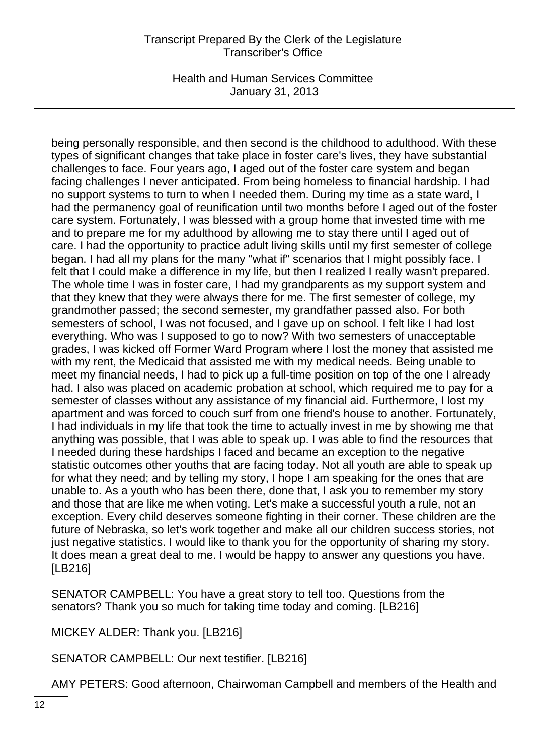being personally responsible, and then second is the childhood to adulthood. With these types of significant changes that take place in foster care's lives, they have substantial challenges to face. Four years ago, I aged out of the foster care system and began facing challenges I never anticipated. From being homeless to financial hardship. I had no support systems to turn to when I needed them. During my time as a state ward, I had the permanency goal of reunification until two months before I aged out of the foster care system. Fortunately, I was blessed with a group home that invested time with me and to prepare me for my adulthood by allowing me to stay there until I aged out of care. I had the opportunity to practice adult living skills until my first semester of college began. I had all my plans for the many "what if" scenarios that I might possibly face. I felt that I could make a difference in my life, but then I realized I really wasn't prepared. The whole time I was in foster care, I had my grandparents as my support system and that they knew that they were always there for me. The first semester of college, my grandmother passed; the second semester, my grandfather passed also. For both semesters of school, I was not focused, and I gave up on school. I felt like I had lost everything. Who was I supposed to go to now? With two semesters of unacceptable grades, I was kicked off Former Ward Program where I lost the money that assisted me with my rent, the Medicaid that assisted me with my medical needs. Being unable to meet my financial needs, I had to pick up a full-time position on top of the one I already had. I also was placed on academic probation at school, which required me to pay for a semester of classes without any assistance of my financial aid. Furthermore, I lost my apartment and was forced to couch surf from one friend's house to another. Fortunately, I had individuals in my life that took the time to actually invest in me by showing me that anything was possible, that I was able to speak up. I was able to find the resources that I needed during these hardships I faced and became an exception to the negative statistic outcomes other youths that are facing today. Not all youth are able to speak up for what they need; and by telling my story, I hope I am speaking for the ones that are unable to. As a youth who has been there, done that, I ask you to remember my story and those that are like me when voting. Let's make a successful youth a rule, not an exception. Every child deserves someone fighting in their corner. These children are the future of Nebraska, so let's work together and make all our children success stories, not just negative statistics. I would like to thank you for the opportunity of sharing my story. It does mean a great deal to me. I would be happy to answer any questions you have. [LB216]

SENATOR CAMPBELL: You have a great story to tell too. Questions from the senators? Thank you so much for taking time today and coming. [LB216]

MICKEY ALDER: Thank you. [LB216]

SENATOR CAMPBELL: Our next testifier. [LB216]

AMY PETERS: Good afternoon, Chairwoman Campbell and members of the Health and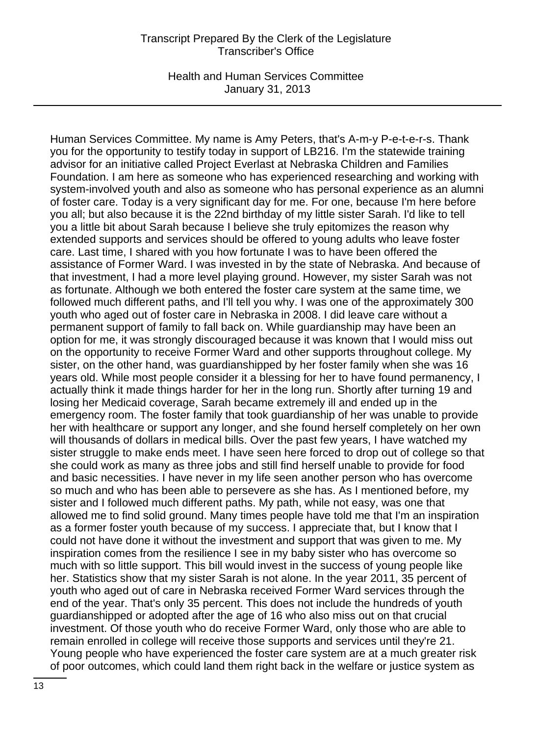Human Services Committee. My name is Amy Peters, that's A-m-y P-e-t-e-r-s. Thank you for the opportunity to testify today in support of LB216. I'm the statewide training advisor for an initiative called Project Everlast at Nebraska Children and Families Foundation. I am here as someone who has experienced researching and working with system-involved youth and also as someone who has personal experience as an alumni of foster care. Today is a very significant day for me. For one, because I'm here before you all; but also because it is the 22nd birthday of my little sister Sarah. I'd like to tell you a little bit about Sarah because I believe she truly epitomizes the reason why extended supports and services should be offered to young adults who leave foster care. Last time, I shared with you how fortunate I was to have been offered the assistance of Former Ward. I was invested in by the state of Nebraska. And because of that investment, I had a more level playing ground. However, my sister Sarah was not as fortunate. Although we both entered the foster care system at the same time, we followed much different paths, and I'll tell you why. I was one of the approximately 300 youth who aged out of foster care in Nebraska in 2008. I did leave care without a permanent support of family to fall back on. While guardianship may have been an option for me, it was strongly discouraged because it was known that I would miss out on the opportunity to receive Former Ward and other supports throughout college. My sister, on the other hand, was guardianshipped by her foster family when she was 16 years old. While most people consider it a blessing for her to have found permanency, I actually think it made things harder for her in the long run. Shortly after turning 19 and losing her Medicaid coverage, Sarah became extremely ill and ended up in the emergency room. The foster family that took guardianship of her was unable to provide her with healthcare or support any longer, and she found herself completely on her own will thousands of dollars in medical bills. Over the past few years, I have watched my sister struggle to make ends meet. I have seen here forced to drop out of college so that she could work as many as three jobs and still find herself unable to provide for food and basic necessities. I have never in my life seen another person who has overcome so much and who has been able to persevere as she has. As I mentioned before, my sister and I followed much different paths. My path, while not easy, was one that allowed me to find solid ground. Many times people have told me that I'm an inspiration as a former foster youth because of my success. I appreciate that, but I know that I could not have done it without the investment and support that was given to me. My inspiration comes from the resilience I see in my baby sister who has overcome so much with so little support. This bill would invest in the success of young people like her. Statistics show that my sister Sarah is not alone. In the year 2011, 35 percent of youth who aged out of care in Nebraska received Former Ward services through the end of the year. That's only 35 percent. This does not include the hundreds of youth guardianshipped or adopted after the age of 16 who also miss out on that crucial investment. Of those youth who do receive Former Ward, only those who are able to remain enrolled in college will receive those supports and services until they're 21. Young people who have experienced the foster care system are at a much greater risk of poor outcomes, which could land them right back in the welfare or justice system as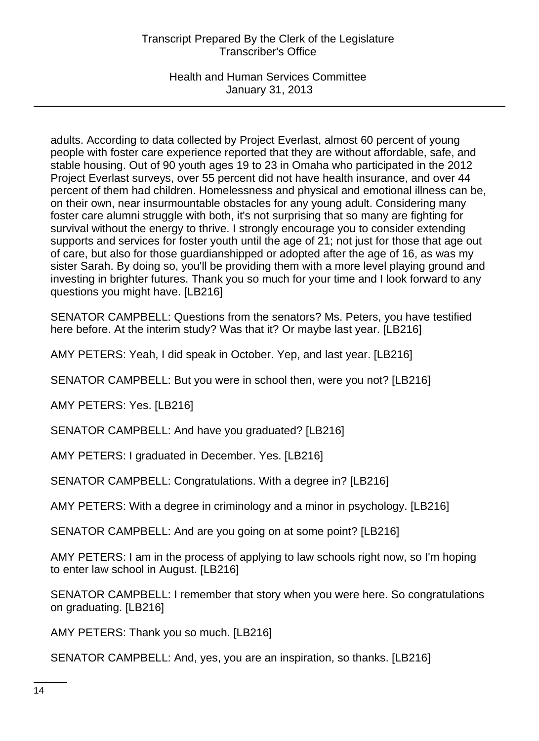adults. According to data collected by Project Everlast, almost 60 percent of young people with foster care experience reported that they are without affordable, safe, and stable housing. Out of 90 youth ages 19 to 23 in Omaha who participated in the 2012 Project Everlast surveys, over 55 percent did not have health insurance, and over 44 percent of them had children. Homelessness and physical and emotional illness can be, on their own, near insurmountable obstacles for any young adult. Considering many foster care alumni struggle with both, it's not surprising that so many are fighting for survival without the energy to thrive. I strongly encourage you to consider extending supports and services for foster youth until the age of 21; not just for those that age out of care, but also for those guardianshipped or adopted after the age of 16, as was my sister Sarah. By doing so, you'll be providing them with a more level playing ground and investing in brighter futures. Thank you so much for your time and I look forward to any questions you might have. [LB216]

SENATOR CAMPBELL: Questions from the senators? Ms. Peters, you have testified here before. At the interim study? Was that it? Or maybe last year. [LB216]

AMY PETERS: Yeah, I did speak in October. Yep, and last year. [LB216]

SENATOR CAMPBELL: But you were in school then, were you not? [LB216]

AMY PETERS: Yes. [LB216]

SENATOR CAMPBELL: And have you graduated? [LB216]

AMY PETERS: I graduated in December. Yes. [LB216]

SENATOR CAMPBELL: Congratulations. With a degree in? [LB216]

AMY PETERS: With a degree in criminology and a minor in psychology. [LB216]

SENATOR CAMPBELL: And are you going on at some point? [LB216]

AMY PETERS: I am in the process of applying to law schools right now, so I'm hoping to enter law school in August. [LB216]

SENATOR CAMPBELL: I remember that story when you were here. So congratulations on graduating. [LB216]

AMY PETERS: Thank you so much. [LB216]

SENATOR CAMPBELL: And, yes, you are an inspiration, so thanks. [LB216]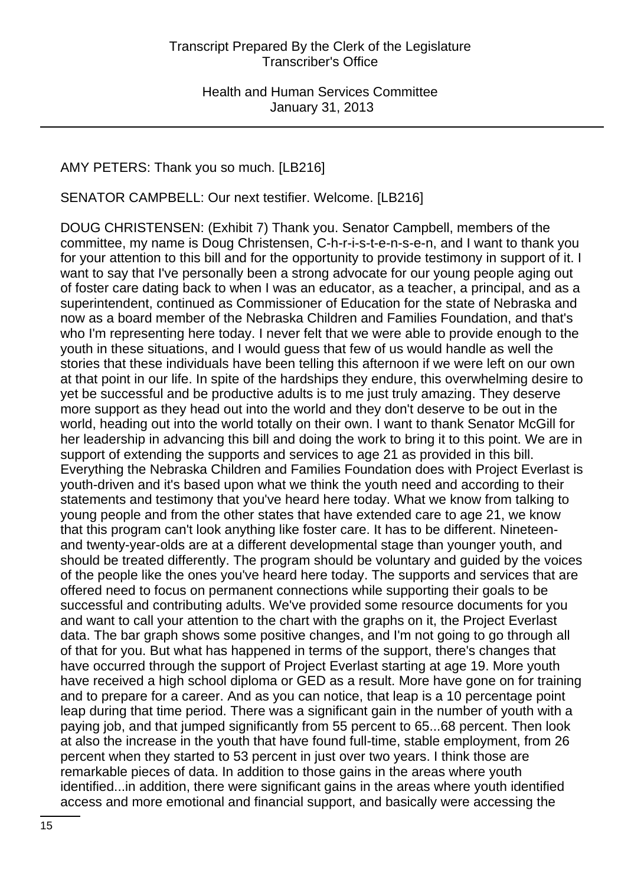AMY PETERS: Thank you so much. [LB216]

SENATOR CAMPBELL: Our next testifier. Welcome. [LB216]

DOUG CHRISTENSEN: (Exhibit 7) Thank you. Senator Campbell, members of the committee, my name is Doug Christensen, C-h-r-i-s-t-e-n-s-e-n, and I want to thank you for your attention to this bill and for the opportunity to provide testimony in support of it. I want to say that I've personally been a strong advocate for our young people aging out of foster care dating back to when I was an educator, as a teacher, a principal, and as a superintendent, continued as Commissioner of Education for the state of Nebraska and now as a board member of the Nebraska Children and Families Foundation, and that's who I'm representing here today. I never felt that we were able to provide enough to the youth in these situations, and I would guess that few of us would handle as well the stories that these individuals have been telling this afternoon if we were left on our own at that point in our life. In spite of the hardships they endure, this overwhelming desire to yet be successful and be productive adults is to me just truly amazing. They deserve more support as they head out into the world and they don't deserve to be out in the world, heading out into the world totally on their own. I want to thank Senator McGill for her leadership in advancing this bill and doing the work to bring it to this point. We are in support of extending the supports and services to age 21 as provided in this bill. Everything the Nebraska Children and Families Foundation does with Project Everlast is youth-driven and it's based upon what we think the youth need and according to their statements and testimony that you've heard here today. What we know from talking to young people and from the other states that have extended care to age 21, we know that this program can't look anything like foster care. It has to be different. Nineteen- and twenty-year-olds are at a different developmental stage than younger youth, and should be treated differently. The program should be voluntary and guided by the voices of the people like the ones you've heard here today. The supports and services that are offered need to focus on permanent connections while supporting their goals to be successful and contributing adults. We've provided some resource documents for you and want to call your attention to the chart with the graphs on it, the Project Everlast data. The bar graph shows some positive changes, and I'm not going to go through all of that for you. But what has happened in terms of the support, there's changes that have occurred through the support of Project Everlast starting at age 19. More youth have received a high school diploma or GED as a result. More have gone on for training and to prepare for a career. And as you can notice, that leap is a 10 percentage point leap during that time period. There was a significant gain in the number of youth with a paying job, and that jumped significantly from 55 percent to 65...68 percent. Then look at also the increase in the youth that have found full-time, stable employment, from 26 percent when they started to 53 percent in just over two years. I think those are remarkable pieces of data. In addition to those gains in the areas where youth identified...in addition, there were significant gains in the areas where youth identified access and more emotional and financial support, and basically were accessing the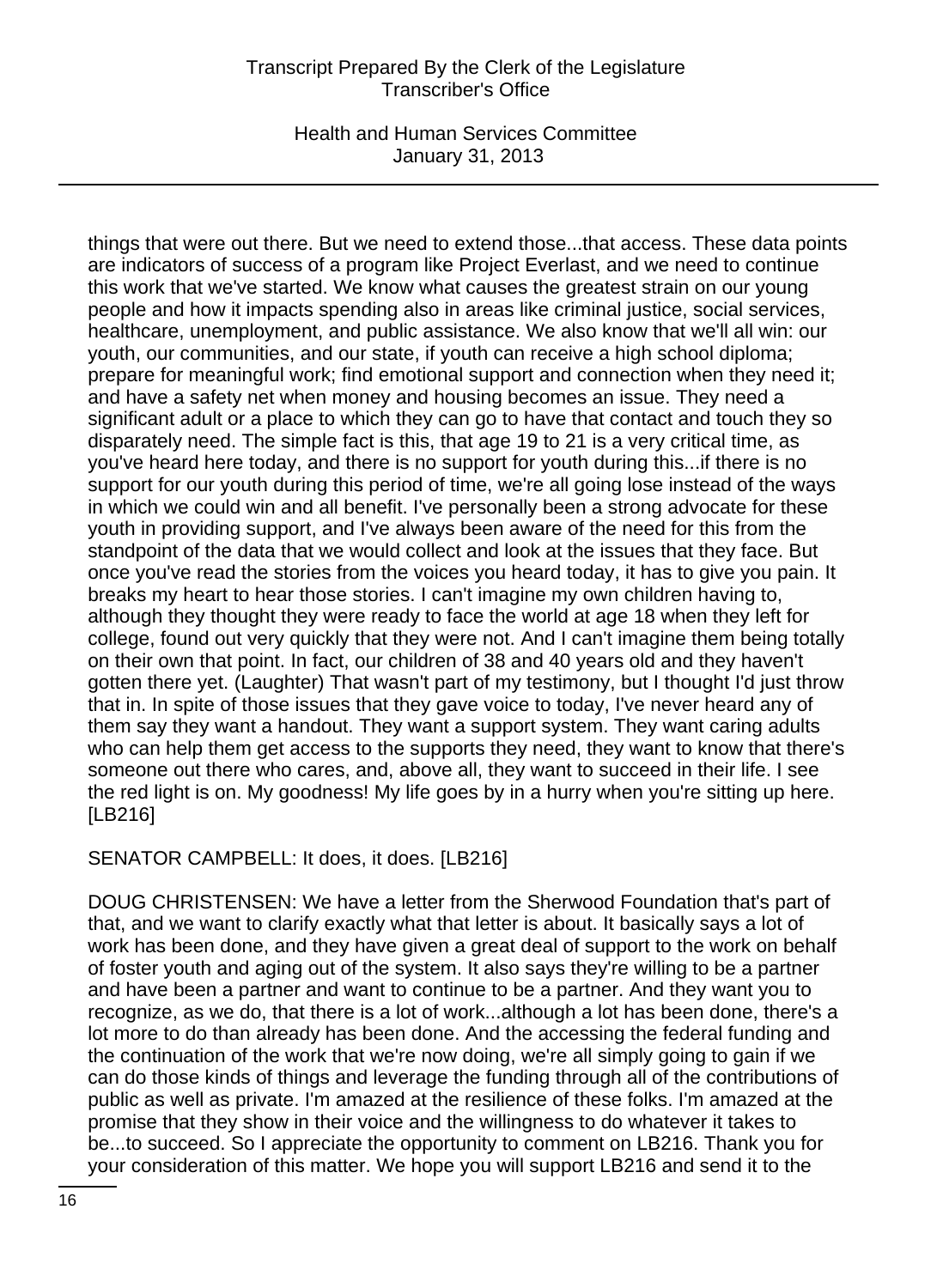things that were out there. But we need to extend those...that access. These data points are indicators of success of a program like Project Everlast, and we need to continue this work that we've started. We know what causes the greatest strain on our young people and how it impacts spending also in areas like criminal justice, social services, healthcare, unemployment, and public assistance. We also know that we'll all win: our youth, our communities, and our state, if youth can receive a high school diploma; prepare for meaningful work; find emotional support and connection when they need it; and have a safety net when money and housing becomes an issue. They need a significant adult or a place to which they can go to have that contact and touch they so disparately need. The simple fact is this, that age 19 to 21 is a very critical time, as you've heard here today, and there is no support for youth during this...if there is no support for our youth during this period of time, we're all going lose instead of the ways in which we could win and all benefit. I've personally been a strong advocate for these youth in providing support, and I've always been aware of the need for this from the standpoint of the data that we would collect and look at the issues that they face. But once you've read the stories from the voices you heard today, it has to give you pain. It breaks my heart to hear those stories. I can't imagine my own children having to, although they thought they were ready to face the world at age 18 when they left for college, found out very quickly that they were not. And I can't imagine them being totally on their own that point. In fact, our children of 38 and 40 years old and they haven't gotten there yet. (Laughter) That wasn't part of my testimony, but I thought I'd just throw that in. In spite of those issues that they gave voice to today, I've never heard any of them say they want a handout. They want a support system. They want caring adults who can help them get access to the supports they need, they want to know that there's someone out there who cares, and, above all, they want to succeed in their life. I see the red light is on. My goodness! My life goes by in a hurry when you're sitting up here. [LB216]

SENATOR CAMPBELL: It does, it does. [LB216]

DOUG CHRISTENSEN: We have a letter from the Sherwood Foundation that's part of that, and we want to clarify exactly what that letter is about. It basically says a lot of work has been done, and they have given a great deal of support to the work on behalf of foster youth and aging out of the system. It also says they're willing to be a partner and have been a partner and want to continue to be a partner. And they want you to recognize, as we do, that there is a lot of work...although a lot has been done, there's a lot more to do than already has been done. And the accessing the federal funding and the continuation of the work that we're now doing, we're all simply going to gain if we can do those kinds of things and leverage the funding through all of the contributions of public as well as private. I'm amazed at the resilience of these folks. I'm amazed at the promise that they show in their voice and the willingness to do whatever it takes to be...to succeed. So I appreciate the opportunity to comment on LB216. Thank you for your consideration of this matter. We hope you will support LB216 and send it to the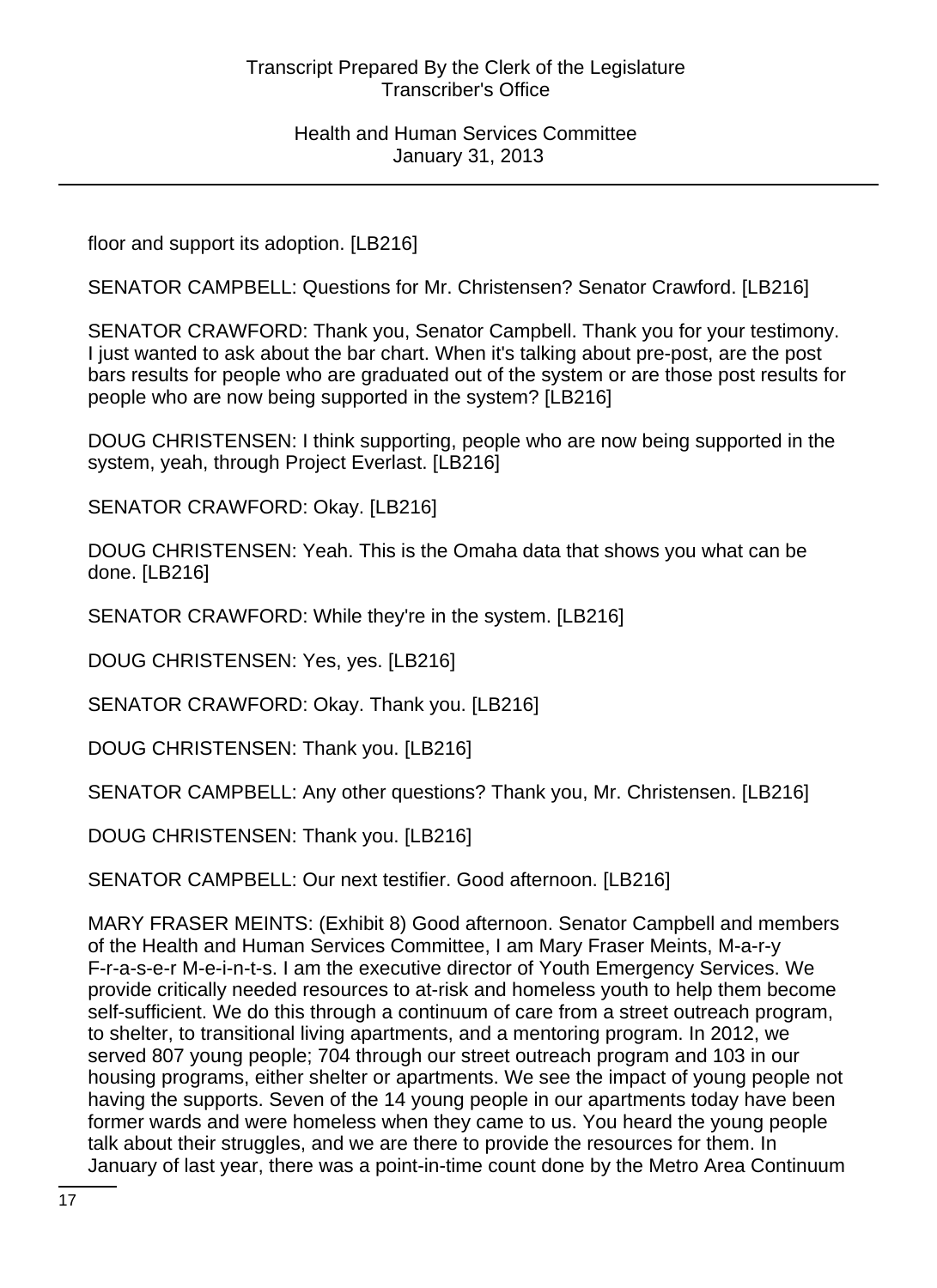floor and support its adoption. [LB216]

SENATOR CAMPBELL: Questions for Mr. Christensen? Senator Crawford. [LB216]

SENATOR CRAWFORD: Thank you, Senator Campbell. Thank you for your testimony. I just wanted to ask about the bar chart. When it's talking about pre-post, are the post bars results for people who are graduated out of the system or are those post results for people who are now being supported in the system? [LB216]

DOUG CHRISTENSEN: I think supporting, people who are now being supported in the system, yeah, through Project Everlast. [LB216]

SENATOR CRAWFORD: Okay. [LB216]

DOUG CHRISTENSEN: Yeah. This is the Omaha data that shows you what can be done. [LB216]

SENATOR CRAWFORD: While they're in the system. [LB216]

DOUG CHRISTENSEN: Yes, yes. [LB216]

SENATOR CRAWFORD: Okay. Thank you. [LB216]

DOUG CHRISTENSEN: Thank you. [LB216]

SENATOR CAMPBELL: Any other questions? Thank you, Mr. Christensen. [LB216]

DOUG CHRISTENSEN: Thank you. [LB216]

SENATOR CAMPBELL: Our next testifier. Good afternoon. [LB216]

MARY FRASER MEINTS: (Exhibit 8) Good afternoon. Senator Campbell and members of the Health and Human Services Committee, I am Mary Fraser Meints, M-a-r-y F-r-a-s-e-r M-e-i-n-t-s. I am the executive director of Youth Emergency Services. We provide critically needed resources to at-risk and homeless youth to help them become self-sufficient. We do this through a continuum of care from a street outreach program, to shelter, to transitional living apartments, and a mentoring program. In 2012, we served 807 young people; 704 through our street outreach program and 103 in our housing programs, either shelter or apartments. We see the impact of young people not having the supports. Seven of the 14 young people in our apartments today have been former wards and were homeless when they came to us. You heard the young people talk about their struggles, and we are there to provide the resources for them. In January of last year, there was a point-in-time count done by the Metro Area Continuum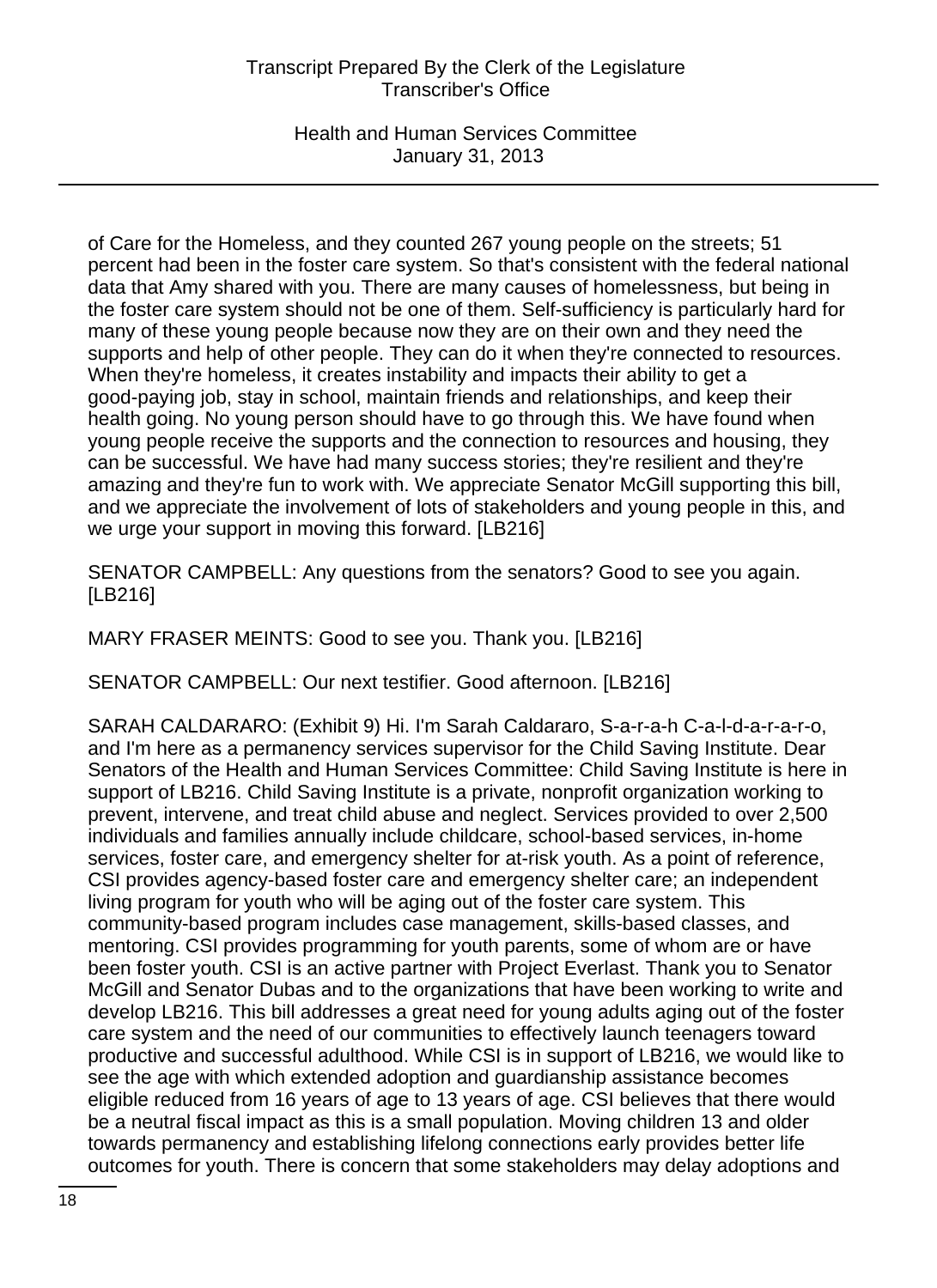of Care for the Homeless, and they counted 267 young people on the streets; 51 percent had been in the foster care system. So that's consistent with the federal national data that Amy shared with you. There are many causes of homelessness, but being in the foster care system should not be one of them. Self-sufficiency is particularly hard for many of these young people because now they are on their own and they need the supports and help of other people. They can do it when they're connected to resources. When they're homeless, it creates instability and impacts their ability to get a good-paying job, stay in school, maintain friends and relationships, and keep their health going. No young person should have to go through this. We have found when young people receive the supports and the connection to resources and housing, they can be successful. We have had many success stories; they're resilient and they're amazing and they're fun to work with. We appreciate Senator McGill supporting this bill, and we appreciate the involvement of lots of stakeholders and young people in this, and we urge your support in moving this forward. [LB216]

SENATOR CAMPBELL: Any questions from the senators? Good to see you again. [LB216]

MARY FRASER MEINTS: Good to see you. Thank you. [LB216]

SENATOR CAMPBELL: Our next testifier. Good afternoon. [LB216]

SARAH CALDARARO: (Exhibit 9) Hi. I'm Sarah Caldararo, S-a-r-a-h C-a-l-d-a-r-a-r-o, and I'm here as a permanency services supervisor for the Child Saving Institute. Dear Senators of the Health and Human Services Committee: Child Saving Institute is here in support of LB216. Child Saving Institute is a private, nonprofit organization working to prevent, intervene, and treat child abuse and neglect. Services provided to over 2,500 individuals and families annually include childcare, school-based services, in-home services, foster care, and emergency shelter for at-risk youth. As a point of reference, CSI provides agency-based foster care and emergency shelter care; an independent living program for youth who will be aging out of the foster care system. This community-based program includes case management, skills-based classes, and mentoring. CSI provides programming for youth parents, some of whom are or have been foster youth. CSI is an active partner with Project Everlast. Thank you to Senator McGill and Senator Dubas and to the organizations that have been working to write and develop LB216. This bill addresses a great need for young adults aging out of the foster care system and the need of our communities to effectively launch teenagers toward productive and successful adulthood. While CSI is in support of LB216, we would like to see the age with which extended adoption and guardianship assistance becomes eligible reduced from 16 years of age to 13 years of age. CSI believes that there would be a neutral fiscal impact as this is a small population. Moving children 13 and older towards permanency and establishing lifelong connections early provides better life outcomes for youth. There is concern that some stakeholders may delay adoptions and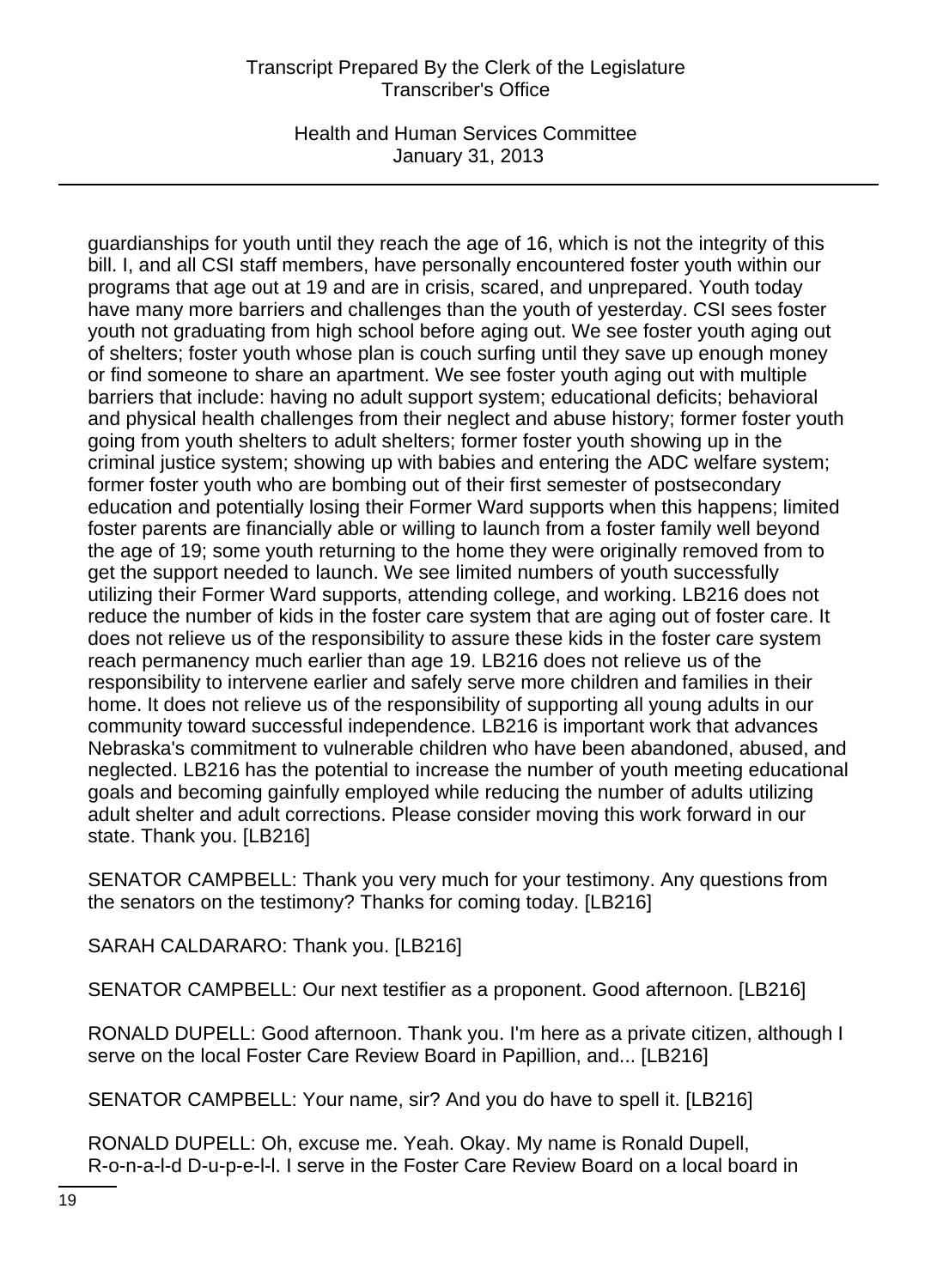guardianships for youth until they reach the age of 16, which is not the integrity of this bill. I, and all CSI staff members, have personally encountered foster youth within our programs that age out at 19 and are in crisis, scared, and unprepared. Youth today have many more barriers and challenges than the youth of yesterday. CSI sees foster youth not graduating from high school before aging out. We see foster youth aging out of shelters; foster youth whose plan is couch surfing until they save up enough money or find someone to share an apartment. We see foster youth aging out with multiple barriers that include: having no adult support system; educational deficits; behavioral and physical health challenges from their neglect and abuse history; former foster youth going from youth shelters to adult shelters; former foster youth showing up in the criminal justice system; showing up with babies and entering the ADC welfare system; former foster youth who are bombing out of their first semester of postsecondary education and potentially losing their Former Ward supports when this happens; limited foster parents are financially able or willing to launch from a foster family well beyond the age of 19; some youth returning to the home they were originally removed from to get the support needed to launch. We see limited numbers of youth successfully utilizing their Former Ward supports, attending college, and working. LB216 does not reduce the number of kids in the foster care system that are aging out of foster care. It does not relieve us of the responsibility to assure these kids in the foster care system reach permanency much earlier than age 19. LB216 does not relieve us of the responsibility to intervene earlier and safely serve more children and families in their home. It does not relieve us of the responsibility of supporting all young adults in our community toward successful independence. LB216 is important work that advances Nebraska's commitment to vulnerable children who have been abandoned, abused, and neglected. LB216 has the potential to increase the number of youth meeting educational goals and becoming gainfully employed while reducing the number of adults utilizing adult shelter and adult corrections. Please consider moving this work forward in our state. Thank you. [LB216]

SENATOR CAMPBELL: Thank you very much for your testimony. Any questions from the senators on the testimony? Thanks for coming today. [LB216]

SARAH CALDARARO: Thank you. [LB216]

SENATOR CAMPBELL: Our next testifier as a proponent. Good afternoon. [LB216]

RONALD DUPELL: Good afternoon. Thank you. I'm here as a private citizen, although I serve on the local Foster Care Review Board in Papillion, and... [LB216]

SENATOR CAMPBELL: Your name, sir? And you do have to spell it. [LB216]

RONALD DUPELL: Oh, excuse me. Yeah. Okay. My name is Ronald Dupell, R-o-n-a-l-d D-u-p-e-l-l. I serve in the Foster Care Review Board on a local board in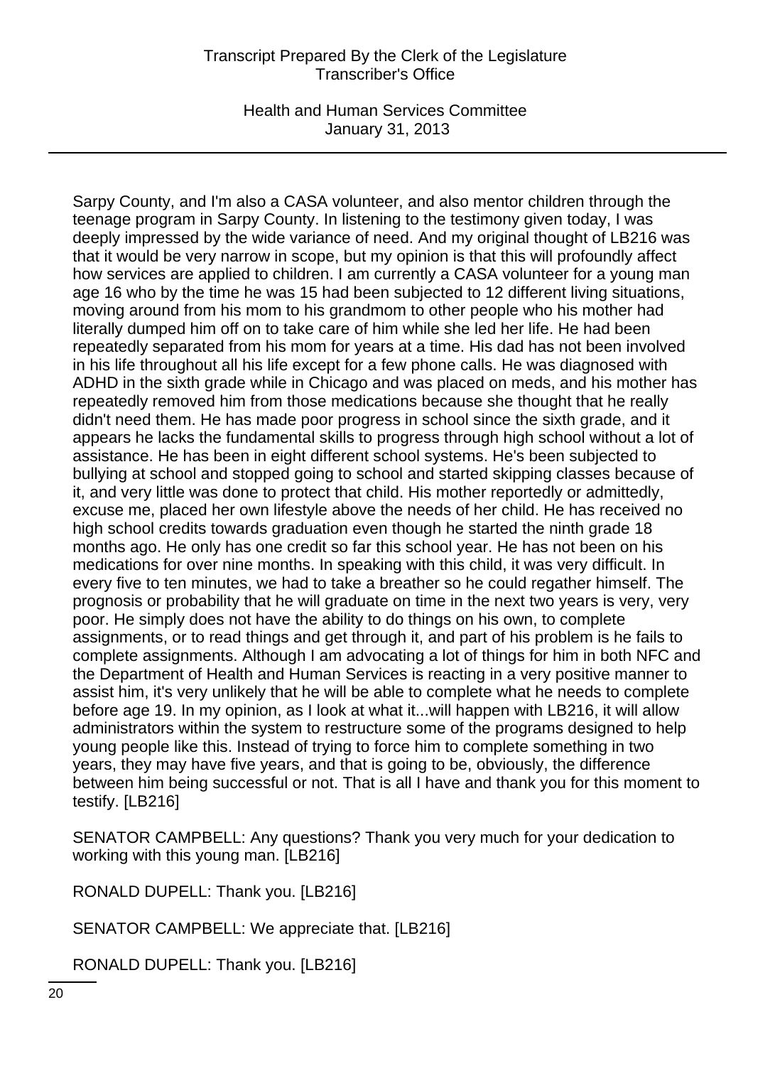Sarpy County, and I'm also a CASA volunteer, and also mentor children through the teenage program in Sarpy County. In listening to the testimony given today, I was deeply impressed by the wide variance of need. And my original thought of LB216 was that it would be very narrow in scope, but my opinion is that this will profoundly affect how services are applied to children. I am currently a CASA volunteer for a young man age 16 who by the time he was 15 had been subjected to 12 different living situations, moving around from his mom to his grandmom to other people who his mother had literally dumped him off on to take care of him while she led her life. He had been repeatedly separated from his mom for years at a time. His dad has not been involved in his life throughout all his life except for a few phone calls. He was diagnosed with ADHD in the sixth grade while in Chicago and was placed on meds, and his mother has repeatedly removed him from those medications because she thought that he really didn't need them. He has made poor progress in school since the sixth grade, and it appears he lacks the fundamental skills to progress through high school without a lot of assistance. He has been in eight different school systems. He's been subjected to bullying at school and stopped going to school and started skipping classes because of it, and very little was done to protect that child. His mother reportedly or admittedly, excuse me, placed her own lifestyle above the needs of her child. He has received no high school credits towards graduation even though he started the ninth grade 18 months ago. He only has one credit so far this school year. He has not been on his medications for over nine months. In speaking with this child, it was very difficult. In every five to ten minutes, we had to take a breather so he could regather himself. The prognosis or probability that he will graduate on time in the next two years is very, very poor. He simply does not have the ability to do things on his own, to complete assignments, or to read things and get through it, and part of his problem is he fails to complete assignments. Although I am advocating a lot of things for him in both NFC and the Department of Health and Human Services is reacting in a very positive manner to assist him, it's very unlikely that he will be able to complete what he needs to complete before age 19. In my opinion, as I look at what it...will happen with LB216, it will allow administrators within the system to restructure some of the programs designed to help young people like this. Instead of trying to force him to complete something in two years, they may have five years, and that is going to be, obviously, the difference between him being successful or not. That is all I have and thank you for this moment to testify. [LB216]

SENATOR CAMPBELL: Any questions? Thank you very much for your dedication to working with this young man. [LB216]

RONALD DUPELL: Thank you. [LB216]

SENATOR CAMPBELL: We appreciate that. [LB216]

RONALD DUPELL: Thank you. [LB216]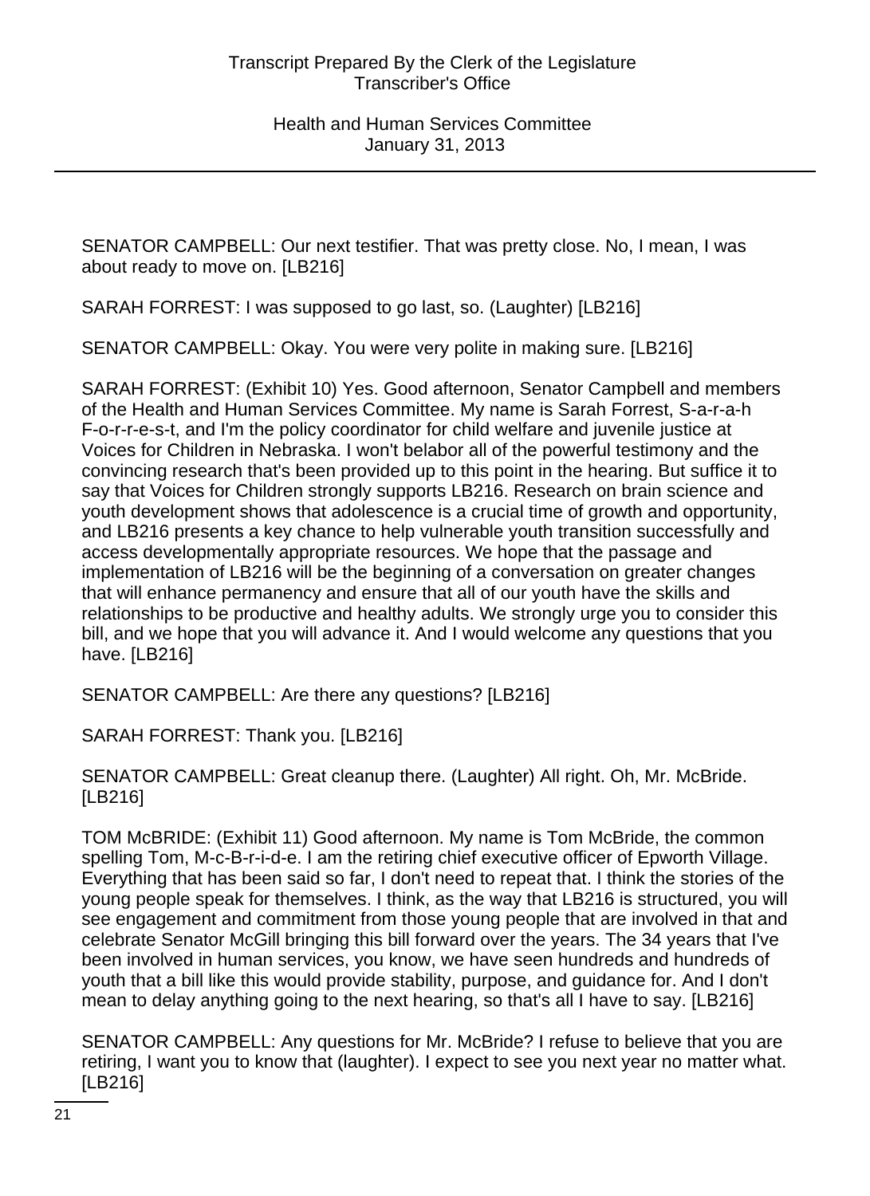SENATOR CAMPBELL: Our next testifier. That was pretty close. No, I mean, I was about ready to move on. [LB216]

SARAH FORREST: I was supposed to go last, so. (Laughter) [LB216]

SENATOR CAMPBELL: Okay. You were very polite in making sure. [LB216]

SARAH FORREST: (Exhibit 10) Yes. Good afternoon, Senator Campbell and members of the Health and Human Services Committee. My name is Sarah Forrest, S-a-r-a-h F-o-r-r-e-s-t, and I'm the policy coordinator for child welfare and juvenile justice at Voices for Children in Nebraska. I won't belabor all of the powerful testimony and the convincing research that's been provided up to this point in the hearing. But suffice it to say that Voices for Children strongly supports LB216. Research on brain science and youth development shows that adolescence is a crucial time of growth and opportunity, and LB216 presents a key chance to help vulnerable youth transition successfully and access developmentally appropriate resources. We hope that the passage and implementation of LB216 will be the beginning of a conversation on greater changes that will enhance permanency and ensure that all of our youth have the skills and relationships to be productive and healthy adults. We strongly urge you to consider this bill, and we hope that you will advance it. And I would welcome any questions that you have. [LB216]

SENATOR CAMPBELL: Are there any questions? [LB216]

SARAH FORREST: Thank you. [LB216]

SENATOR CAMPBELL: Great cleanup there. (Laughter) All right. Oh, Mr. McBride. [LB216]

TOM McBRIDE: (Exhibit 11) Good afternoon. My name is Tom McBride, the common spelling Tom, M-c-B-r-i-d-e. I am the retiring chief executive officer of Epworth Village. Everything that has been said so far, I don't need to repeat that. I think the stories of the young people speak for themselves. I think, as the way that LB216 is structured, you will see engagement and commitment from those young people that are involved in that and celebrate Senator McGill bringing this bill forward over the years. The 34 years that I've been involved in human services, you know, we have seen hundreds and hundreds of youth that a bill like this would provide stability, purpose, and guidance for. And I don't mean to delay anything going to the next hearing, so that's all I have to say. [LB216]

SENATOR CAMPBELL: Any questions for Mr. McBride? I refuse to believe that you are retiring, I want you to know that (laughter). I expect to see you next year no matter what. [LB216]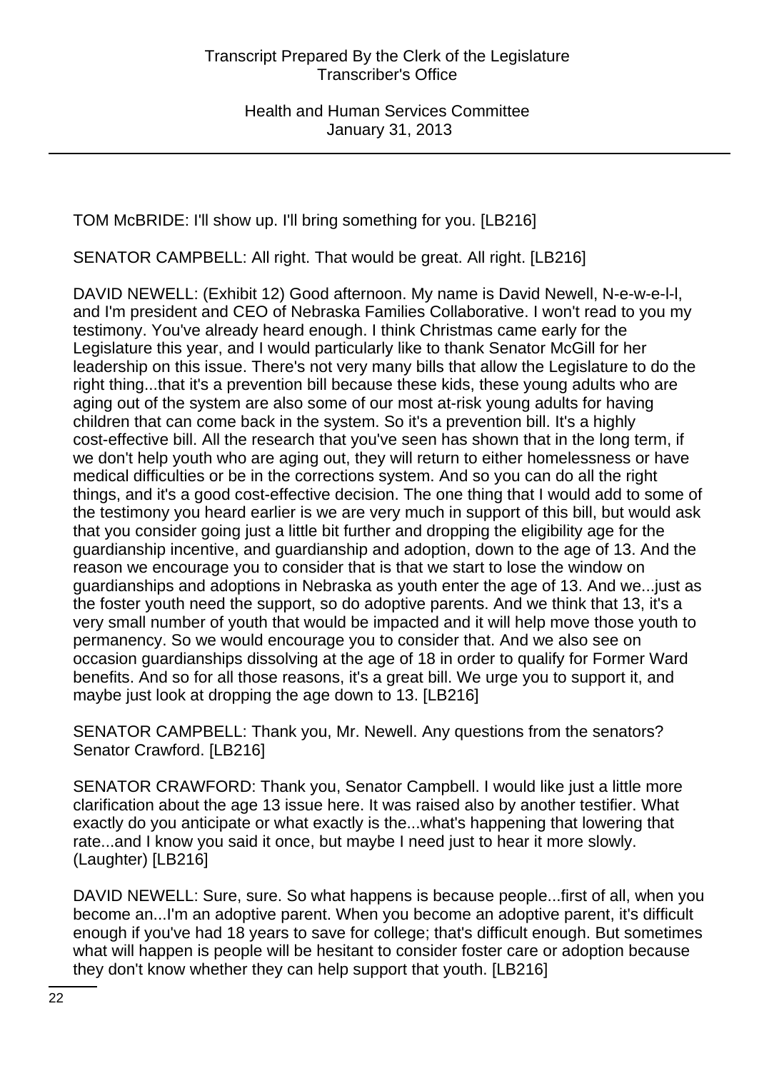TOM McBRIDE: I'll show up. I'll bring something for you. [LB216]

SENATOR CAMPBELL: All right. That would be great. All right. [LB216]

DAVID NEWELL: (Exhibit 12) Good afternoon. My name is David Newell, N-e-w-e-l-l, and I'm president and CEO of Nebraska Families Collaborative. I won't read to you my testimony. You've already heard enough. I think Christmas came early for the Legislature this year, and I would particularly like to thank Senator McGill for her leadership on this issue. There's not very many bills that allow the Legislature to do the right thing...that it's a prevention bill because these kids, these young adults who are aging out of the system are also some of our most at-risk young adults for having children that can come back in the system. So it's a prevention bill. It's a highly cost-effective bill. All the research that you've seen has shown that in the long term, if we don't help youth who are aging out, they will return to either homelessness or have medical difficulties or be in the corrections system. And so you can do all the right things, and it's a good cost-effective decision. The one thing that I would add to some of the testimony you heard earlier is we are very much in support of this bill, but would ask that you consider going just a little bit further and dropping the eligibility age for the guardianship incentive, and guardianship and adoption, down to the age of 13. And the reason we encourage you to consider that is that we start to lose the window on guardianships and adoptions in Nebraska as youth enter the age of 13. And we...just as the foster youth need the support, so do adoptive parents. And we think that 13, it's a very small number of youth that would be impacted and it will help move those youth to permanency. So we would encourage you to consider that. And we also see on occasion guardianships dissolving at the age of 18 in order to qualify for Former Ward benefits. And so for all those reasons, it's a great bill. We urge you to support it, and maybe just look at dropping the age down to 13. [LB216]

SENATOR CAMPBELL: Thank you, Mr. Newell. Any questions from the senators? Senator Crawford. [LB216]

SENATOR CRAWFORD: Thank you, Senator Campbell. I would like just a little more clarification about the age 13 issue here. It was raised also by another testifier. What exactly do you anticipate or what exactly is the...what's happening that lowering that rate...and I know you said it once, but maybe I need just to hear it more slowly. (Laughter) [LB216]

DAVID NEWELL: Sure, sure. So what happens is because people...first of all, when you become an...I'm an adoptive parent. When you become an adoptive parent, it's difficult enough if you've had 18 years to save for college; that's difficult enough. But sometimes what will happen is people will be hesitant to consider foster care or adoption because they don't know whether they can help support that youth. [LB216]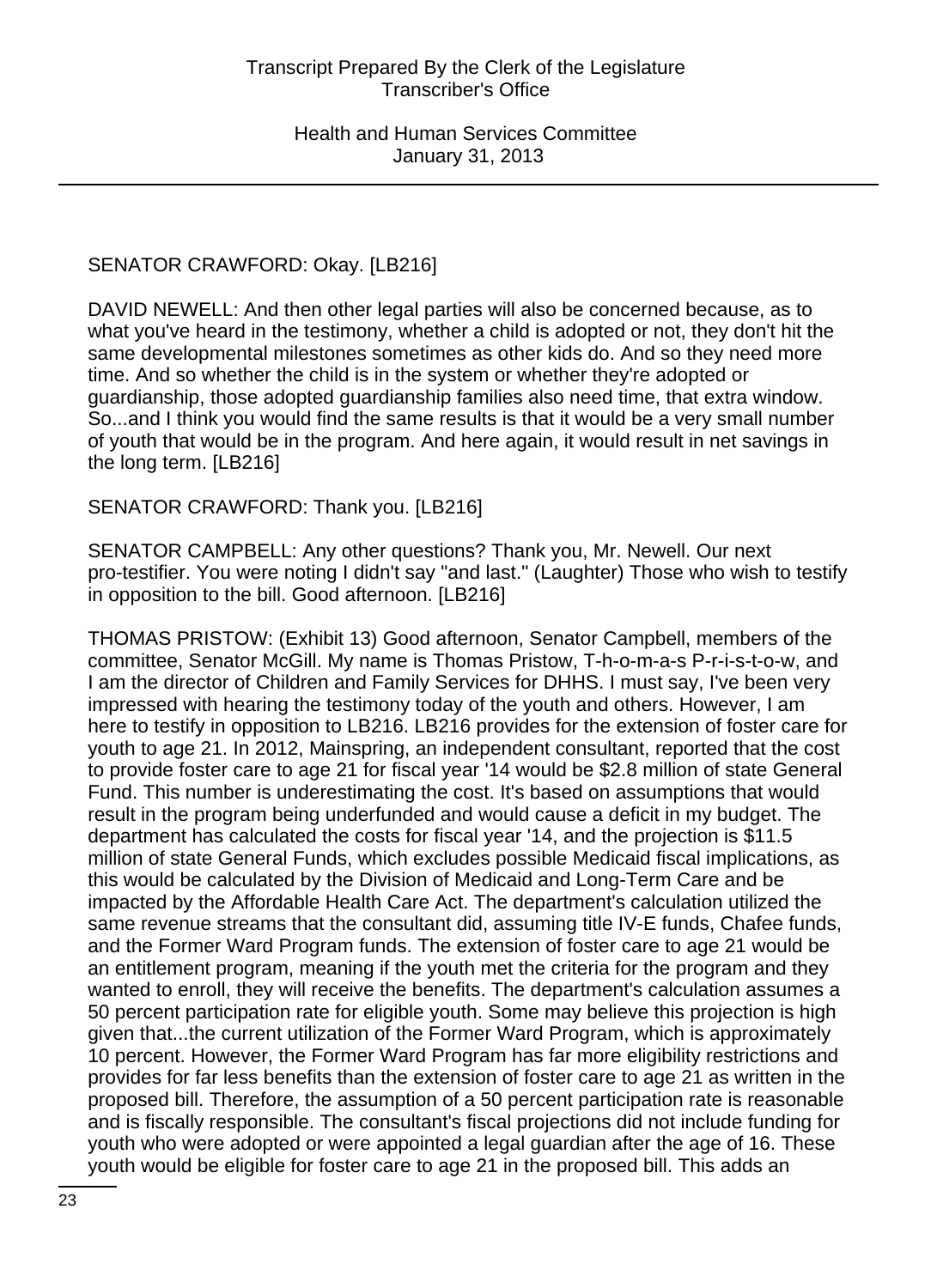SENATOR CRAWFORD: Okay. [LB216]

DAVID NEWELL: And then other legal parties will also be concerned because, as to what you've heard in the testimony, whether a child is adopted or not, they don't hit the same developmental milestones sometimes as other kids do. And so they need more time. And so whether the child is in the system or whether they're adopted or guardianship, those adopted guardianship families also need time, that extra window. So...and I think you would find the same results is that it would be a very small number of youth that would be in the program. And here again, it would result in net savings in the long term. [LB216]

SENATOR CRAWFORD: Thank you. [LB216]

SENATOR CAMPBELL: Any other questions? Thank you, Mr. Newell. Our next pro-testifier. You were noting I didn't say "and last." (Laughter) Those who wish to testify in opposition to the bill. Good afternoon. [LB216]

THOMAS PRISTOW: (Exhibit 13) Good afternoon, Senator Campbell, members of the committee, Senator McGill. My name is Thomas Pristow, T-h-o-m-a-s P-r-i-s-t-o-w, and I am the director of Children and Family Services for DHHS. I must say, I've been very impressed with hearing the testimony today of the youth and others. However, I am here to testify in opposition to LB216. LB216 provides for the extension of foster care for youth to age 21. In 2012, Mainspring, an independent consultant, reported that the cost to provide foster care to age 21 for fiscal year '14 would be $2.8 million of state General Fund. This number is underestimating the cost. It's based on assumptions that would result in the program being underfunded and would cause a deficit in my budget. The department has calculated the costs for fiscal year '14, and the projection is $11.5 million of state General Funds, which excludes possible Medicaid fiscal implications, as this would be calculated by the Division of Medicaid and Long-Term Care and be impacted by the Affordable Health Care Act. The department's calculation utilized the same revenue streams that the consultant did, assuming title IV-E funds, Chafee funds, and the Former Ward Program funds. The extension of foster care to age 21 would be an entitlement program, meaning if the youth met the criteria for the program and they wanted to enroll, they will receive the benefits. The department's calculation assumes a 50 percent participation rate for eligible youth. Some may believe this projection is high given that...the current utilization of the Former Ward Program, which is approximately 10 percent. However, the Former Ward Program has far more eligibility restrictions and provides for far less benefits than the extension of foster care to age 21 as written in the proposed bill. Therefore, the assumption of a 50 percent participation rate is reasonable and is fiscally responsible. The consultant's fiscal projections did not include funding for youth who were adopted or were appointed a legal guardian after the age of 16. These youth would be eligible for foster care to age 21 in the proposed bill. This adds an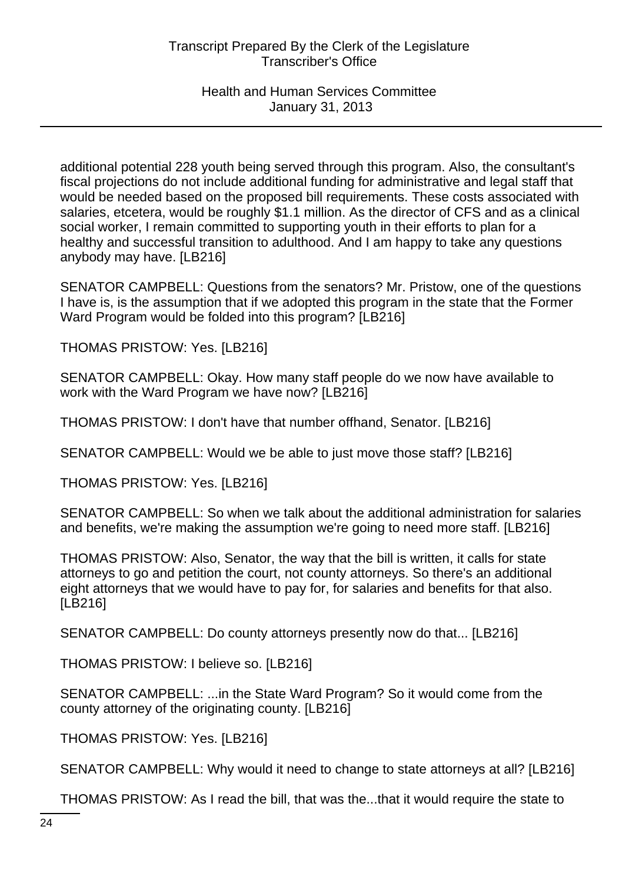additional potential 228 youth being served through this program. Also, the consultant's fiscal projections do not include additional funding for administrative and legal staff that would be needed based on the proposed bill requirements. These costs associated with salaries, etcetera, would be roughly $1.1 million. As the director of CFS and as a clinical social worker, I remain committed to supporting youth in their efforts to plan for a healthy and successful transition to adulthood. And I am happy to take any questions anybody may have. [LB216]

SENATOR CAMPBELL: Questions from the senators? Mr. Pristow, one of the questions I have is, is the assumption that if we adopted this program in the state that the Former Ward Program would be folded into this program? [LB216]

THOMAS PRISTOW: Yes. [LB216]

SENATOR CAMPBELL: Okay. How many staff people do we now have available to work with the Ward Program we have now? [LB216]

THOMAS PRISTOW: I don't have that number offhand, Senator. [LB216]

SENATOR CAMPBELL: Would we be able to just move those staff? [LB216]

THOMAS PRISTOW: Yes. [LB216]

SENATOR CAMPBELL: So when we talk about the additional administration for salaries and benefits, we're making the assumption we're going to need more staff. [LB216]

THOMAS PRISTOW: Also, Senator, the way that the bill is written, it calls for state attorneys to go and petition the court, not county attorneys. So there's an additional eight attorneys that we would have to pay for, for salaries and benefits for that also. [LB216]

SENATOR CAMPBELL: Do county attorneys presently now do that... [LB216]

THOMAS PRISTOW: I believe so. [LB216]

SENATOR CAMPBELL: ...in the State Ward Program? So it would come from the county attorney of the originating county. [LB216]

THOMAS PRISTOW: Yes. [LB216]

SENATOR CAMPBELL: Why would it need to change to state attorneys at all? [LB216]

THOMAS PRISTOW: As I read the bill, that was the...that it would require the state to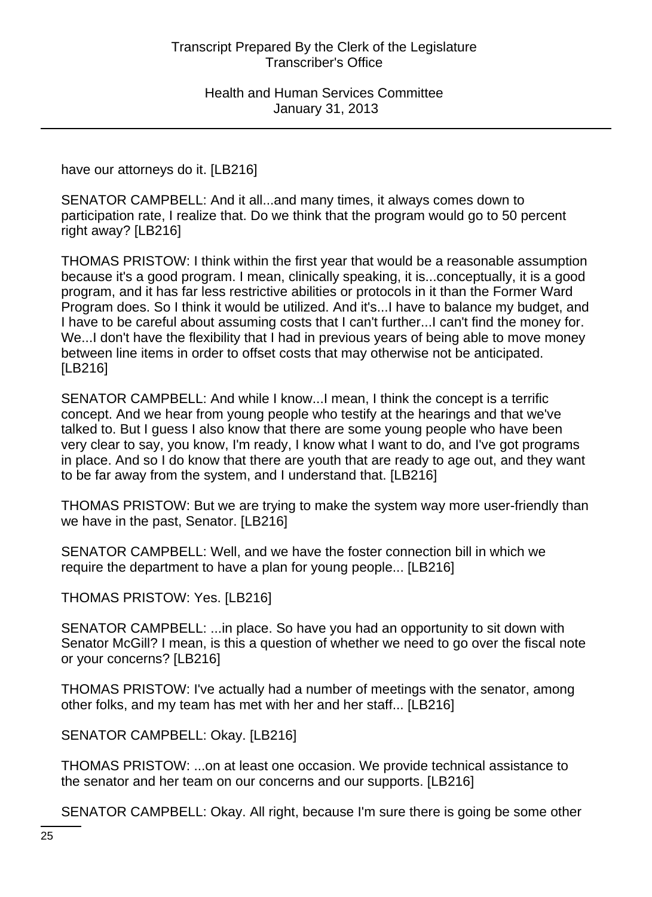have our attorneys do it. [LB216]

SENATOR CAMPBELL: And it all...and many times, it always comes down to participation rate, I realize that. Do we think that the program would go to 50 percent right away? [LB216]

THOMAS PRISTOW: I think within the first year that would be a reasonable assumption because it's a good program. I mean, clinically speaking, it is...conceptually, it is a good program, and it has far less restrictive abilities or protocols in it than the Former Ward Program does. So I think it would be utilized. And it's...I have to balance my budget, and I have to be careful about assuming costs that I can't further...I can't find the money for. We...I don't have the flexibility that I had in previous years of being able to move money between line items in order to offset costs that may otherwise not be anticipated. [LB216]

SENATOR CAMPBELL: And while I know...I mean, I think the concept is a terrific concept. And we hear from young people who testify at the hearings and that we've talked to. But I guess I also know that there are some young people who have been very clear to say, you know, I'm ready, I know what I want to do, and I've got programs in place. And so I do know that there are youth that are ready to age out, and they want to be far away from the system, and I understand that. [LB216]

THOMAS PRISTOW: But we are trying to make the system way more user-friendly than we have in the past, Senator. [LB216]

SENATOR CAMPBELL: Well, and we have the foster connection bill in which we require the department to have a plan for young people... [LB216]

THOMAS PRISTOW: Yes. [LB216]

SENATOR CAMPBELL: ...in place. So have you had an opportunity to sit down with Senator McGill? I mean, is this a question of whether we need to go over the fiscal note or your concerns? [LB216]

THOMAS PRISTOW: I've actually had a number of meetings with the senator, among other folks, and my team has met with her and her staff... [LB216]

SENATOR CAMPBELL: Okay. [LB216]

THOMAS PRISTOW: ...on at least one occasion. We provide technical assistance to the senator and her team on our concerns and our supports. [LB216]

SENATOR CAMPBELL: Okay. All right, because I'm sure there is going be some other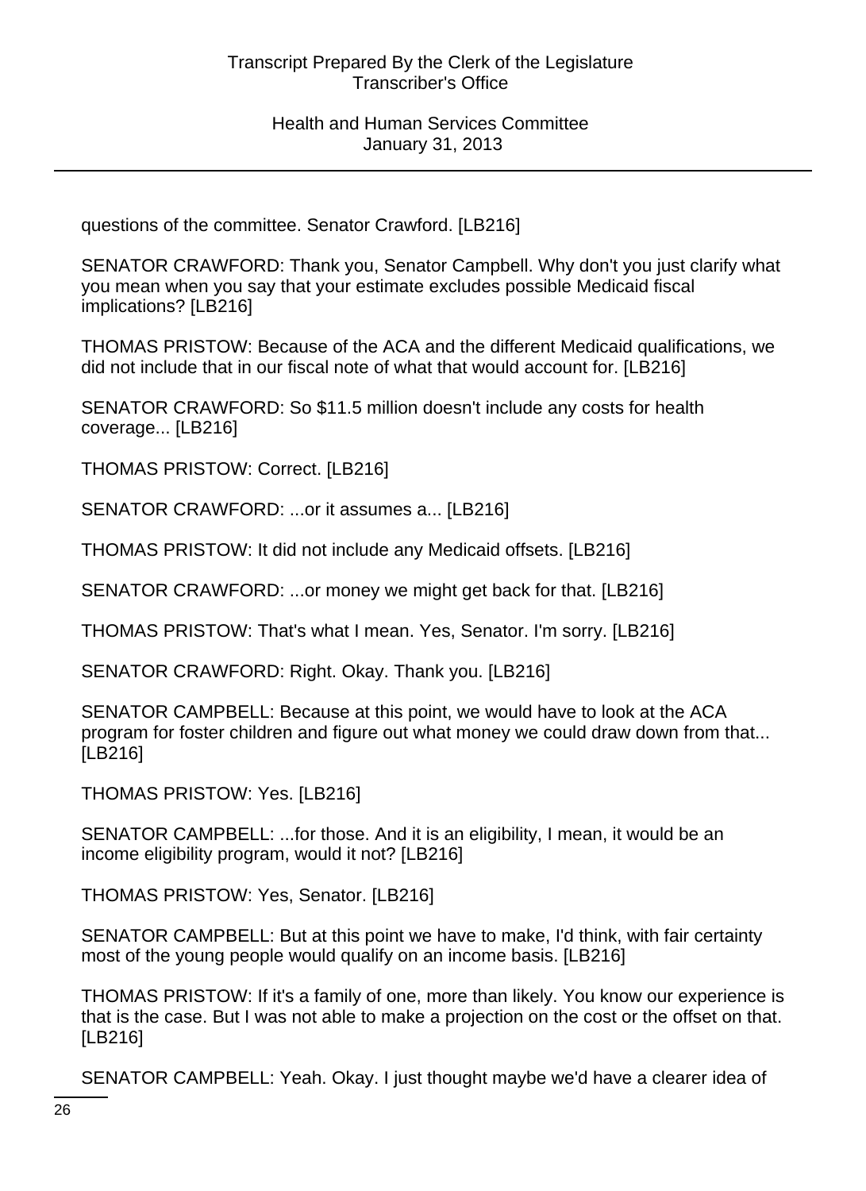questions of the committee. Senator Crawford. [LB216]

SENATOR CRAWFORD: Thank you, Senator Campbell. Why don't you just clarify what you mean when you say that your estimate excludes possible Medicaid fiscal implications? [LB216]

THOMAS PRISTOW: Because of the ACA and the different Medicaid qualifications, we did not include that in our fiscal note of what that would account for. [LB216]

SENATOR CRAWFORD: So $11.5 million doesn't include any costs for health coverage... [LB216]

THOMAS PRISTOW: Correct. [LB216]

SENATOR CRAWFORD: ...or it assumes a... [LB216]

THOMAS PRISTOW: It did not include any Medicaid offsets. [LB216]

SENATOR CRAWFORD: ...or money we might get back for that. [LB216]

THOMAS PRISTOW: That's what I mean. Yes, Senator. I'm sorry. [LB216]

SENATOR CRAWFORD: Right. Okay. Thank you. [LB216]

SENATOR CAMPBELL: Because at this point, we would have to look at the ACA program for foster children and figure out what money we could draw down from that... [LB216]

THOMAS PRISTOW: Yes. [LB216]

SENATOR CAMPBELL: ...for those. And it is an eligibility, I mean, it would be an income eligibility program, would it not? [LB216]

THOMAS PRISTOW: Yes, Senator. [LB216]

SENATOR CAMPBELL: But at this point we have to make, I'd think, with fair certainty most of the young people would qualify on an income basis. [LB216]

THOMAS PRISTOW: If it's a family of one, more than likely. You know our experience is that is the case. But I was not able to make a projection on the cost or the offset on that. [LB216]

SENATOR CAMPBELL: Yeah. Okay. I just thought maybe we'd have a clearer idea of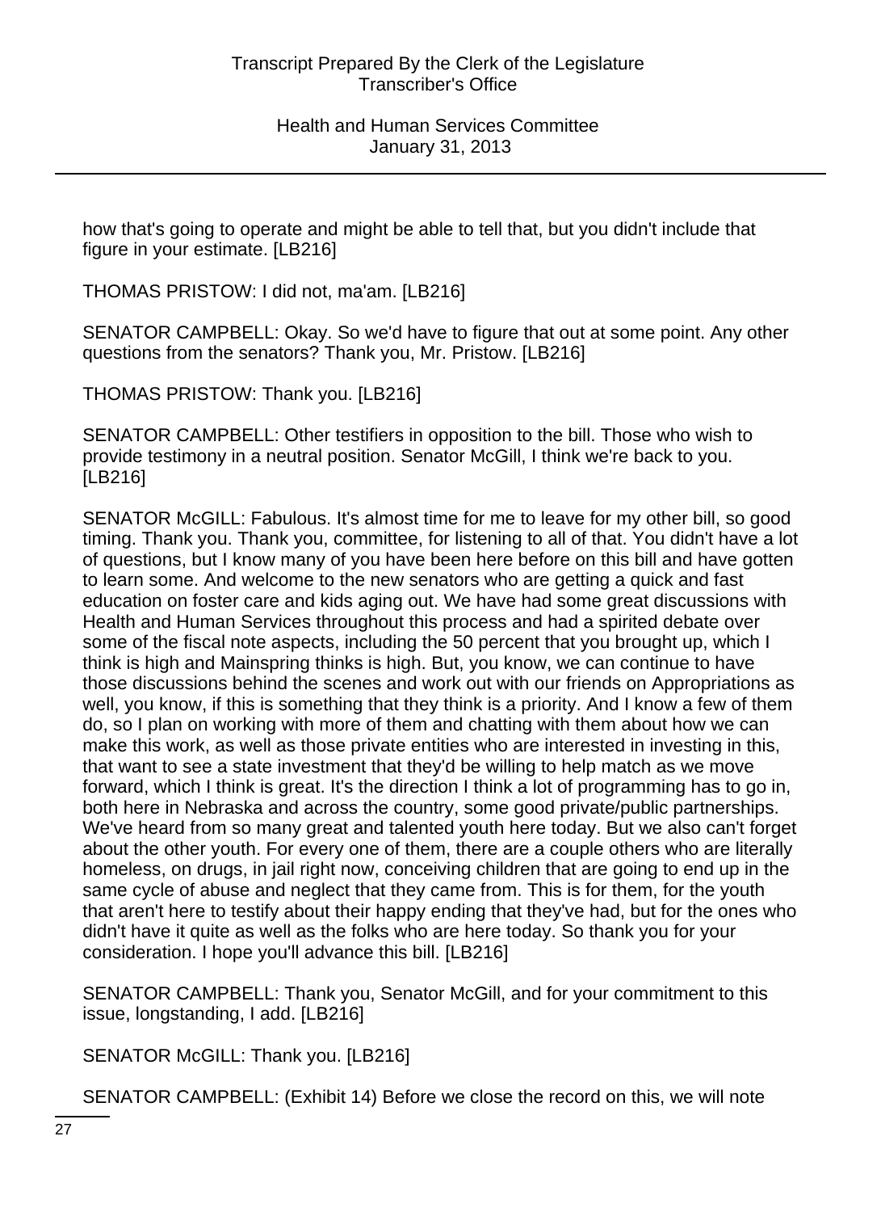how that's going to operate and might be able to tell that, but you didn't include that figure in your estimate. [LB216]

THOMAS PRISTOW: I did not, ma'am. [LB216]

SENATOR CAMPBELL: Okay. So we'd have to figure that out at some point. Any other questions from the senators? Thank you, Mr. Pristow. [LB216]

THOMAS PRISTOW: Thank you. [LB216]

SENATOR CAMPBELL: Other testifiers in opposition to the bill. Those who wish to provide testimony in a neutral position. Senator McGill, I think we're back to you. [LB216]

SENATOR McGILL: Fabulous. It's almost time for me to leave for my other bill, so good timing. Thank you. Thank you, committee, for listening to all of that. You didn't have a lot of questions, but I know many of you have been here before on this bill and have gotten to learn some. And welcome to the new senators who are getting a quick and fast education on foster care and kids aging out. We have had some great discussions with Health and Human Services throughout this process and had a spirited debate over some of the fiscal note aspects, including the 50 percent that you brought up, which I think is high and Mainspring thinks is high. But, you know, we can continue to have those discussions behind the scenes and work out with our friends on Appropriations as well, you know, if this is something that they think is a priority. And I know a few of them do, so I plan on working with more of them and chatting with them about how we can make this work, as well as those private entities who are interested in investing in this, that want to see a state investment that they'd be willing to help match as we move forward, which I think is great. It's the direction I think a lot of programming has to go in, both here in Nebraska and across the country, some good private/public partnerships. We've heard from so many great and talented youth here today. But we also can't forget about the other youth. For every one of them, there are a couple others who are literally homeless, on drugs, in jail right now, conceiving children that are going to end up in the same cycle of abuse and neglect that they came from. This is for them, for the youth that aren't here to testify about their happy ending that they've had, but for the ones who didn't have it quite as well as the folks who are here today. So thank you for your consideration. I hope you'll advance this bill. [LB216]

SENATOR CAMPBELL: Thank you, Senator McGill, and for your commitment to this issue, longstanding, I add. [LB216]

SENATOR McGILL: Thank you. [LB216]

SENATOR CAMPBELL: (Exhibit 14) Before we close the record on this, we will note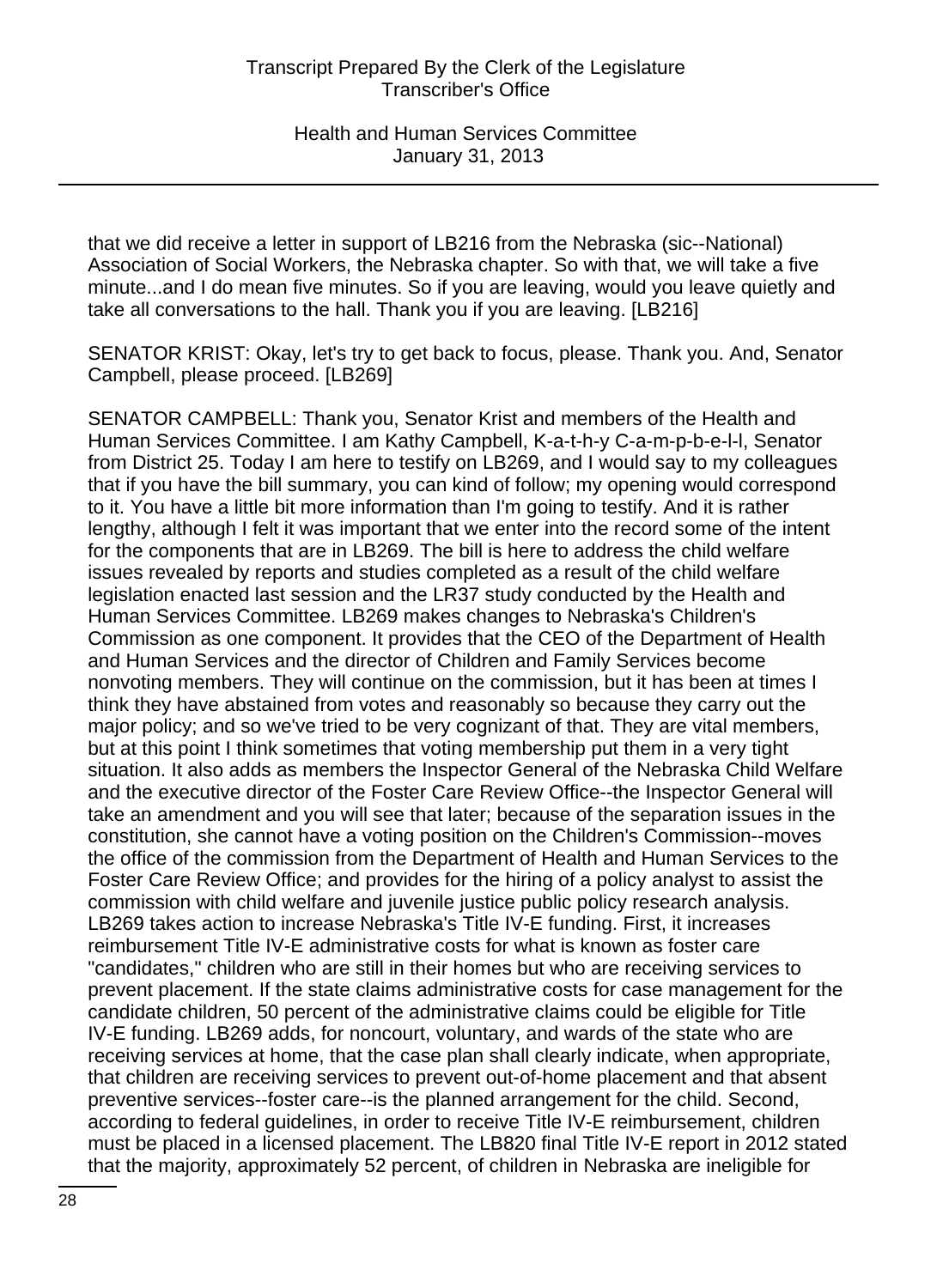that we did receive a letter in support of LB216 from the Nebraska (sic--National) Association of Social Workers, the Nebraska chapter. So with that, we will take a five minute...and I do mean five minutes. So if you are leaving, would you leave quietly and take all conversations to the hall. Thank you if you are leaving. [LB216]

SENATOR KRIST: Okay, let's try to get back to focus, please. Thank you. And, Senator Campbell, please proceed. [LB269]

SENATOR CAMPBELL: Thank you, Senator Krist and members of the Health and Human Services Committee. I am Kathy Campbell, K-a-t-h-y C-a-m-p-b-e-l-l, Senator from District 25. Today I am here to testify on LB269, and I would say to my colleagues that if you have the bill summary, you can kind of follow; my opening would correspond to it. You have a little bit more information than I'm going to testify. And it is rather lengthy, although I felt it was important that we enter into the record some of the intent for the components that are in LB269. The bill is here to address the child welfare issues revealed by reports and studies completed as a result of the child welfare legislation enacted last session and the LR37 study conducted by the Health and Human Services Committee. LB269 makes changes to Nebraska's Children's Commission as one component. It provides that the CEO of the Department of Health and Human Services and the director of Children and Family Services become nonvoting members. They will continue on the commission, but it has been at times I think they have abstained from votes and reasonably so because they carry out the major policy; and so we've tried to be very cognizant of that. They are vital members, but at this point I think sometimes that voting membership put them in a very tight situation. It also adds as members the Inspector General of the Nebraska Child Welfare and the executive director of the Foster Care Review Office--the Inspector General will take an amendment and you will see that later; because of the separation issues in the constitution, she cannot have a voting position on the Children's Commission--moves the office of the commission from the Department of Health and Human Services to the Foster Care Review Office; and provides for the hiring of a policy analyst to assist the commission with child welfare and juvenile justice public policy research analysis. LB269 takes action to increase Nebraska's Title IV-E funding. First, it increases reimbursement Title IV-E administrative costs for what is known as foster care "candidates," children who are still in their homes but who are receiving services to prevent placement. If the state claims administrative costs for case management for the candidate children, 50 percent of the administrative claims could be eligible for Title IV-E funding. LB269 adds, for noncourt, voluntary, and wards of the state who are receiving services at home, that the case plan shall clearly indicate, when appropriate, that children are receiving services to prevent out-of-home placement and that absent preventive services--foster care--is the planned arrangement for the child. Second, according to federal guidelines, in order to receive Title IV-E reimbursement, children must be placed in a licensed placement. The LB820 final Title IV-E report in 2012 stated that the majority, approximately 52 percent, of children in Nebraska are ineligible for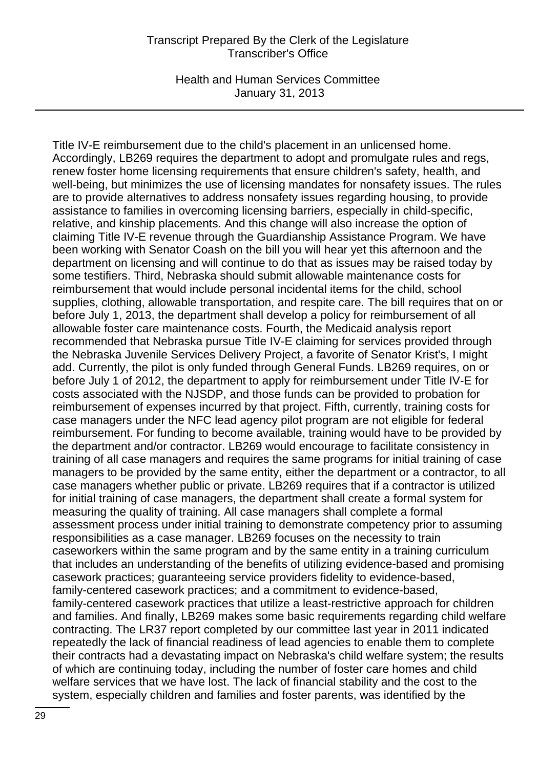Title IV-E reimbursement due to the child's placement in an unlicensed home. Accordingly, LB269 requires the department to adopt and promulgate rules and regs, renew foster home licensing requirements that ensure children's safety, health, and well-being, but minimizes the use of licensing mandates for nonsafety issues. The rules are to provide alternatives to address nonsafety issues regarding housing, to provide assistance to families in overcoming licensing barriers, especially in child-specific, relative, and kinship placements. And this change will also increase the option of claiming Title IV-E revenue through the Guardianship Assistance Program. We have been working with Senator Coash on the bill you will hear yet this afternoon and the department on licensing and will continue to do that as issues may be raised today by some testifiers. Third, Nebraska should submit allowable maintenance costs for reimbursement that would include personal incidental items for the child, school supplies, clothing, allowable transportation, and respite care. The bill requires that on or before July 1, 2013, the department shall develop a policy for reimbursement of all allowable foster care maintenance costs. Fourth, the Medicaid analysis report recommended that Nebraska pursue Title IV-E claiming for services provided through the Nebraska Juvenile Services Delivery Project, a favorite of Senator Krist's, I might add. Currently, the pilot is only funded through General Funds. LB269 requires, on or before July 1 of 2012, the department to apply for reimbursement under Title IV-E for costs associated with the NJSDP, and those funds can be provided to probation for reimbursement of expenses incurred by that project. Fifth, currently, training costs for case managers under the NFC lead agency pilot program are not eligible for federal reimbursement. For funding to become available, training would have to be provided by the department and/or contractor. LB269 would encourage to facilitate consistency in training of all case managers and requires the same programs for initial training of case managers to be provided by the same entity, either the department or a contractor, to all case managers whether public or private. LB269 requires that if a contractor is utilized for initial training of case managers, the department shall create a formal system for measuring the quality of training. All case managers shall complete a formal assessment process under initial training to demonstrate competency prior to assuming responsibilities as a case manager. LB269 focuses on the necessity to train caseworkers within the same program and by the same entity in a training curriculum that includes an understanding of the benefits of utilizing evidence-based and promising casework practices; guaranteeing service providers fidelity to evidence-based, family-centered casework practices; and a commitment to evidence-based, family-centered casework practices that utilize a least-restrictive approach for children and families. And finally, LB269 makes some basic requirements regarding child welfare contracting. The LR37 report completed by our committee last year in 2011 indicated repeatedly the lack of financial readiness of lead agencies to enable them to complete their contracts had a devastating impact on Nebraska's child welfare system; the results of which are continuing today, including the number of foster care homes and child welfare services that we have lost. The lack of financial stability and the cost to the system, especially children and families and foster parents, was identified by the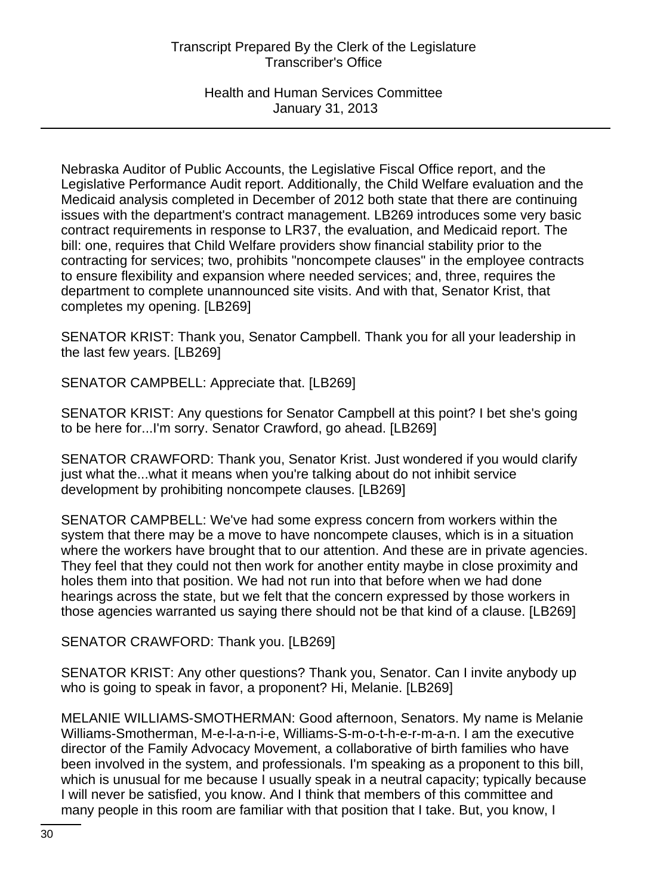Nebraska Auditor of Public Accounts, the Legislative Fiscal Office report, and the Legislative Performance Audit report. Additionally, the Child Welfare evaluation and the Medicaid analysis completed in December of 2012 both state that there are continuing issues with the department's contract management. LB269 introduces some very basic contract requirements in response to LR37, the evaluation, and Medicaid report. The bill: one, requires that Child Welfare providers show financial stability prior to the contracting for services; two, prohibits "noncompete clauses" in the employee contracts to ensure flexibility and expansion where needed services; and, three, requires the department to complete unannounced site visits. And with that, Senator Krist, that completes my opening. [LB269]

SENATOR KRIST: Thank you, Senator Campbell. Thank you for all your leadership in the last few years. [LB269]

SENATOR CAMPBELL: Appreciate that. [LB269]

SENATOR KRIST: Any questions for Senator Campbell at this point? I bet she's going to be here for...I'm sorry. Senator Crawford, go ahead. [LB269]

SENATOR CRAWFORD: Thank you, Senator Krist. Just wondered if you would clarify just what the...what it means when you're talking about do not inhibit service development by prohibiting noncompete clauses. [LB269]

SENATOR CAMPBELL: We've had some express concern from workers within the system that there may be a move to have noncompete clauses, which is in a situation where the workers have brought that to our attention. And these are in private agencies. They feel that they could not then work for another entity maybe in close proximity and holes them into that position. We had not run into that before when we had done hearings across the state, but we felt that the concern expressed by those workers in those agencies warranted us saying there should not be that kind of a clause. [LB269]

SENATOR CRAWFORD: Thank you. [LB269]

SENATOR KRIST: Any other questions? Thank you, Senator. Can I invite anybody up who is going to speak in favor, a proponent? Hi, Melanie. [LB269]

MELANIE WILLIAMS-SMOTHERMAN: Good afternoon, Senators. My name is Melanie Williams-Smotherman, M-e-l-a-n-i-e, Williams-S-m-o-t-h-e-r-m-a-n. I am the executive director of the Family Advocacy Movement, a collaborative of birth families who have been involved in the system, and professionals. I'm speaking as a proponent to this bill, which is unusual for me because I usually speak in a neutral capacity; typically because I will never be satisfied, you know. And I think that members of this committee and many people in this room are familiar with that position that I take. But, you know, I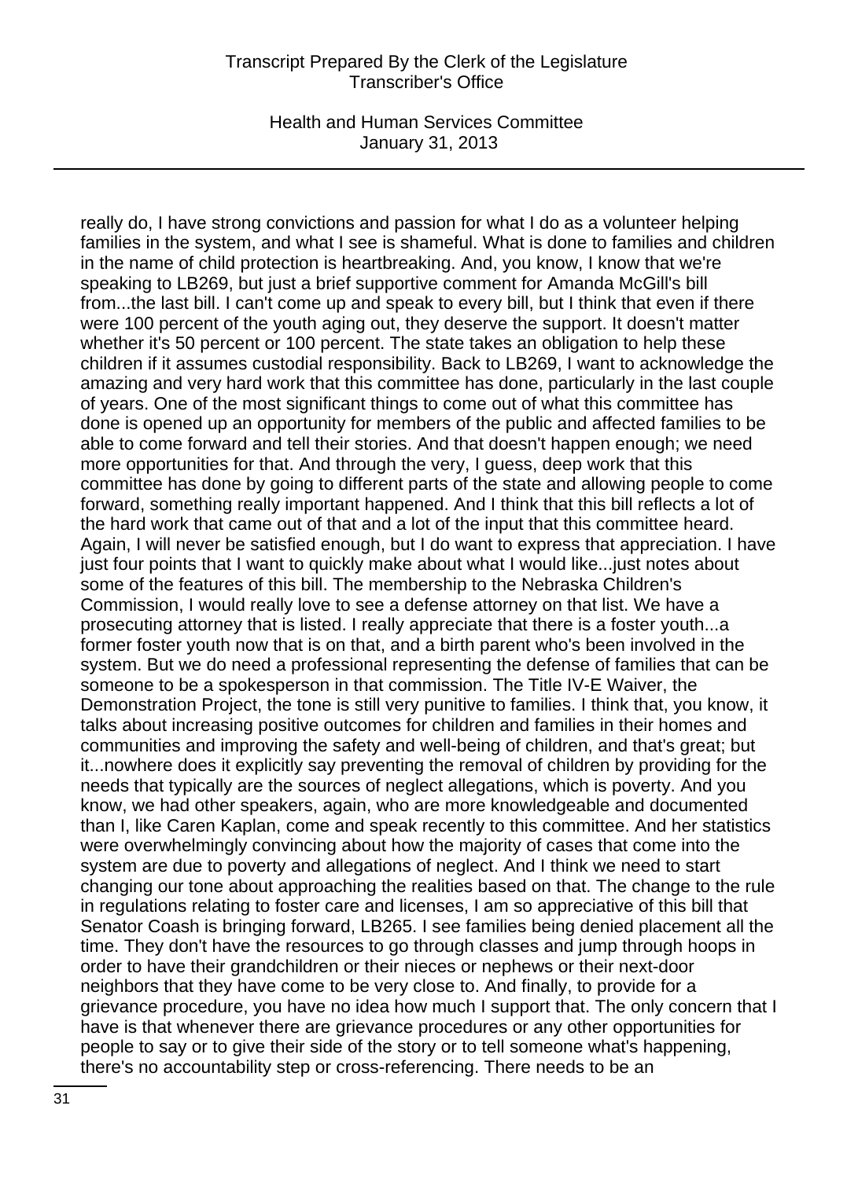really do, I have strong convictions and passion for what I do as a volunteer helping families in the system, and what I see is shameful. What is done to families and children in the name of child protection is heartbreaking. And, you know, I know that we're speaking to LB269, but just a brief supportive comment for Amanda McGill's bill from...the last bill. I can't come up and speak to every bill, but I think that even if there were 100 percent of the youth aging out, they deserve the support. It doesn't matter whether it's 50 percent or 100 percent. The state takes an obligation to help these children if it assumes custodial responsibility. Back to LB269, I want to acknowledge the amazing and very hard work that this committee has done, particularly in the last couple of years. One of the most significant things to come out of what this committee has done is opened up an opportunity for members of the public and affected families to be able to come forward and tell their stories. And that doesn't happen enough; we need more opportunities for that. And through the very, I guess, deep work that this committee has done by going to different parts of the state and allowing people to come forward, something really important happened. And I think that this bill reflects a lot of the hard work that came out of that and a lot of the input that this committee heard. Again, I will never be satisfied enough, but I do want to express that appreciation. I have just four points that I want to quickly make about what I would like...just notes about some of the features of this bill. The membership to the Nebraska Children's Commission, I would really love to see a defense attorney on that list. We have a prosecuting attorney that is listed. I really appreciate that there is a foster youth...a former foster youth now that is on that, and a birth parent who's been involved in the system. But we do need a professional representing the defense of families that can be someone to be a spokesperson in that commission. The Title IV-E Waiver, the Demonstration Project, the tone is still very punitive to families. I think that, you know, it talks about increasing positive outcomes for children and families in their homes and communities and improving the safety and well-being of children, and that's great; but it...nowhere does it explicitly say preventing the removal of children by providing for the needs that typically are the sources of neglect allegations, which is poverty. And you know, we had other speakers, again, who are more knowledgeable and documented than I, like Caren Kaplan, come and speak recently to this committee. And her statistics were overwhelmingly convincing about how the majority of cases that come into the system are due to poverty and allegations of neglect. And I think we need to start changing our tone about approaching the realities based on that. The change to the rule in regulations relating to foster care and licenses, I am so appreciative of this bill that Senator Coash is bringing forward, LB265. I see families being denied placement all the time. They don't have the resources to go through classes and jump through hoops in order to have their grandchildren or their nieces or nephews or their next-door neighbors that they have come to be very close to. And finally, to provide for a grievance procedure, you have no idea how much I support that. The only concern that I have is that whenever there are grievance procedures or any other opportunities for people to say or to give their side of the story or to tell someone what's happening, there's no accountability step or cross-referencing. There needs to be an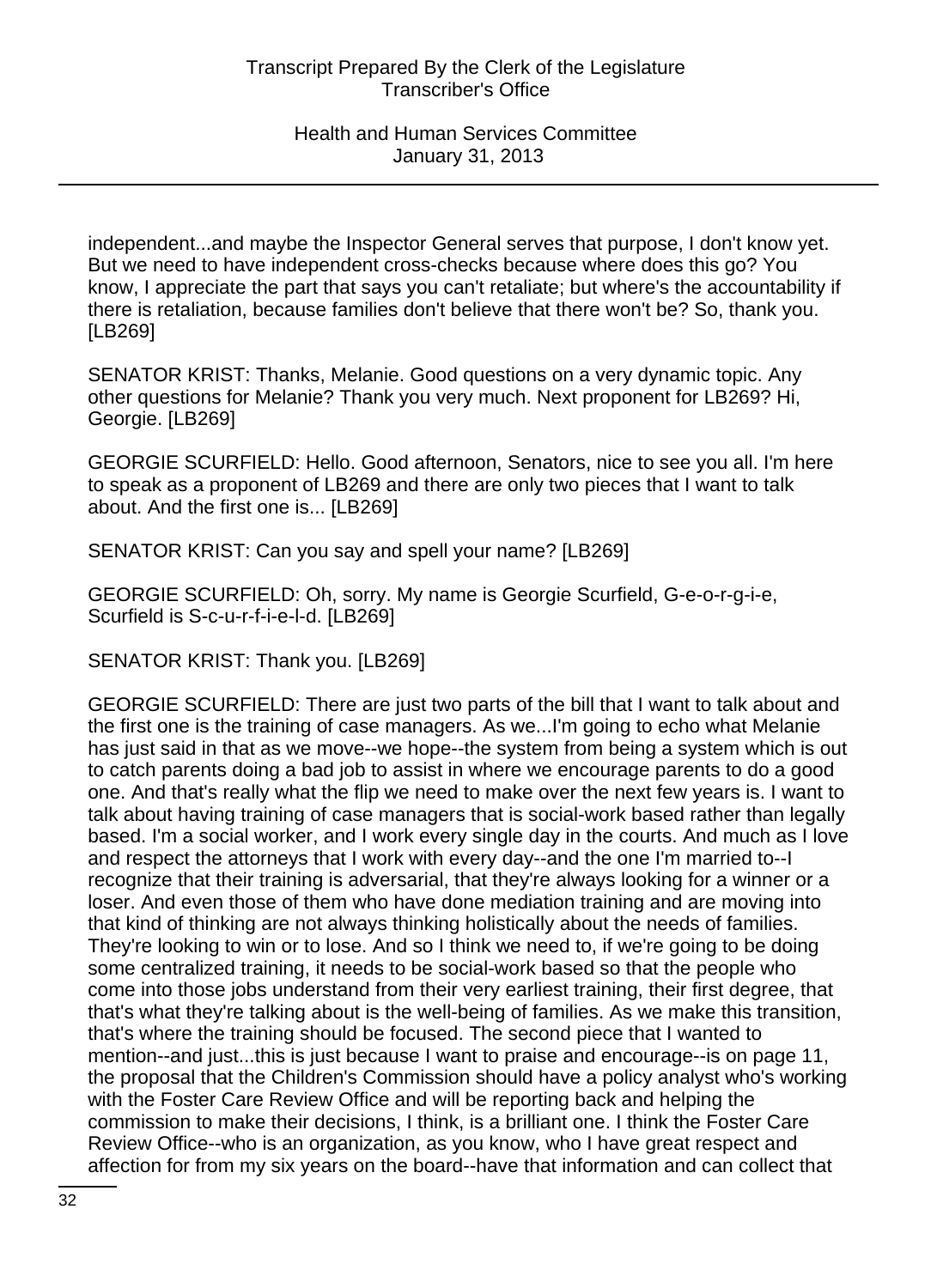independent...and maybe the Inspector General serves that purpose, I don't know yet. But we need to have independent cross-checks because where does this go? You know, I appreciate the part that says you can't retaliate; but where's the accountability if there is retaliation, because families don't believe that there won't be? So, thank you. [LB269]

SENATOR KRIST: Thanks, Melanie. Good questions on a very dynamic topic. Any other questions for Melanie? Thank you very much. Next proponent for LB269? Hi, Georgie. [LB269]

GEORGIE SCURFIELD: Hello. Good afternoon, Senators, nice to see you all. I'm here to speak as a proponent of LB269 and there are only two pieces that I want to talk about. And the first one is... [LB269]

SENATOR KRIST: Can you say and spell your name? [LB269]

GEORGIE SCURFIELD: Oh, sorry. My name is Georgie Scurfield, G-e-o-r-g-i-e, Scurfield is S-c-u-r-f-i-e-l-d. [LB269]

SENATOR KRIST: Thank you. [LB269]

GEORGIE SCURFIELD: There are just two parts of the bill that I want to talk about and the first one is the training of case managers. As we...I'm going to echo what Melanie has just said in that as we move--we hope--the system from being a system which is out to catch parents doing a bad job to assist in where we encourage parents to do a good one. And that's really what the flip we need to make over the next few years is. I want to talk about having training of case managers that is social-work based rather than legally based. I'm a social worker, and I work every single day in the courts. And much as I love and respect the attorneys that I work with every day--and the one I'm married to--I recognize that their training is adversarial, that they're always looking for a winner or a loser. And even those of them who have done mediation training and are moving into that kind of thinking are not always thinking holistically about the needs of families. They're looking to win or to lose. And so I think we need to, if we're going to be doing some centralized training, it needs to be social-work based so that the people who come into those jobs understand from their very earliest training, their first degree, that that's what they're talking about is the well-being of families. As we make this transition, that's where the training should be focused. The second piece that I wanted to mention--and just...this is just because I want to praise and encourage--is on page 11, the proposal that the Children's Commission should have a policy analyst who's working with the Foster Care Review Office and will be reporting back and helping the commission to make their decisions, I think, is a brilliant one. I think the Foster Care Review Office--who is an organization, as you know, who I have great respect and affection for from my six years on the board--have that information and can collect that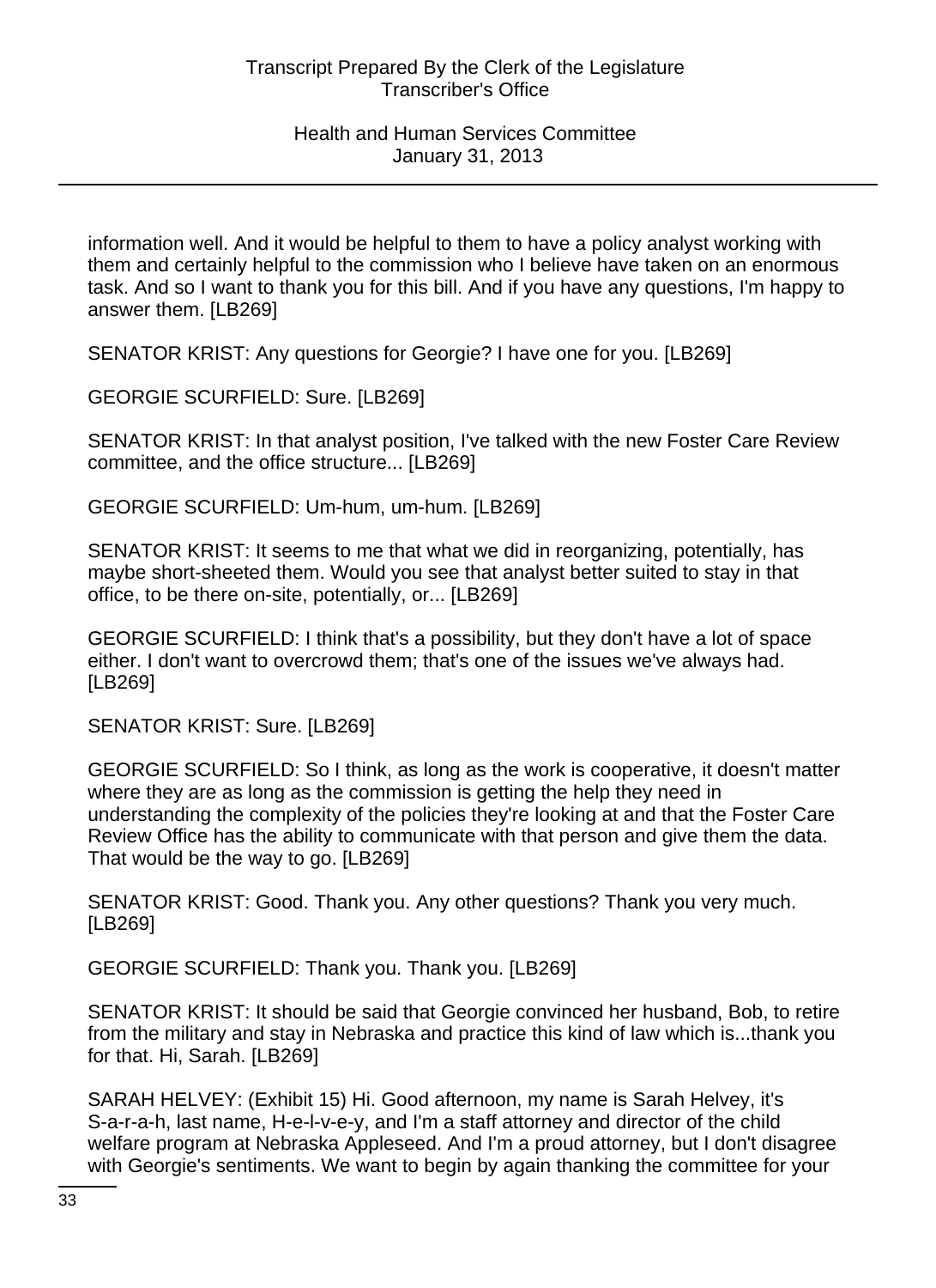information well. And it would be helpful to them to have a policy analyst working with them and certainly helpful to the commission who I believe have taken on an enormous task. And so I want to thank you for this bill. And if you have any questions, I'm happy to answer them. [LB269]

SENATOR KRIST: Any questions for Georgie? I have one for you. [LB269]

GEORGIE SCURFIELD: Sure. [LB269]

SENATOR KRIST: In that analyst position, I've talked with the new Foster Care Review committee, and the office structure... [LB269]

GEORGIE SCURFIELD: Um-hum, um-hum. [LB269]

SENATOR KRIST: It seems to me that what we did in reorganizing, potentially, has maybe short-sheeted them. Would you see that analyst better suited to stay in that office, to be there on-site, potentially, or... [LB269]

GEORGIE SCURFIELD: I think that's a possibility, but they don't have a lot of space either. I don't want to overcrowd them; that's one of the issues we've always had. [LB269]

SENATOR KRIST: Sure. [LB269]

GEORGIE SCURFIELD: So I think, as long as the work is cooperative, it doesn't matter where they are as long as the commission is getting the help they need in understanding the complexity of the policies they're looking at and that the Foster Care Review Office has the ability to communicate with that person and give them the data. That would be the way to go. [LB269]

SENATOR KRIST: Good. Thank you. Any other questions? Thank you very much. [LB269]

GEORGIE SCURFIELD: Thank you. Thank you. [LB269]

SENATOR KRIST: It should be said that Georgie convinced her husband, Bob, to retire from the military and stay in Nebraska and practice this kind of law which is...thank you for that. Hi, Sarah. [LB269]

SARAH HELVEY: (Exhibit 15) Hi. Good afternoon, my name is Sarah Helvey, it's S-a-r-a-h, last name, H-e-l-v-e-y, and I'm a staff attorney and director of the child welfare program at Nebraska Appleseed. And I'm a proud attorney, but I don't disagree with Georgie's sentiments. We want to begin by again thanking the committee for your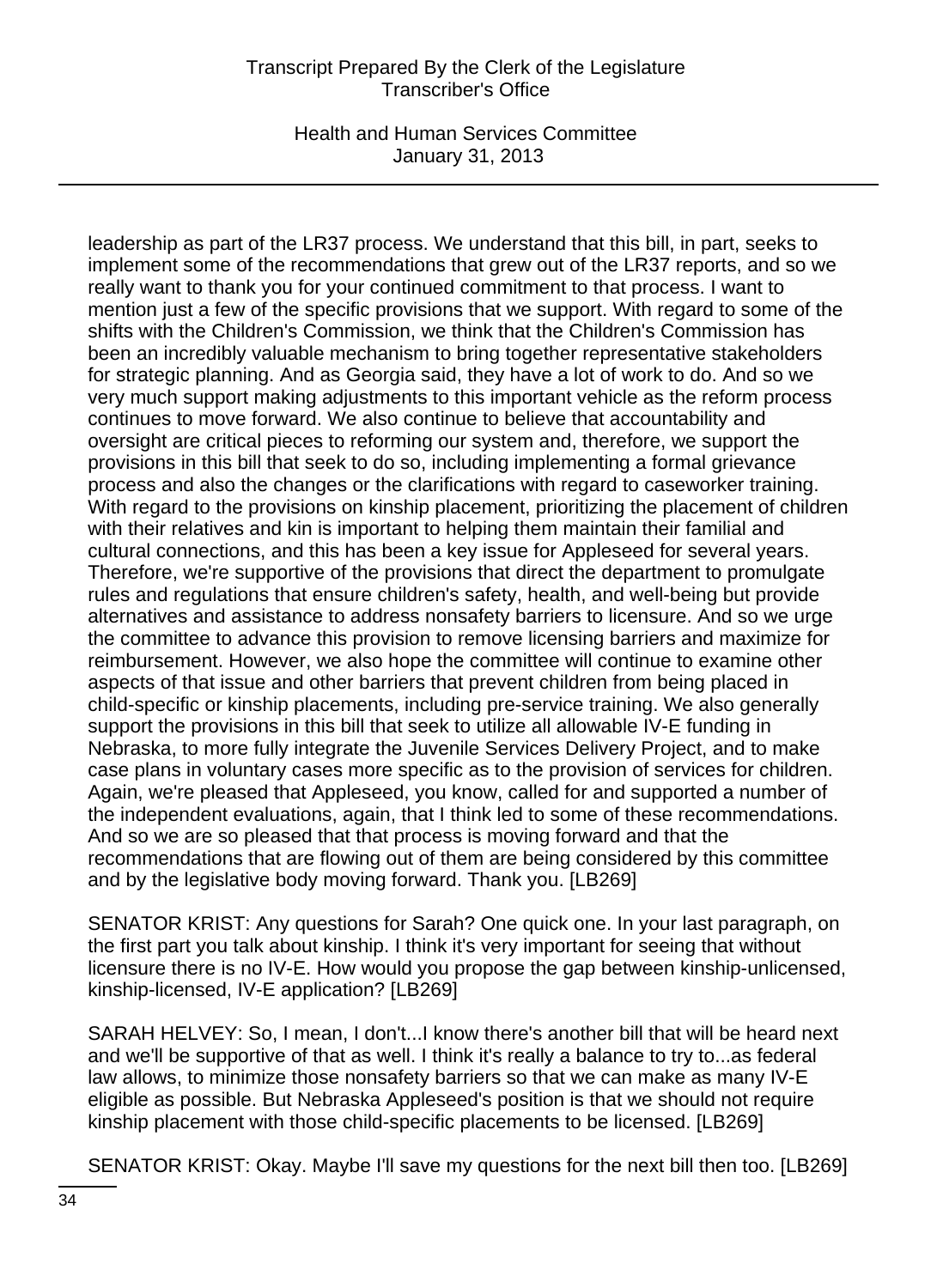leadership as part of the LR37 process. We understand that this bill, in part, seeks to implement some of the recommendations that grew out of the LR37 reports, and so we really want to thank you for your continued commitment to that process. I want to mention just a few of the specific provisions that we support. With regard to some of the shifts with the Children's Commission, we think that the Children's Commission has been an incredibly valuable mechanism to bring together representative stakeholders for strategic planning. And as Georgia said, they have a lot of work to do. And so we very much support making adjustments to this important vehicle as the reform process continues to move forward. We also continue to believe that accountability and oversight are critical pieces to reforming our system and, therefore, we support the provisions in this bill that seek to do so, including implementing a formal grievance process and also the changes or the clarifications with regard to caseworker training. With regard to the provisions on kinship placement, prioritizing the placement of children with their relatives and kin is important to helping them maintain their familial and cultural connections, and this has been a key issue for Appleseed for several years. Therefore, we're supportive of the provisions that direct the department to promulgate rules and regulations that ensure children's safety, health, and well-being but provide alternatives and assistance to address nonsafety barriers to licensure. And so we urge the committee to advance this provision to remove licensing barriers and maximize for reimbursement. However, we also hope the committee will continue to examine other aspects of that issue and other barriers that prevent children from being placed in child-specific or kinship placements, including pre-service training. We also generally support the provisions in this bill that seek to utilize all allowable IV-E funding in Nebraska, to more fully integrate the Juvenile Services Delivery Project, and to make case plans in voluntary cases more specific as to the provision of services for children. Again, we're pleased that Appleseed, you know, called for and supported a number of the independent evaluations, again, that I think led to some of these recommendations. And so we are so pleased that that process is moving forward and that the recommendations that are flowing out of them are being considered by this committee and by the legislative body moving forward. Thank you. [LB269]

SENATOR KRIST: Any questions for Sarah? One quick one. In your last paragraph, on the first part you talk about kinship. I think it's very important for seeing that without licensure there is no IV-E. How would you propose the gap between kinship-unlicensed, kinship-licensed, IV-E application? [LB269]

SARAH HELVEY: So, I mean, I don't...I know there's another bill that will be heard next and we'll be supportive of that as well. I think it's really a balance to try to...as federal law allows, to minimize those nonsafety barriers so that we can make as many IV-E eligible as possible. But Nebraska Appleseed's position is that we should not require kinship placement with those child-specific placements to be licensed. [LB269]

SENATOR KRIST: Okay. Maybe I'll save my questions for the next bill then too. [LB269]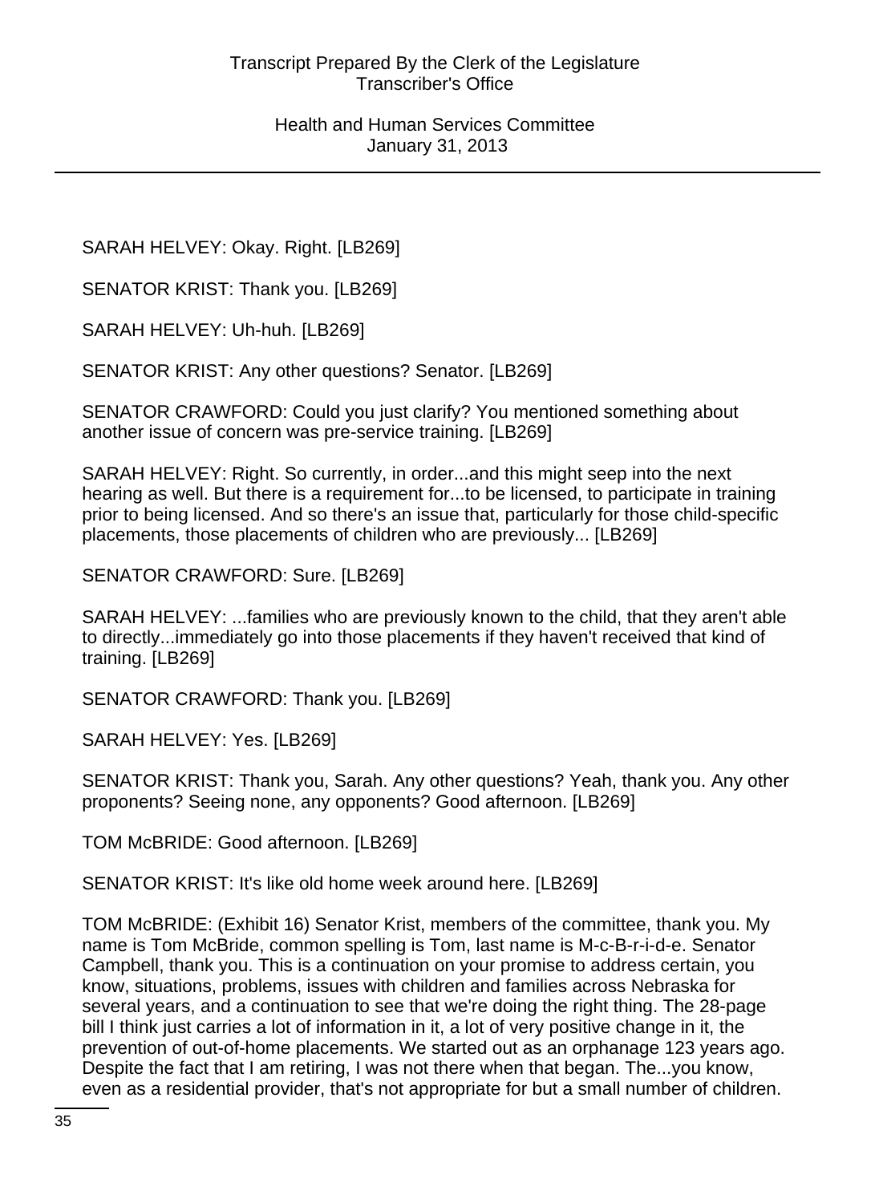SARAH HELVEY: Okay. Right. [LB269]

SENATOR KRIST: Thank you. [LB269]

SARAH HELVEY: Uh-huh. [LB269]

SENATOR KRIST: Any other questions? Senator. [LB269]

SENATOR CRAWFORD: Could you just clarify? You mentioned something about another issue of concern was pre-service training. [LB269]

SARAH HELVEY: Right. So currently, in order...and this might seep into the next hearing as well. But there is a requirement for...to be licensed, to participate in training prior to being licensed. And so there's an issue that, particularly for those child-specific placements, those placements of children who are previously... [LB269]

SENATOR CRAWFORD: Sure. [LB269]

SARAH HELVEY: ...families who are previously known to the child, that they aren't able to directly...immediately go into those placements if they haven't received that kind of training. [LB269]

SENATOR CRAWFORD: Thank you. [LB269]

SARAH HELVEY: Yes. [LB269]

SENATOR KRIST: Thank you, Sarah. Any other questions? Yeah, thank you. Any other proponents? Seeing none, any opponents? Good afternoon. [LB269]

TOM McBRIDE: Good afternoon. [LB269]

SENATOR KRIST: It's like old home week around here. [LB269]

TOM McBRIDE: (Exhibit 16) Senator Krist, members of the committee, thank you. My name is Tom McBride, common spelling is Tom, last name is M-c-B-r-i-d-e. Senator Campbell, thank you. This is a continuation on your promise to address certain, you know, situations, problems, issues with children and families across Nebraska for several years, and a continuation to see that we're doing the right thing. The 28-page bill I think just carries a lot of information in it, a lot of very positive change in it, the prevention of out-of-home placements. We started out as an orphanage 123 years ago. Despite the fact that I am retiring, I was not there when that began. The...you know, even as a residential provider, that's not appropriate for but a small number of children.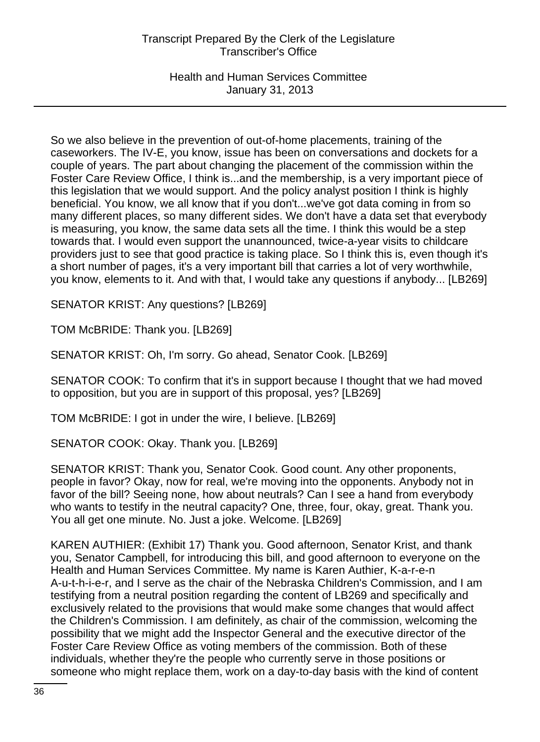So we also believe in the prevention of out-of-home placements, training of the caseworkers. The IV-E, you know, issue has been on conversations and dockets for a couple of years. The part about changing the placement of the commission within the Foster Care Review Office, I think is...and the membership, is a very important piece of this legislation that we would support. And the policy analyst position I think is highly beneficial. You know, we all know that if you don't...we've got data coming in from so many different places, so many different sides. We don't have a data set that everybody is measuring, you know, the same data sets all the time. I think this would be a step towards that. I would even support the unannounced, twice-a-year visits to childcare providers just to see that good practice is taking place. So I think this is, even though it's a short number of pages, it's a very important bill that carries a lot of very worthwhile, you know, elements to it. And with that, I would take any questions if anybody... [LB269]

SENATOR KRIST: Any questions? [LB269]

TOM McBRIDE: Thank you. [LB269]

SENATOR KRIST: Oh, I'm sorry. Go ahead, Senator Cook. [LB269]

SENATOR COOK: To confirm that it's in support because I thought that we had moved to opposition, but you are in support of this proposal, yes? [LB269]

TOM McBRIDE: I got in under the wire, I believe. [LB269]

SENATOR COOK: Okay. Thank you. [LB269]

SENATOR KRIST: Thank you, Senator Cook. Good count. Any other proponents, people in favor? Okay, now for real, we're moving into the opponents. Anybody not in favor of the bill? Seeing none, how about neutrals? Can I see a hand from everybody who wants to testify in the neutral capacity? One, three, four, okay, great. Thank you. You all get one minute. No. Just a joke. Welcome. [LB269]

KAREN AUTHIER: (Exhibit 17) Thank you. Good afternoon, Senator Krist, and thank you, Senator Campbell, for introducing this bill, and good afternoon to everyone on the Health and Human Services Committee. My name is Karen Authier, K-a-r-e-n A-u-t-h-i-e-r, and I serve as the chair of the Nebraska Children's Commission, and I am testifying from a neutral position regarding the content of LB269 and specifically and exclusively related to the provisions that would make some changes that would affect the Children's Commission. I am definitely, as chair of the commission, welcoming the possibility that we might add the Inspector General and the executive director of the Foster Care Review Office as voting members of the commission. Both of these individuals, whether they're the people who currently serve in those positions or someone who might replace them, work on a day-to-day basis with the kind of content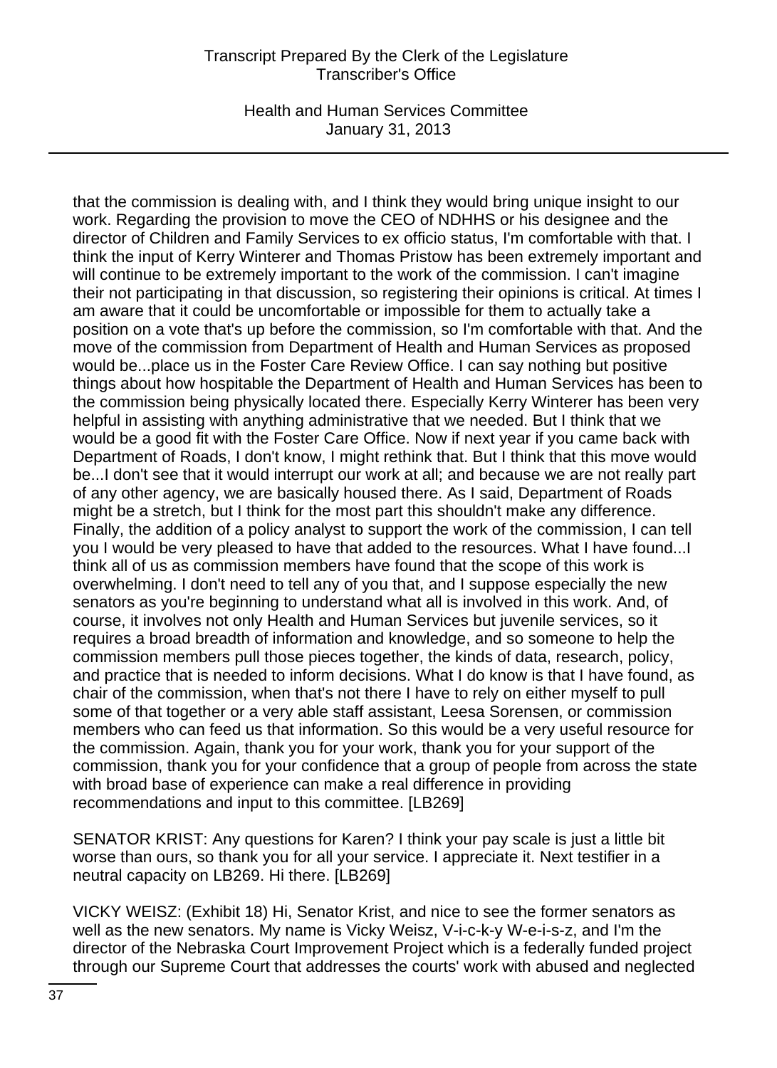that the commission is dealing with, and I think they would bring unique insight to our work. Regarding the provision to move the CEO of NDHHS or his designee and the director of Children and Family Services to ex officio status, I'm comfortable with that. I think the input of Kerry Winterer and Thomas Pristow has been extremely important and will continue to be extremely important to the work of the commission. I can't imagine their not participating in that discussion, so registering their opinions is critical. At times I am aware that it could be uncomfortable or impossible for them to actually take a position on a vote that's up before the commission, so I'm comfortable with that. And the move of the commission from Department of Health and Human Services as proposed would be...place us in the Foster Care Review Office. I can say nothing but positive things about how hospitable the Department of Health and Human Services has been to the commission being physically located there. Especially Kerry Winterer has been very helpful in assisting with anything administrative that we needed. But I think that we would be a good fit with the Foster Care Office. Now if next year if you came back with Department of Roads, I don't know, I might rethink that. But I think that this move would be...I don't see that it would interrupt our work at all; and because we are not really part of any other agency, we are basically housed there. As I said, Department of Roads might be a stretch, but I think for the most part this shouldn't make any difference. Finally, the addition of a policy analyst to support the work of the commission, I can tell you I would be very pleased to have that added to the resources. What I have found...I think all of us as commission members have found that the scope of this work is overwhelming. I don't need to tell any of you that, and I suppose especially the new senators as you're beginning to understand what all is involved in this work. And, of course, it involves not only Health and Human Services but juvenile services, so it requires a broad breadth of information and knowledge, and so someone to help the commission members pull those pieces together, the kinds of data, research, policy, and practice that is needed to inform decisions. What I do know is that I have found, as chair of the commission, when that's not there I have to rely on either myself to pull some of that together or a very able staff assistant, Leesa Sorensen, or commission members who can feed us that information. So this would be a very useful resource for the commission. Again, thank you for your work, thank you for your support of the commission, thank you for your confidence that a group of people from across the state with broad base of experience can make a real difference in providing recommendations and input to this committee. [LB269]

SENATOR KRIST: Any questions for Karen? I think your pay scale is just a little bit worse than ours, so thank you for all your service. I appreciate it. Next testifier in a neutral capacity on LB269. Hi there. [LB269]

VICKY WEISZ: (Exhibit 18) Hi, Senator Krist, and nice to see the former senators as well as the new senators. My name is Vicky Weisz, V-i-c-k-y W-e-i-s-z, and I'm the director of the Nebraska Court Improvement Project which is a federally funded project through our Supreme Court that addresses the courts' work with abused and neglected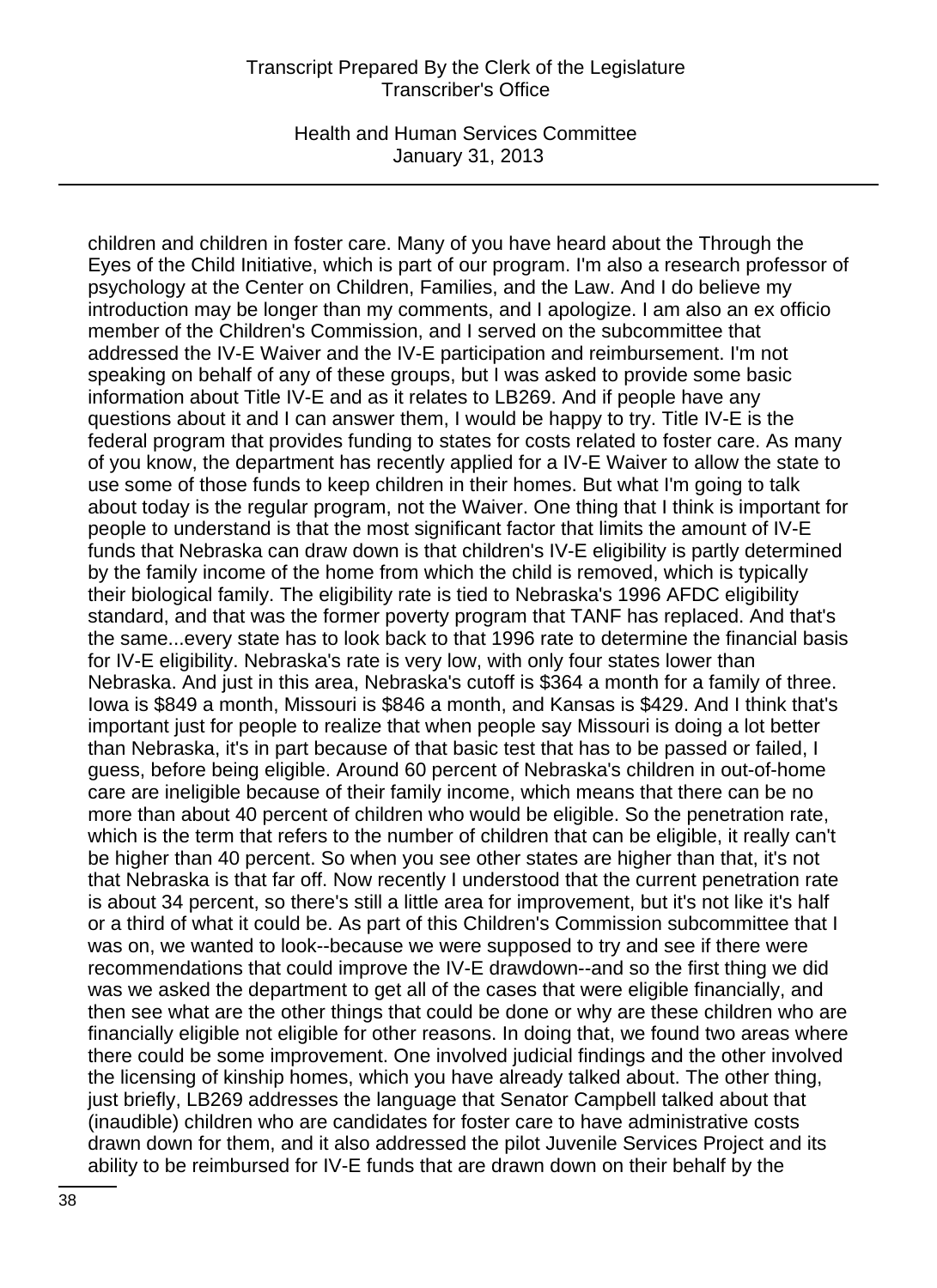children and children in foster care. Many of you have heard about the Through the Eyes of the Child Initiative, which is part of our program. I'm also a research professor of psychology at the Center on Children, Families, and the Law. And I do believe my introduction may be longer than my comments, and I apologize. I am also an ex officio member of the Children's Commission, and I served on the subcommittee that addressed the IV-E Waiver and the IV-E participation and reimbursement. I'm not speaking on behalf of any of these groups, but I was asked to provide some basic information about Title IV-E and as it relates to LB269. And if people have any questions about it and I can answer them, I would be happy to try. Title IV-E is the federal program that provides funding to states for costs related to foster care. As many of you know, the department has recently applied for a IV-E Waiver to allow the state to use some of those funds to keep children in their homes. But what I'm going to talk about today is the regular program, not the Waiver. One thing that I think is important for people to understand is that the most significant factor that limits the amount of IV-E funds that Nebraska can draw down is that children's IV-E eligibility is partly determined by the family income of the home from which the child is removed, which is typically their biological family. The eligibility rate is tied to Nebraska's 1996 AFDC eligibility standard, and that was the former poverty program that TANF has replaced. And that's the same...every state has to look back to that 1996 rate to determine the financial basis for IV-E eligibility. Nebraska's rate is very low, with only four states lower than Nebraska. And just in this area, Nebraska's cutoff is $364 a month for a family of three. Iowa is $849 a month, Missouri is $846 a month, and Kansas is $429. And I think that's important just for people to realize that when people say Missouri is doing a lot better than Nebraska, it's in part because of that basic test that has to be passed or failed, I guess, before being eligible. Around 60 percent of Nebraska's children in out-of-home care are ineligible because of their family income, which means that there can be no more than about 40 percent of children who would be eligible. So the penetration rate, which is the term that refers to the number of children that can be eligible, it really can't be higher than 40 percent. So when you see other states are higher than that, it's not that Nebraska is that far off. Now recently I understood that the current penetration rate is about 34 percent, so there's still a little area for improvement, but it's not like it's half or a third of what it could be. As part of this Children's Commission subcommittee that I was on, we wanted to look--because we were supposed to try and see if there were recommendations that could improve the IV-E drawdown--and so the first thing we did was we asked the department to get all of the cases that were eligible financially, and then see what are the other things that could be done or why are these children who are financially eligible not eligible for other reasons. In doing that, we found two areas where there could be some improvement. One involved judicial findings and the other involved the licensing of kinship homes, which you have already talked about. The other thing, just briefly, LB269 addresses the language that Senator Campbell talked about that (inaudible) children who are candidates for foster care to have administrative costs drawn down for them, and it also addressed the pilot Juvenile Services Project and its ability to be reimbursed for IV-E funds that are drawn down on their behalf by the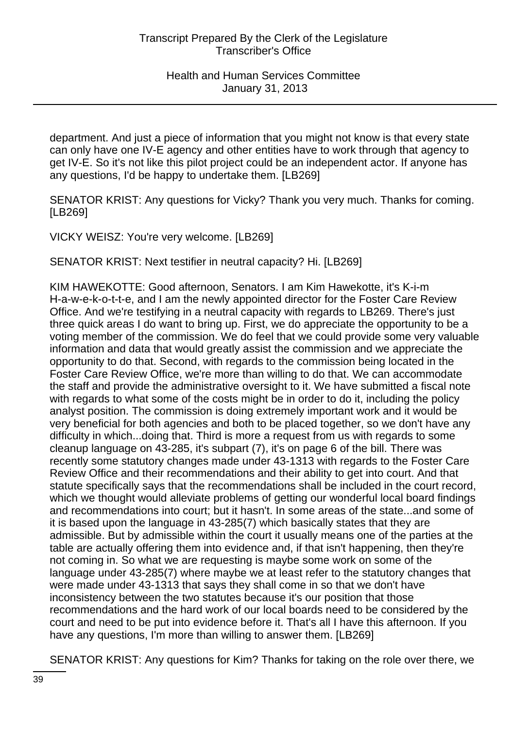department. And just a piece of information that you might not know is that every state can only have one IV-E agency and other entities have to work through that agency to get IV-E. So it's not like this pilot project could be an independent actor. If anyone has any questions, I'd be happy to undertake them. [LB269]

SENATOR KRIST: Any questions for Vicky? Thank you very much. Thanks for coming. [LB269]

VICKY WEISZ: You're very welcome. [LB269]

SENATOR KRIST: Next testifier in neutral capacity? Hi. [LB269]

KIM HAWEKOTTE: Good afternoon, Senators. I am Kim Hawekotte, it's K-i-m H-a-w-e-k-o-t-t-e, and I am the newly appointed director for the Foster Care Review Office. And we're testifying in a neutral capacity with regards to LB269. There's just three quick areas I do want to bring up. First, we do appreciate the opportunity to be a voting member of the commission. We do feel that we could provide some very valuable information and data that would greatly assist the commission and we appreciate the opportunity to do that. Second, with regards to the commission being located in the Foster Care Review Office, we're more than willing to do that. We can accommodate the staff and provide the administrative oversight to it. We have submitted a fiscal note with regards to what some of the costs might be in order to do it, including the policy analyst position. The commission is doing extremely important work and it would be very beneficial for both agencies and both to be placed together, so we don't have any difficulty in which...doing that. Third is more a request from us with regards to some cleanup language on 43-285, it's subpart (7), it's on page 6 of the bill. There was recently some statutory changes made under 43-1313 with regards to the Foster Care Review Office and their recommendations and their ability to get into court. And that statute specifically says that the recommendations shall be included in the court record, which we thought would alleviate problems of getting our wonderful local board findings and recommendations into court; but it hasn't. In some areas of the state...and some of it is based upon the language in 43-285(7) which basically states that they are admissible. But by admissible within the court it usually means one of the parties at the table are actually offering them into evidence and, if that isn't happening, then they're not coming in. So what we are requesting is maybe some work on some of the language under 43-285(7) where maybe we at least refer to the statutory changes that were made under 43-1313 that says they shall come in so that we don't have inconsistency between the two statutes because it's our position that those recommendations and the hard work of our local boards need to be considered by the court and need to be put into evidence before it. That's all I have this afternoon. If you have any questions, I'm more than willing to answer them. [LB269]

SENATOR KRIST: Any questions for Kim? Thanks for taking on the role over there, we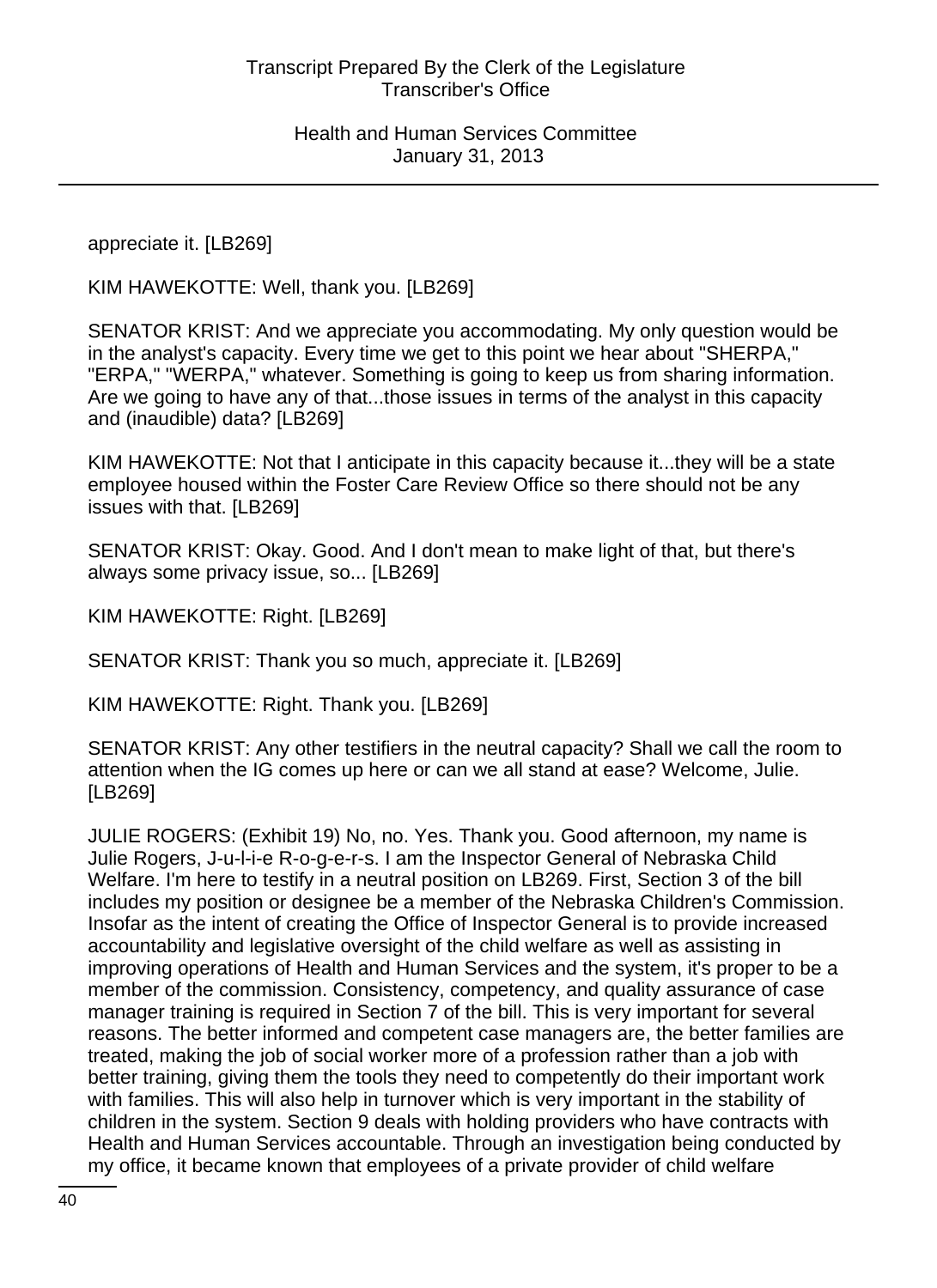appreciate it. [LB269]

KIM HAWEKOTTE: Well, thank you. [LB269]

SENATOR KRIST: And we appreciate you accommodating. My only question would be in the analyst's capacity. Every time we get to this point we hear about "SHERPA," "ERPA," "WERPA," whatever. Something is going to keep us from sharing information. Are we going to have any of that...those issues in terms of the analyst in this capacity and (inaudible) data? [LB269]

KIM HAWEKOTTE: Not that I anticipate in this capacity because it...they will be a state employee housed within the Foster Care Review Office so there should not be any issues with that. [LB269]

SENATOR KRIST: Okay. Good. And I don't mean to make light of that, but there's always some privacy issue, so... [LB269]

KIM HAWEKOTTE: Right. [LB269]

SENATOR KRIST: Thank you so much, appreciate it. [LB269]

KIM HAWEKOTTE: Right. Thank you. [LB269]

SENATOR KRIST: Any other testifiers in the neutral capacity? Shall we call the room to attention when the IG comes up here or can we all stand at ease? Welcome, Julie. [LB269]

JULIE ROGERS: (Exhibit 19) No, no. Yes. Thank you. Good afternoon, my name is Julie Rogers, J-u-l-i-e R-o-g-e-r-s. I am the Inspector General of Nebraska Child Welfare. I'm here to testify in a neutral position on LB269. First, Section 3 of the bill includes my position or designee be a member of the Nebraska Children's Commission. Insofar as the intent of creating the Office of Inspector General is to provide increased accountability and legislative oversight of the child welfare as well as assisting in improving operations of Health and Human Services and the system, it's proper to be a member of the commission. Consistency, competency, and quality assurance of case manager training is required in Section 7 of the bill. This is very important for several reasons. The better informed and competent case managers are, the better families are treated, making the job of social worker more of a profession rather than a job with better training, giving them the tools they need to competently do their important work with families. This will also help in turnover which is very important in the stability of children in the system. Section 9 deals with holding providers who have contracts with Health and Human Services accountable. Through an investigation being conducted by my office, it became known that employees of a private provider of child welfare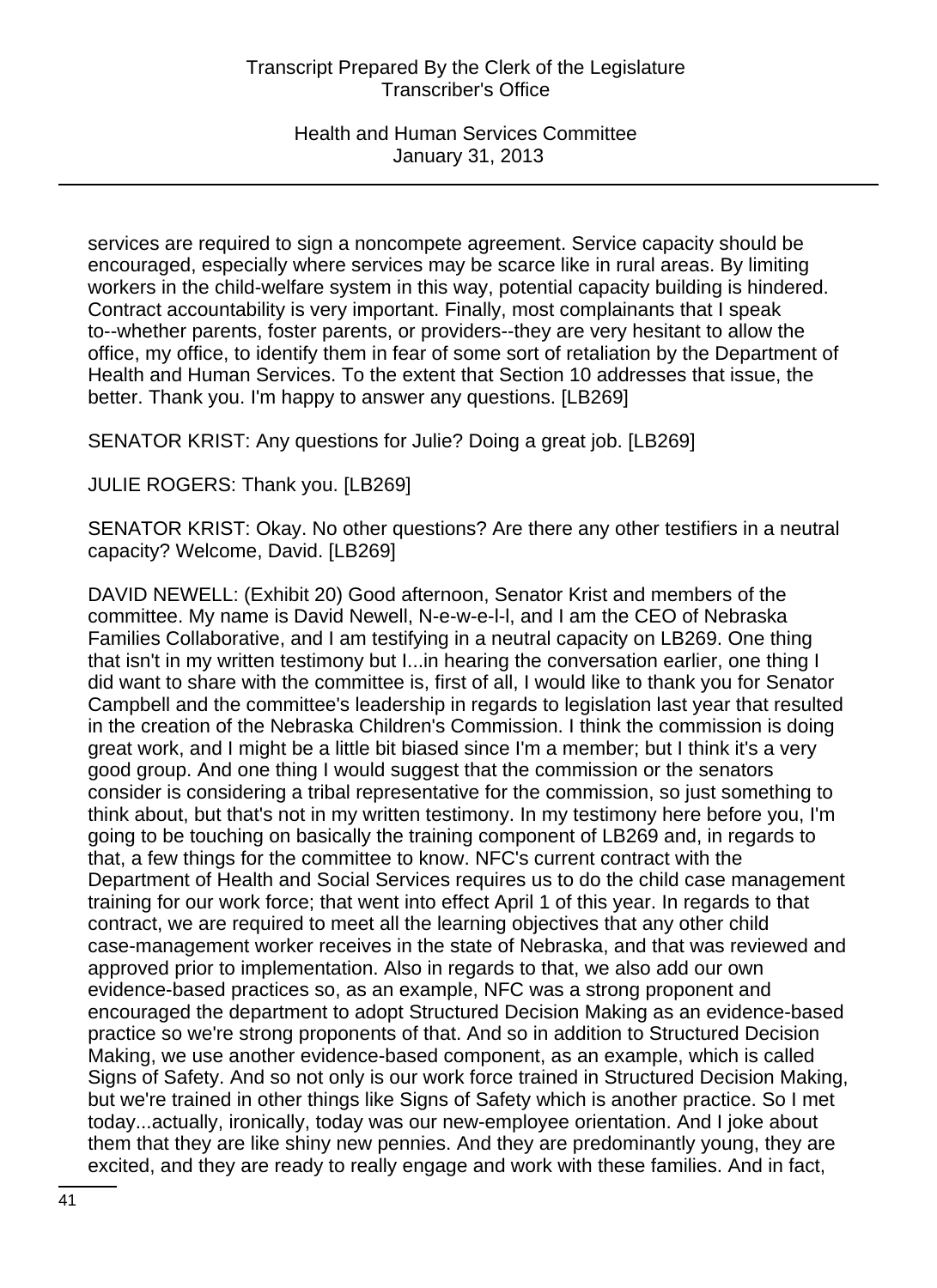services are required to sign a noncompete agreement. Service capacity should be encouraged, especially where services may be scarce like in rural areas. By limiting workers in the child-welfare system in this way, potential capacity building is hindered. Contract accountability is very important. Finally, most complainants that I speak to--whether parents, foster parents, or providers--they are very hesitant to allow the office, my office, to identify them in fear of some sort of retaliation by the Department of Health and Human Services. To the extent that Section 10 addresses that issue, the better. Thank you. I'm happy to answer any questions. [LB269]

SENATOR KRIST: Any questions for Julie? Doing a great job. [LB269]

JULIE ROGERS: Thank you. [LB269]

SENATOR KRIST: Okay. No other questions? Are there any other testifiers in a neutral capacity? Welcome, David. [LB269]

DAVID NEWELL: (Exhibit 20) Good afternoon, Senator Krist and members of the committee. My name is David Newell, N-e-w-e-l-l, and I am the CEO of Nebraska Families Collaborative, and I am testifying in a neutral capacity on LB269. One thing that isn't in my written testimony but I...in hearing the conversation earlier, one thing I did want to share with the committee is, first of all, I would like to thank you for Senator Campbell and the committee's leadership in regards to legislation last year that resulted in the creation of the Nebraska Children's Commission. I think the commission is doing great work, and I might be a little bit biased since I'm a member; but I think it's a very good group. And one thing I would suggest that the commission or the senators consider is considering a tribal representative for the commission, so just something to think about, but that's not in my written testimony. In my testimony here before you, I'm going to be touching on basically the training component of LB269 and, in regards to that, a few things for the committee to know. NFC's current contract with the Department of Health and Social Services requires us to do the child case management training for our work force; that went into effect April 1 of this year. In regards to that contract, we are required to meet all the learning objectives that any other child case-management worker receives in the state of Nebraska, and that was reviewed and approved prior to implementation. Also in regards to that, we also add our own evidence-based practices so, as an example, NFC was a strong proponent and encouraged the department to adopt Structured Decision Making as an evidence-based practice so we're strong proponents of that. And so in addition to Structured Decision Making, we use another evidence-based component, as an example, which is called Signs of Safety. And so not only is our work force trained in Structured Decision Making, but we're trained in other things like Signs of Safety which is another practice. So I met today...actually, ironically, today was our new-employee orientation. And I joke about them that they are like shiny new pennies. And they are predominantly young, they are excited, and they are ready to really engage and work with these families. And in fact,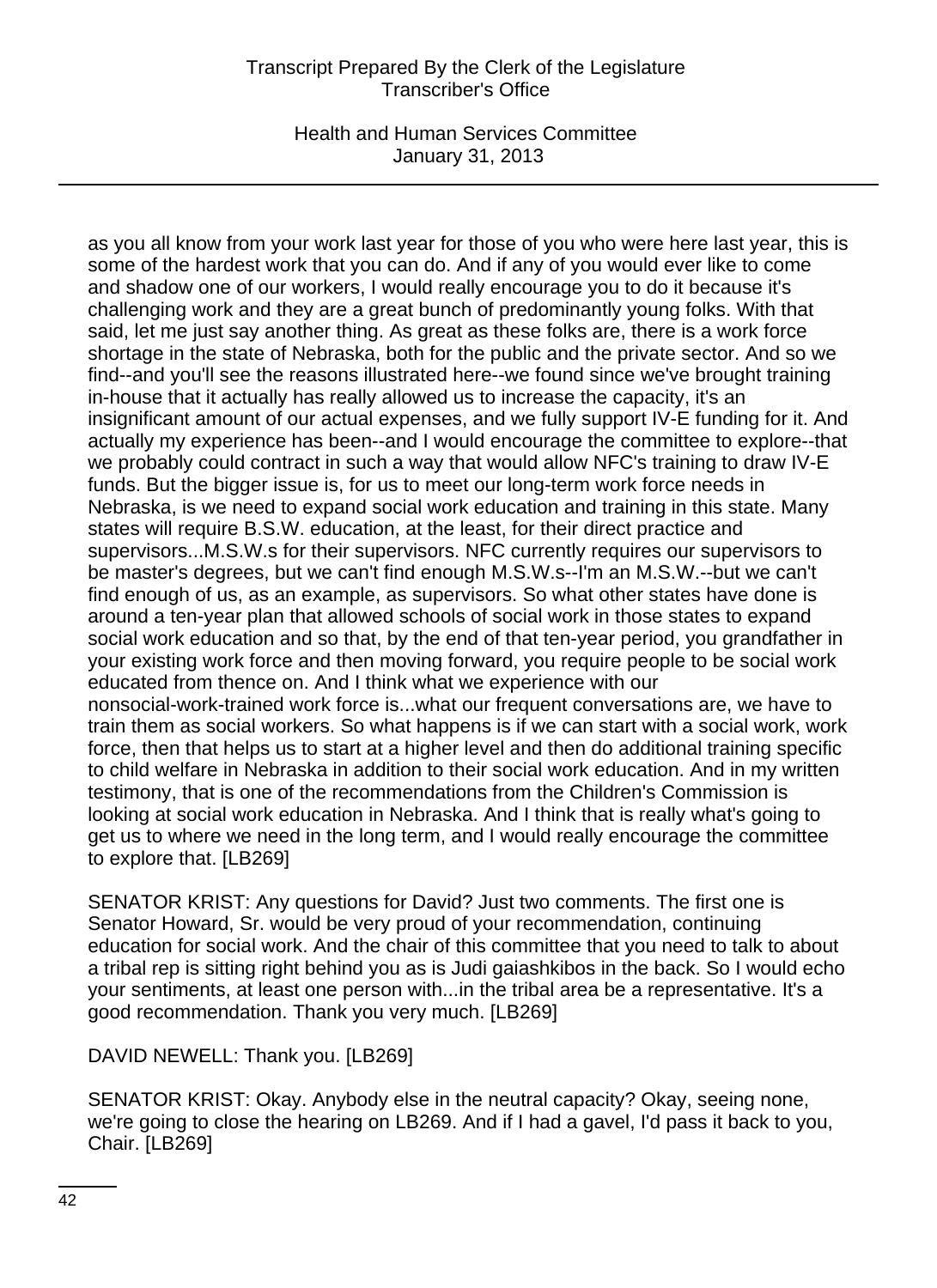as you all know from your work last year for those of you who were here last year, this is some of the hardest work that you can do. And if any of you would ever like to come and shadow one of our workers, I would really encourage you to do it because it's challenging work and they are a great bunch of predominantly young folks. With that said, let me just say another thing. As great as these folks are, there is a work force shortage in the state of Nebraska, both for the public and the private sector. And so we find--and you'll see the reasons illustrated here--we found since we've brought training in-house that it actually has really allowed us to increase the capacity, it's an insignificant amount of our actual expenses, and we fully support IV-E funding for it. And actually my experience has been--and I would encourage the committee to explore--that we probably could contract in such a way that would allow NFC's training to draw IV-E funds. But the bigger issue is, for us to meet our long-term work force needs in Nebraska, is we need to expand social work education and training in this state. Many states will require B.S.W. education, at the least, for their direct practice and supervisors...M.S.W.s for their supervisors. NFC currently requires our supervisors to be master's degrees, but we can't find enough M.S.W.s--I'm an M.S.W.--but we can't find enough of us, as an example, as supervisors. So what other states have done is around a ten-year plan that allowed schools of social work in those states to expand social work education and so that, by the end of that ten-year period, you grandfather in your existing work force and then moving forward, you require people to be social work educated from thence on. And I think what we experience with our nonsocial-work-trained work force is...what our frequent conversations are, we have to train them as social workers. So what happens is if we can start with a social work, work force, then that helps us to start at a higher level and then do additional training specific to child welfare in Nebraska in addition to their social work education. And in my written testimony, that is one of the recommendations from the Children's Commission is looking at social work education in Nebraska. And I think that is really what's going to get us to where we need in the long term, and I would really encourage the committee to explore that. [LB269]

SENATOR KRIST: Any questions for David? Just two comments. The first one is Senator Howard, Sr. would be very proud of your recommendation, continuing education for social work. And the chair of this committee that you need to talk to about a tribal rep is sitting right behind you as is Judi gaiashkibos in the back. So I would echo your sentiments, at least one person with...in the tribal area be a representative. It's a good recommendation. Thank you very much. [LB269]

DAVID NEWELL: Thank you. [LB269]

SENATOR KRIST: Okay. Anybody else in the neutral capacity? Okay, seeing none, we're going to close the hearing on LB269. And if I had a gavel, I'd pass it back to you, Chair. [LB269]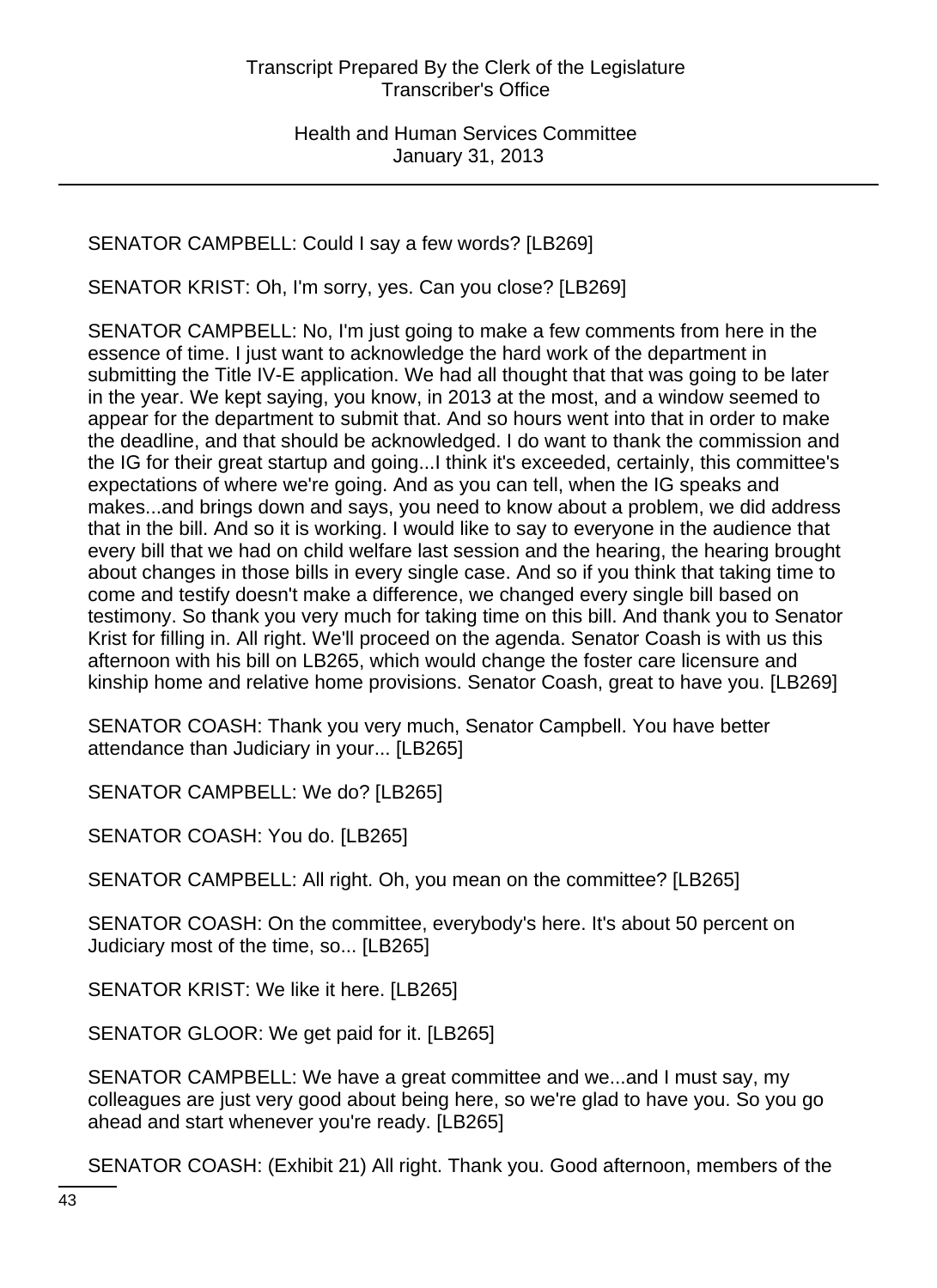SENATOR CAMPBELL: Could I say a few words? [LB269]

SENATOR KRIST: Oh, I'm sorry, yes. Can you close? [LB269]

SENATOR CAMPBELL: No, I'm just going to make a few comments from here in the essence of time. I just want to acknowledge the hard work of the department in submitting the Title IV-E application. We had all thought that that was going to be later in the year. We kept saying, you know, in 2013 at the most, and a window seemed to appear for the department to submit that. And so hours went into that in order to make the deadline, and that should be acknowledged. I do want to thank the commission and the IG for their great startup and going...I think it's exceeded, certainly, this committee's expectations of where we're going. And as you can tell, when the IG speaks and makes...and brings down and says, you need to know about a problem, we did address that in the bill. And so it is working. I would like to say to everyone in the audience that every bill that we had on child welfare last session and the hearing, the hearing brought about changes in those bills in every single case. And so if you think that taking time to come and testify doesn't make a difference, we changed every single bill based on testimony. So thank you very much for taking time on this bill. And thank you to Senator Krist for filling in. All right. We'll proceed on the agenda. Senator Coash is with us this afternoon with his bill on LB265, which would change the foster care licensure and kinship home and relative home provisions. Senator Coash, great to have you. [LB269]

SENATOR COASH: Thank you very much, Senator Campbell. You have better attendance than Judiciary in your... [LB265]

SENATOR CAMPBELL: We do? [LB265]

SENATOR COASH: You do. [LB265]

SENATOR CAMPBELL: All right. Oh, you mean on the committee? [LB265]

SENATOR COASH: On the committee, everybody's here. It's about 50 percent on Judiciary most of the time, so... [LB265]

SENATOR KRIST: We like it here. [LB265]

SENATOR GLOOR: We get paid for it. [LB265]

SENATOR CAMPBELL: We have a great committee and we...and I must say, my colleagues are just very good about being here, so we're glad to have you. So you go ahead and start whenever you're ready. [LB265]

SENATOR COASH: (Exhibit 21) All right. Thank you. Good afternoon, members of the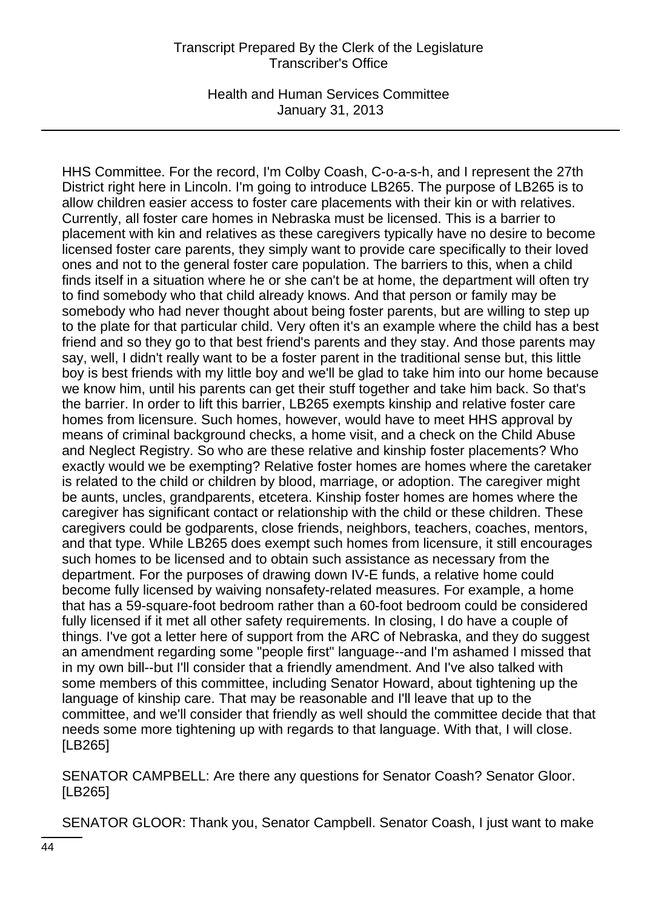HHS Committee. For the record, I'm Colby Coash, C-o-a-s-h, and I represent the 27th District right here in Lincoln. I'm going to introduce LB265. The purpose of LB265 is to allow children easier access to foster care placements with their kin or with relatives. Currently, all foster care homes in Nebraska must be licensed. This is a barrier to placement with kin and relatives as these caregivers typically have no desire to become licensed foster care parents, they simply want to provide care specifically to their loved ones and not to the general foster care population. The barriers to this, when a child finds itself in a situation where he or she can't be at home, the department will often try to find somebody who that child already knows. And that person or family may be somebody who had never thought about being foster parents, but are willing to step up to the plate for that particular child. Very often it's an example where the child has a best friend and so they go to that best friend's parents and they stay. And those parents may say, well, I didn't really want to be a foster parent in the traditional sense but, this little boy is best friends with my little boy and we'll be glad to take him into our home because we know him, until his parents can get their stuff together and take him back. So that's the barrier. In order to lift this barrier, LB265 exempts kinship and relative foster care homes from licensure. Such homes, however, would have to meet HHS approval by means of criminal background checks, a home visit, and a check on the Child Abuse and Neglect Registry. So who are these relative and kinship foster placements? Who exactly would we be exempting? Relative foster homes are homes where the caretaker is related to the child or children by blood, marriage, or adoption. The caregiver might be aunts, uncles, grandparents, etcetera. Kinship foster homes are homes where the caregiver has significant contact or relationship with the child or these children. These caregivers could be godparents, close friends, neighbors, teachers, coaches, mentors, and that type. While LB265 does exempt such homes from licensure, it still encourages such homes to be licensed and to obtain such assistance as necessary from the department. For the purposes of drawing down IV-E funds, a relative home could become fully licensed by waiving nonsafety-related measures. For example, a home that has a 59-square-foot bedroom rather than a 60-foot bedroom could be considered fully licensed if it met all other safety requirements. In closing, I do have a couple of things. I've got a letter here of support from the ARC of Nebraska, and they do suggest an amendment regarding some "people first" language--and I'm ashamed I missed that in my own bill--but I'll consider that a friendly amendment. And I've also talked with some members of this committee, including Senator Howard, about tightening up the language of kinship care. That may be reasonable and I'll leave that up to the committee, and we'll consider that friendly as well should the committee decide that that needs some more tightening up with regards to that language. With that, I will close. [LB265]

SENATOR CAMPBELL: Are there any questions for Senator Coash? Senator Gloor. [LB265]

SENATOR GLOOR: Thank you, Senator Campbell. Senator Coash, I just want to make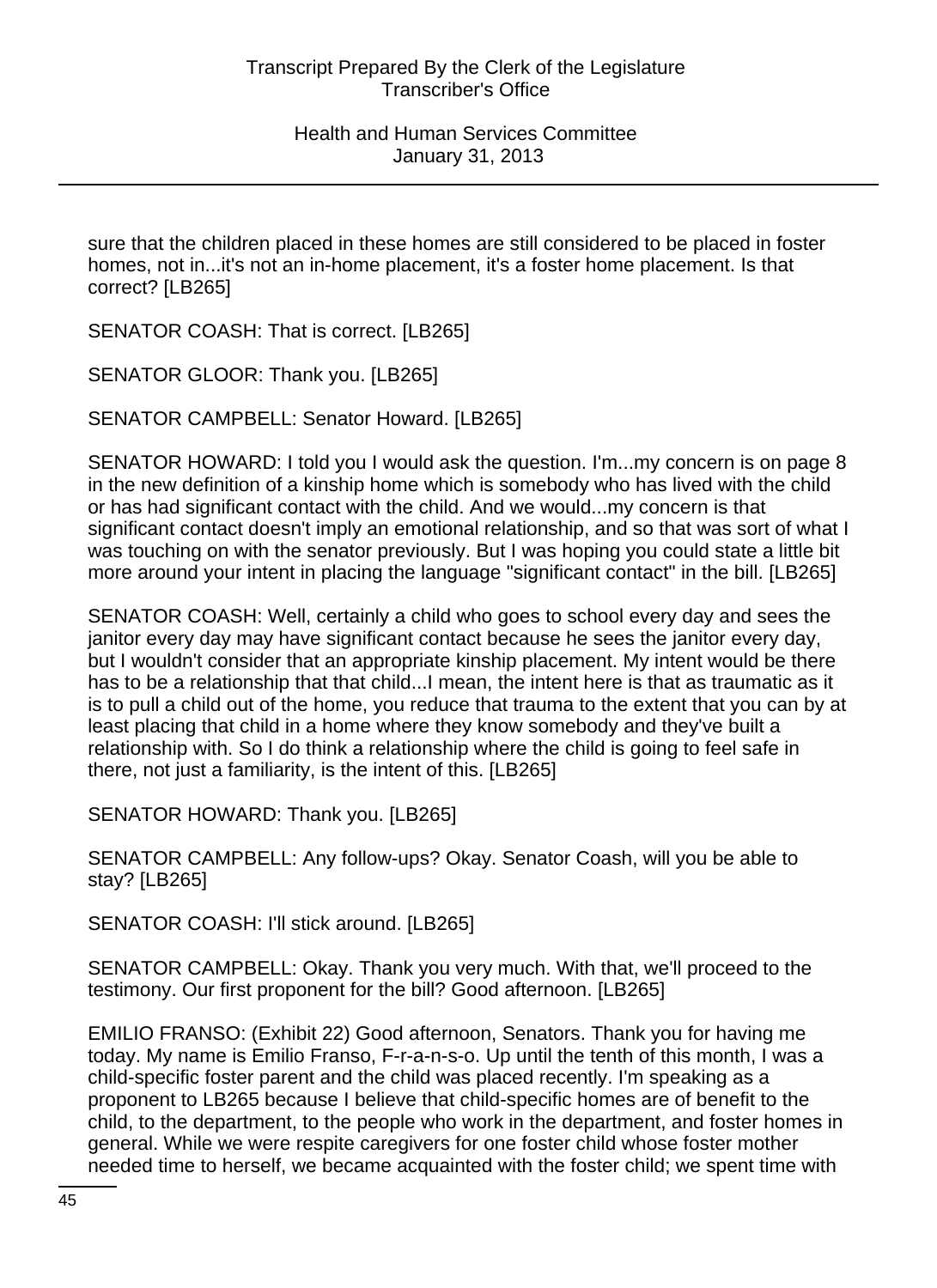sure that the children placed in these homes are still considered to be placed in foster homes, not in...it's not an in-home placement, it's a foster home placement. Is that correct? [LB265]

SENATOR COASH: That is correct. [LB265]

SENATOR GLOOR: Thank you. [LB265]

SENATOR CAMPBELL: Senator Howard. [LB265]

SENATOR HOWARD: I told you I would ask the question. I'm...my concern is on page 8 in the new definition of a kinship home which is somebody who has lived with the child or has had significant contact with the child. And we would...my concern is that significant contact doesn't imply an emotional relationship, and so that was sort of what I was touching on with the senator previously. But I was hoping you could state a little bit more around your intent in placing the language "significant contact" in the bill. [LB265]

SENATOR COASH: Well, certainly a child who goes to school every day and sees the janitor every day may have significant contact because he sees the janitor every day, but I wouldn't consider that an appropriate kinship placement. My intent would be there has to be a relationship that that child...I mean, the intent here is that as traumatic as it is to pull a child out of the home, you reduce that trauma to the extent that you can by at least placing that child in a home where they know somebody and they've built a relationship with. So I do think a relationship where the child is going to feel safe in there, not just a familiarity, is the intent of this. [LB265]

SENATOR HOWARD: Thank you. [LB265]

SENATOR CAMPBELL: Any follow-ups? Okay. Senator Coash, will you be able to stay? [LB265]

SENATOR COASH: I'll stick around. [LB265]

SENATOR CAMPBELL: Okay. Thank you very much. With that, we'll proceed to the testimony. Our first proponent for the bill? Good afternoon. [LB265]

EMILIO FRANSO: (Exhibit 22) Good afternoon, Senators. Thank you for having me today. My name is Emilio Franso, F-r-a-n-s-o. Up until the tenth of this month, I was a child-specific foster parent and the child was placed recently. I'm speaking as a proponent to LB265 because I believe that child-specific homes are of benefit to the child, to the department, to the people who work in the department, and foster homes in general. While we were respite caregivers for one foster child whose foster mother needed time to herself, we became acquainted with the foster child; we spent time with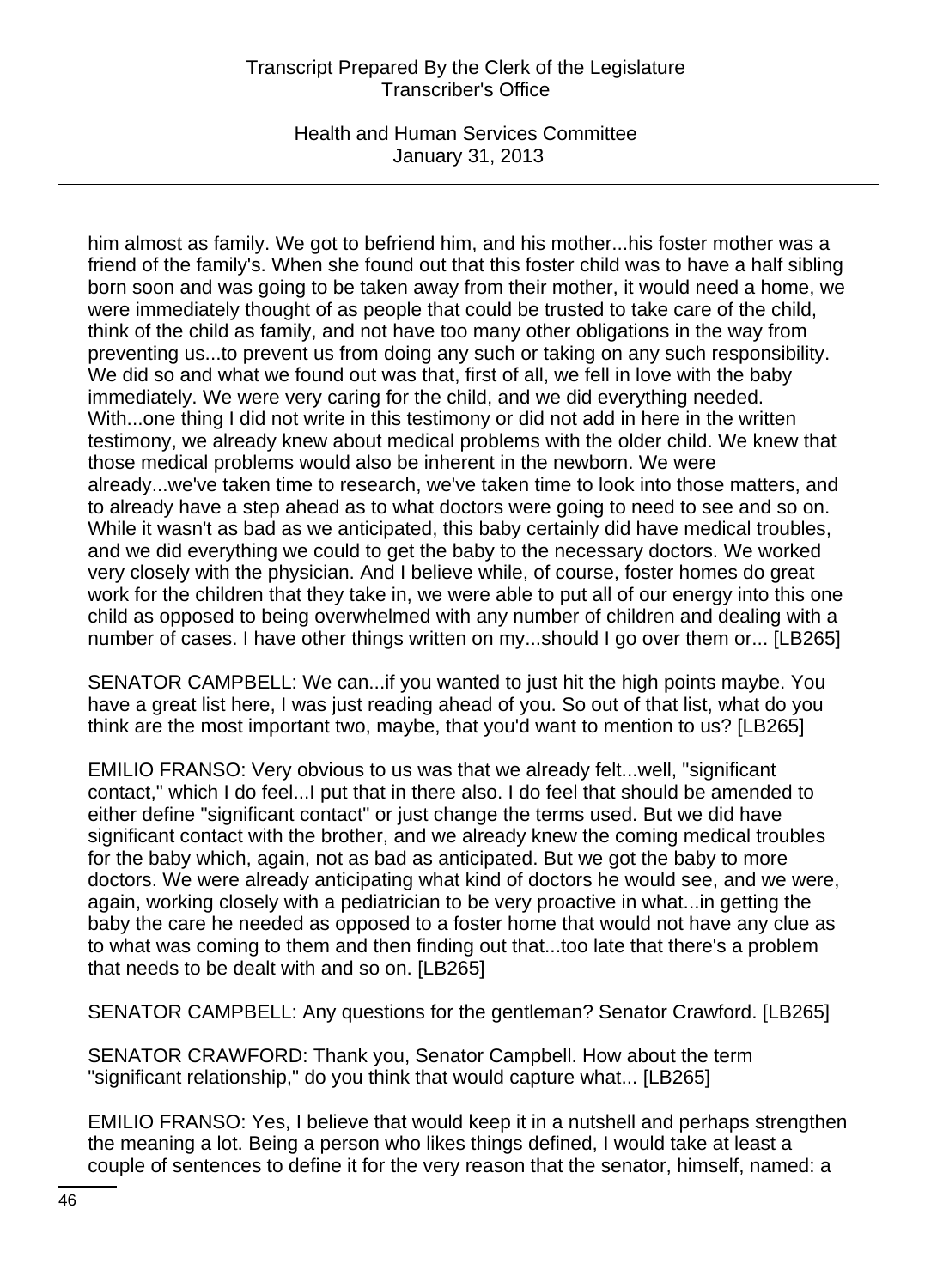him almost as family. We got to befriend him, and his mother...his foster mother was a friend of the family's. When she found out that this foster child was to have a half sibling born soon and was going to be taken away from their mother, it would need a home, we were immediately thought of as people that could be trusted to take care of the child, think of the child as family, and not have too many other obligations in the way from preventing us...to prevent us from doing any such or taking on any such responsibility. We did so and what we found out was that, first of all, we fell in love with the baby immediately. We were very caring for the child, and we did everything needed. With...one thing I did not write in this testimony or did not add in here in the written testimony, we already knew about medical problems with the older child. We knew that those medical problems would also be inherent in the newborn. We were already...we've taken time to research, we've taken time to look into those matters, and to already have a step ahead as to what doctors were going to need to see and so on. While it wasn't as bad as we anticipated, this baby certainly did have medical troubles, and we did everything we could to get the baby to the necessary doctors. We worked very closely with the physician. And I believe while, of course, foster homes do great work for the children that they take in, we were able to put all of our energy into this one child as opposed to being overwhelmed with any number of children and dealing with a number of cases. I have other things written on my...should I go over them or... [LB265]

SENATOR CAMPBELL: We can...if you wanted to just hit the high points maybe. You have a great list here, I was just reading ahead of you. So out of that list, what do you think are the most important two, maybe, that you'd want to mention to us? [LB265]

EMILIO FRANSO: Very obvious to us was that we already felt...well, "significant contact," which I do feel...I put that in there also. I do feel that should be amended to either define "significant contact" or just change the terms used. But we did have significant contact with the brother, and we already knew the coming medical troubles for the baby which, again, not as bad as anticipated. But we got the baby to more doctors. We were already anticipating what kind of doctors he would see, and we were, again, working closely with a pediatrician to be very proactive in what...in getting the baby the care he needed as opposed to a foster home that would not have any clue as to what was coming to them and then finding out that...too late that there's a problem that needs to be dealt with and so on. [LB265]

SENATOR CAMPBELL: Any questions for the gentleman? Senator Crawford. [LB265]

SENATOR CRAWFORD: Thank you, Senator Campbell. How about the term "significant relationship," do you think that would capture what... [LB265]

EMILIO FRANSO: Yes, I believe that would keep it in a nutshell and perhaps strengthen the meaning a lot. Being a person who likes things defined, I would take at least a couple of sentences to define it for the very reason that the senator, himself, named: a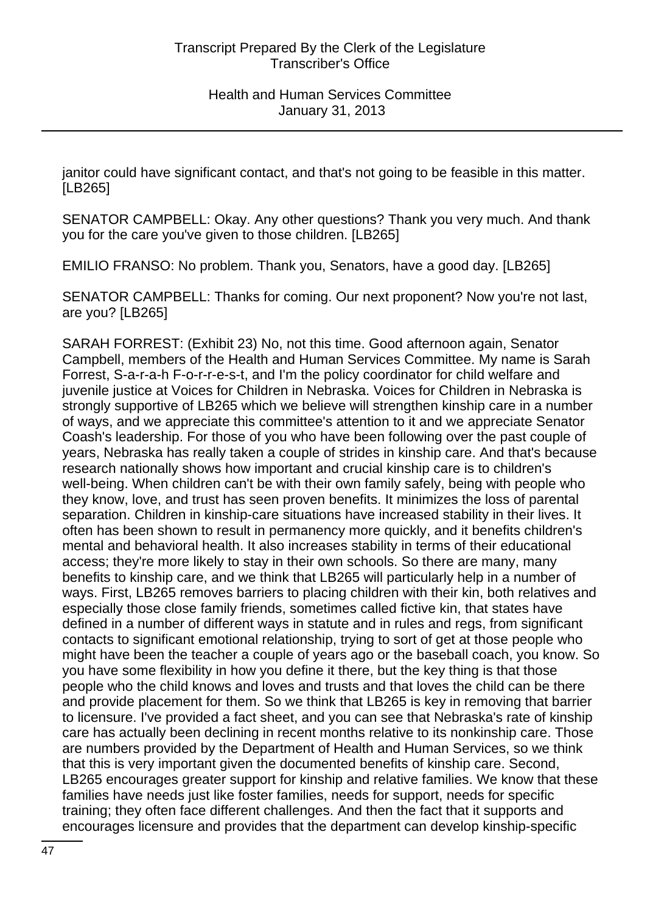janitor could have significant contact, and that's not going to be feasible in this matter. [LB265]

SENATOR CAMPBELL: Okay. Any other questions? Thank you very much. And thank you for the care you've given to those children. [LB265]

EMILIO FRANSO: No problem. Thank you, Senators, have a good day. [LB265]

SENATOR CAMPBELL: Thanks for coming. Our next proponent? Now you're not last, are you? [LB265]

SARAH FORREST: (Exhibit 23) No, not this time. Good afternoon again, Senator Campbell, members of the Health and Human Services Committee. My name is Sarah Forrest, S-a-r-a-h F-o-r-r-e-s-t, and I'm the policy coordinator for child welfare and juvenile justice at Voices for Children in Nebraska. Voices for Children in Nebraska is strongly supportive of LB265 which we believe will strengthen kinship care in a number of ways, and we appreciate this committee's attention to it and we appreciate Senator Coash's leadership. For those of you who have been following over the past couple of years, Nebraska has really taken a couple of strides in kinship care. And that's because research nationally shows how important and crucial kinship care is to children's well-being. When children can't be with their own family safely, being with people who they know, love, and trust has seen proven benefits. It minimizes the loss of parental separation. Children in kinship-care situations have increased stability in their lives. It often has been shown to result in permanency more quickly, and it benefits children's mental and behavioral health. It also increases stability in terms of their educational access; they're more likely to stay in their own schools. So there are many, many benefits to kinship care, and we think that LB265 will particularly help in a number of ways. First, LB265 removes barriers to placing children with their kin, both relatives and especially those close family friends, sometimes called fictive kin, that states have defined in a number of different ways in statute and in rules and regs, from significant contacts to significant emotional relationship, trying to sort of get at those people who might have been the teacher a couple of years ago or the baseball coach, you know. So you have some flexibility in how you define it there, but the key thing is that those people who the child knows and loves and trusts and that loves the child can be there and provide placement for them. So we think that LB265 is key in removing that barrier to licensure. I've provided a fact sheet, and you can see that Nebraska's rate of kinship care has actually been declining in recent months relative to its nonkinship care. Those are numbers provided by the Department of Health and Human Services, so we think that this is very important given the documented benefits of kinship care. Second, LB265 encourages greater support for kinship and relative families. We know that these families have needs just like foster families, needs for support, needs for specific training; they often face different challenges. And then the fact that it supports and encourages licensure and provides that the department can develop kinship-specific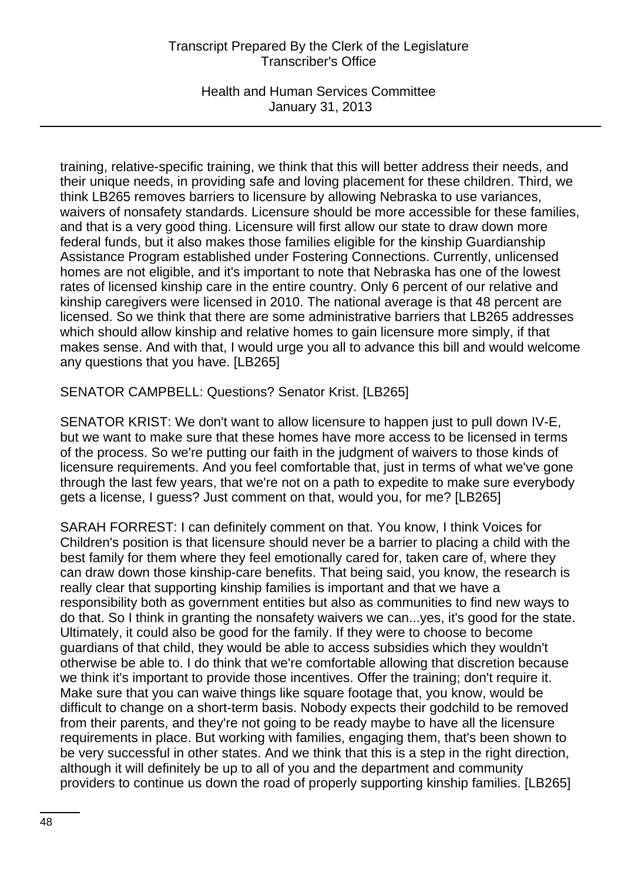training, relative-specific training, we think that this will better address their needs, and their unique needs, in providing safe and loving placement for these children. Third, we think LB265 removes barriers to licensure by allowing Nebraska to use variances, waivers of nonsafety standards. Licensure should be more accessible for these families, and that is a very good thing. Licensure will first allow our state to draw down more federal funds, but it also makes those families eligible for the kinship Guardianship Assistance Program established under Fostering Connections. Currently, unlicensed homes are not eligible, and it's important to note that Nebraska has one of the lowest rates of licensed kinship care in the entire country. Only 6 percent of our relative and kinship caregivers were licensed in 2010. The national average is that 48 percent are licensed. So we think that there are some administrative barriers that LB265 addresses which should allow kinship and relative homes to gain licensure more simply, if that makes sense. And with that, I would urge you all to advance this bill and would welcome any questions that you have. [LB265]

SENATOR CAMPBELL: Questions? Senator Krist. [LB265]

SENATOR KRIST: We don't want to allow licensure to happen just to pull down IV-E, but we want to make sure that these homes have more access to be licensed in terms of the process. So we're putting our faith in the judgment of waivers to those kinds of licensure requirements. And you feel comfortable that, just in terms of what we've gone through the last few years, that we're not on a path to expedite to make sure everybody gets a license, I guess? Just comment on that, would you, for me? [LB265]

SARAH FORREST: I can definitely comment on that. You know, I think Voices for Children's position is that licensure should never be a barrier to placing a child with the best family for them where they feel emotionally cared for, taken care of, where they can draw down those kinship-care benefits. That being said, you know, the research is really clear that supporting kinship families is important and that we have a responsibility both as government entities but also as communities to find new ways to do that. So I think in granting the nonsafety waivers we can...yes, it's good for the state. Ultimately, it could also be good for the family. If they were to choose to become guardians of that child, they would be able to access subsidies which they wouldn't otherwise be able to. I do think that we're comfortable allowing that discretion because we think it's important to provide those incentives. Offer the training; don't require it. Make sure that you can waive things like square footage that, you know, would be difficult to change on a short-term basis. Nobody expects their godchild to be removed from their parents, and they're not going to be ready maybe to have all the licensure requirements in place. But working with families, engaging them, that's been shown to be very successful in other states. And we think that this is a step in the right direction, although it will definitely be up to all of you and the department and community providers to continue us down the road of properly supporting kinship families. [LB265]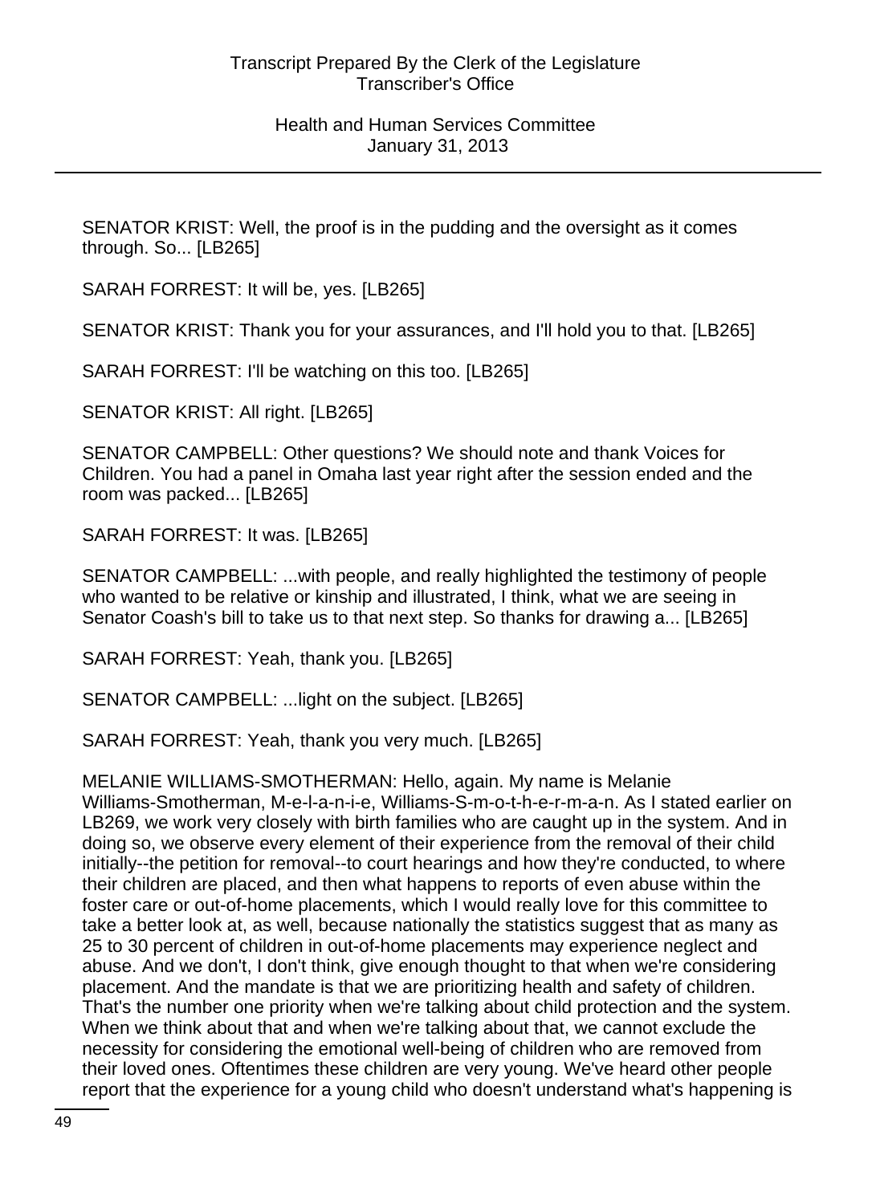SENATOR KRIST: Well, the proof is in the pudding and the oversight as it comes through. So... [LB265]

SARAH FORREST: It will be, yes. [LB265]

SENATOR KRIST: Thank you for your assurances, and I'll hold you to that. [LB265]

SARAH FORREST: I'll be watching on this too. [LB265]

SENATOR KRIST: All right. [LB265]

SENATOR CAMPBELL: Other questions? We should note and thank Voices for Children. You had a panel in Omaha last year right after the session ended and the room was packed... [LB265]

SARAH FORREST: It was. [LB265]

SENATOR CAMPBELL: ...with people, and really highlighted the testimony of people who wanted to be relative or kinship and illustrated, I think, what we are seeing in Senator Coash's bill to take us to that next step. So thanks for drawing a... [LB265]

SARAH FORREST: Yeah, thank you. [LB265]

SENATOR CAMPBELL: ...light on the subject. [LB265]

SARAH FORREST: Yeah, thank you very much. [LB265]

MELANIE WILLIAMS-SMOTHERMAN: Hello, again. My name is Melanie Williams-Smotherman, M-e-l-a-n-i-e, Williams-S-m-o-t-h-e-r-m-a-n. As I stated earlier on LB269, we work very closely with birth families who are caught up in the system. And in doing so, we observe every element of their experience from the removal of their child initially--the petition for removal--to court hearings and how they're conducted, to where their children are placed, and then what happens to reports of even abuse within the foster care or out-of-home placements, which I would really love for this committee to take a better look at, as well, because nationally the statistics suggest that as many as 25 to 30 percent of children in out-of-home placements may experience neglect and abuse. And we don't, I don't think, give enough thought to that when we're considering placement. And the mandate is that we are prioritizing health and safety of children. That's the number one priority when we're talking about child protection and the system. When we think about that and when we're talking about that, we cannot exclude the necessity for considering the emotional well-being of children who are removed from their loved ones. Oftentimes these children are very young. We've heard other people report that the experience for a young child who doesn't understand what's happening is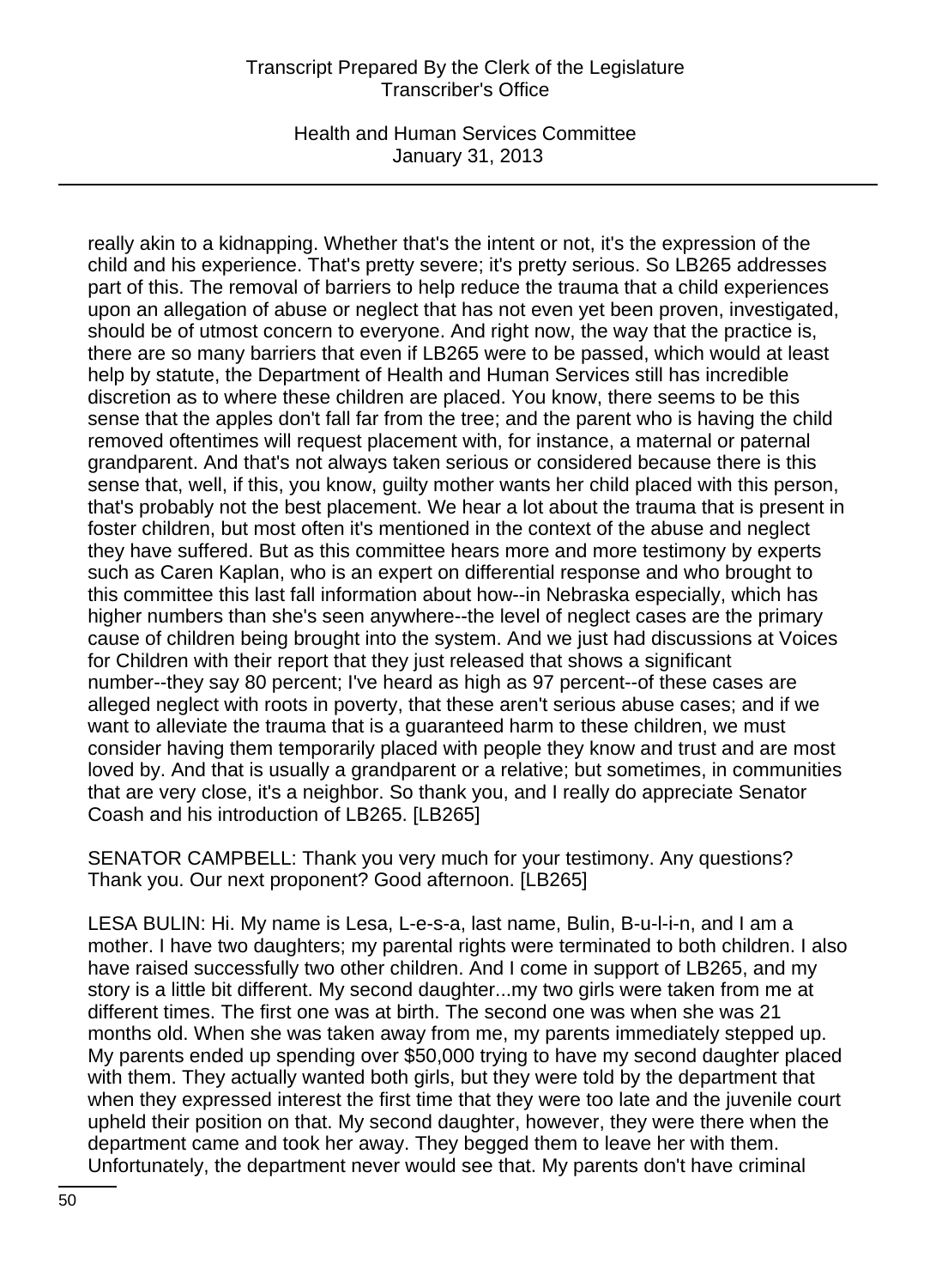really akin to a kidnapping. Whether that's the intent or not, it's the expression of the child and his experience. That's pretty severe; it's pretty serious. So LB265 addresses part of this. The removal of barriers to help reduce the trauma that a child experiences upon an allegation of abuse or neglect that has not even yet been proven, investigated, should be of utmost concern to everyone. And right now, the way that the practice is, there are so many barriers that even if LB265 were to be passed, which would at least help by statute, the Department of Health and Human Services still has incredible discretion as to where these children are placed. You know, there seems to be this sense that the apples don't fall far from the tree; and the parent who is having the child removed oftentimes will request placement with, for instance, a maternal or paternal grandparent. And that's not always taken serious or considered because there is this sense that, well, if this, you know, guilty mother wants her child placed with this person, that's probably not the best placement. We hear a lot about the trauma that is present in foster children, but most often it's mentioned in the context of the abuse and neglect they have suffered. But as this committee hears more and more testimony by experts such as Caren Kaplan, who is an expert on differential response and who brought to this committee this last fall information about how--in Nebraska especially, which has higher numbers than she's seen anywhere--the level of neglect cases are the primary cause of children being brought into the system. And we just had discussions at Voices for Children with their report that they just released that shows a significant number--they say 80 percent; I've heard as high as 97 percent--of these cases are alleged neglect with roots in poverty, that these aren't serious abuse cases; and if we want to alleviate the trauma that is a guaranteed harm to these children, we must consider having them temporarily placed with people they know and trust and are most loved by. And that is usually a grandparent or a relative; but sometimes, in communities that are very close, it's a neighbor. So thank you, and I really do appreciate Senator Coash and his introduction of LB265. [LB265]

SENATOR CAMPBELL: Thank you very much for your testimony. Any questions? Thank you. Our next proponent? Good afternoon. [LB265]

LESA BULIN: Hi. My name is Lesa, L-e-s-a, last name, Bulin, B-u-l-i-n, and I am a mother. I have two daughters; my parental rights were terminated to both children. I also have raised successfully two other children. And I come in support of LB265, and my story is a little bit different. My second daughter...my two girls were taken from me at different times. The first one was at birth. The second one was when she was 21 months old. When she was taken away from me, my parents immediately stepped up. My parents ended up spending over $50,000 trying to have my second daughter placed with them. They actually wanted both girls, but they were told by the department that when they expressed interest the first time that they were too late and the juvenile court upheld their position on that. My second daughter, however, they were there when the department came and took her away. They begged them to leave her with them. Unfortunately, the department never would see that. My parents don't have criminal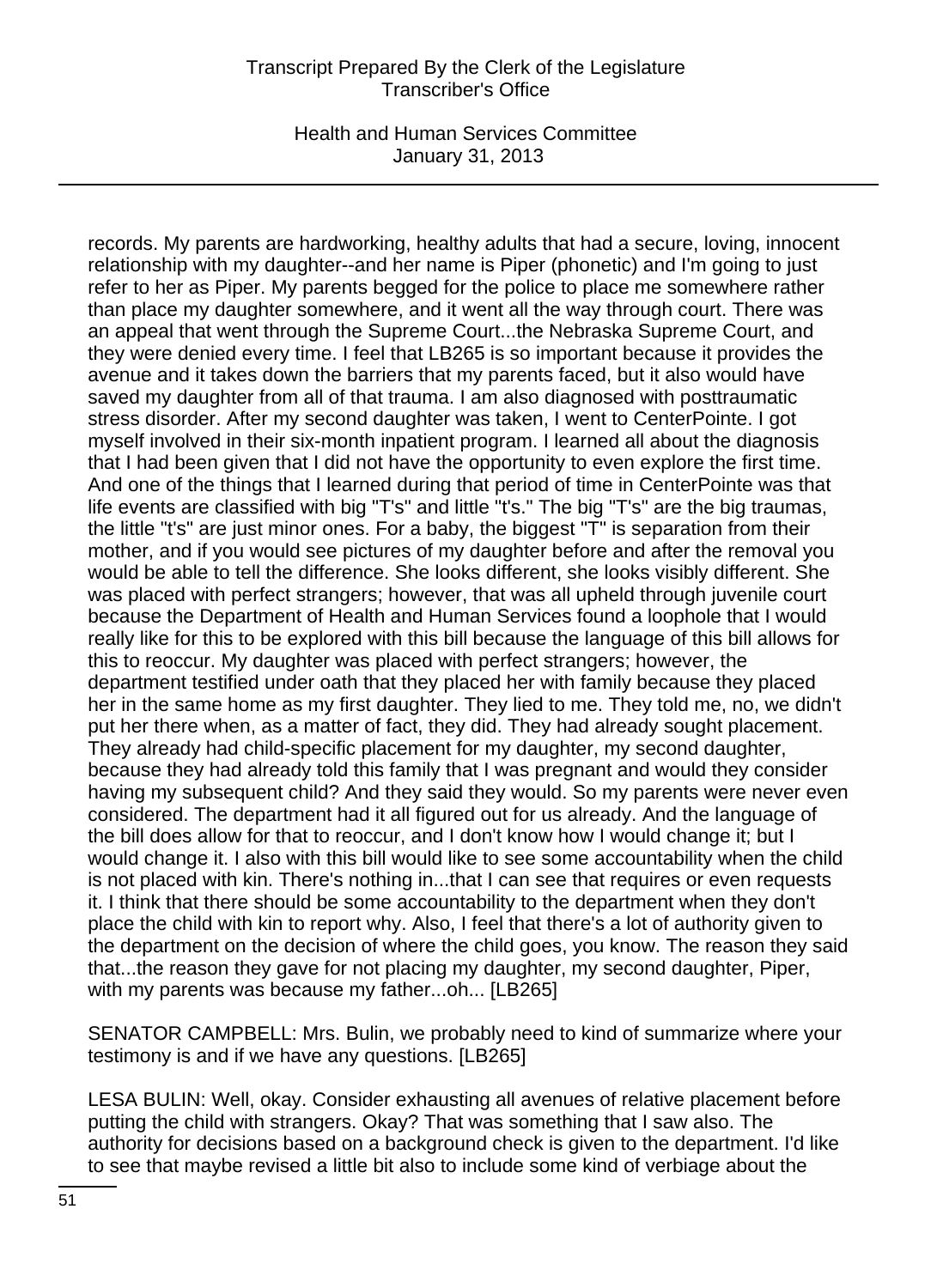records. My parents are hardworking, healthy adults that had a secure, loving, innocent relationship with my daughter--and her name is Piper (phonetic) and I'm going to just refer to her as Piper. My parents begged for the police to place me somewhere rather than place my daughter somewhere, and it went all the way through court. There was an appeal that went through the Supreme Court...the Nebraska Supreme Court, and they were denied every time. I feel that LB265 is so important because it provides the avenue and it takes down the barriers that my parents faced, but it also would have saved my daughter from all of that trauma. I am also diagnosed with posttraumatic stress disorder. After my second daughter was taken, I went to CenterPointe. I got myself involved in their six-month inpatient program. I learned all about the diagnosis that I had been given that I did not have the opportunity to even explore the first time. And one of the things that I learned during that period of time in CenterPointe was that life events are classified with big "T's" and little "t's." The big "T's" are the big traumas, the little "t's" are just minor ones. For a baby, the biggest "T" is separation from their mother, and if you would see pictures of my daughter before and after the removal you would be able to tell the difference. She looks different, she looks visibly different. She was placed with perfect strangers; however, that was all upheld through juvenile court because the Department of Health and Human Services found a loophole that I would really like for this to be explored with this bill because the language of this bill allows for this to reoccur. My daughter was placed with perfect strangers; however, the department testified under oath that they placed her with family because they placed her in the same home as my first daughter. They lied to me. They told me, no, we didn't put her there when, as a matter of fact, they did. They had already sought placement. They already had child-specific placement for my daughter, my second daughter, because they had already told this family that I was pregnant and would they consider having my subsequent child? And they said they would. So my parents were never even considered. The department had it all figured out for us already. And the language of the bill does allow for that to reoccur, and I don't know how I would change it; but I would change it. I also with this bill would like to see some accountability when the child is not placed with kin. There's nothing in...that I can see that requires or even requests it. I think that there should be some accountability to the department when they don't place the child with kin to report why. Also, I feel that there's a lot of authority given to the department on the decision of where the child goes, you know. The reason they said that...the reason they gave for not placing my daughter, my second daughter, Piper, with my parents was because my father...oh... [LB265]

SENATOR CAMPBELL: Mrs. Bulin, we probably need to kind of summarize where your testimony is and if we have any questions. [LB265]

LESA BULIN: Well, okay. Consider exhausting all avenues of relative placement before putting the child with strangers. Okay? That was something that I saw also. The authority for decisions based on a background check is given to the department. I'd like to see that maybe revised a little bit also to include some kind of verbiage about the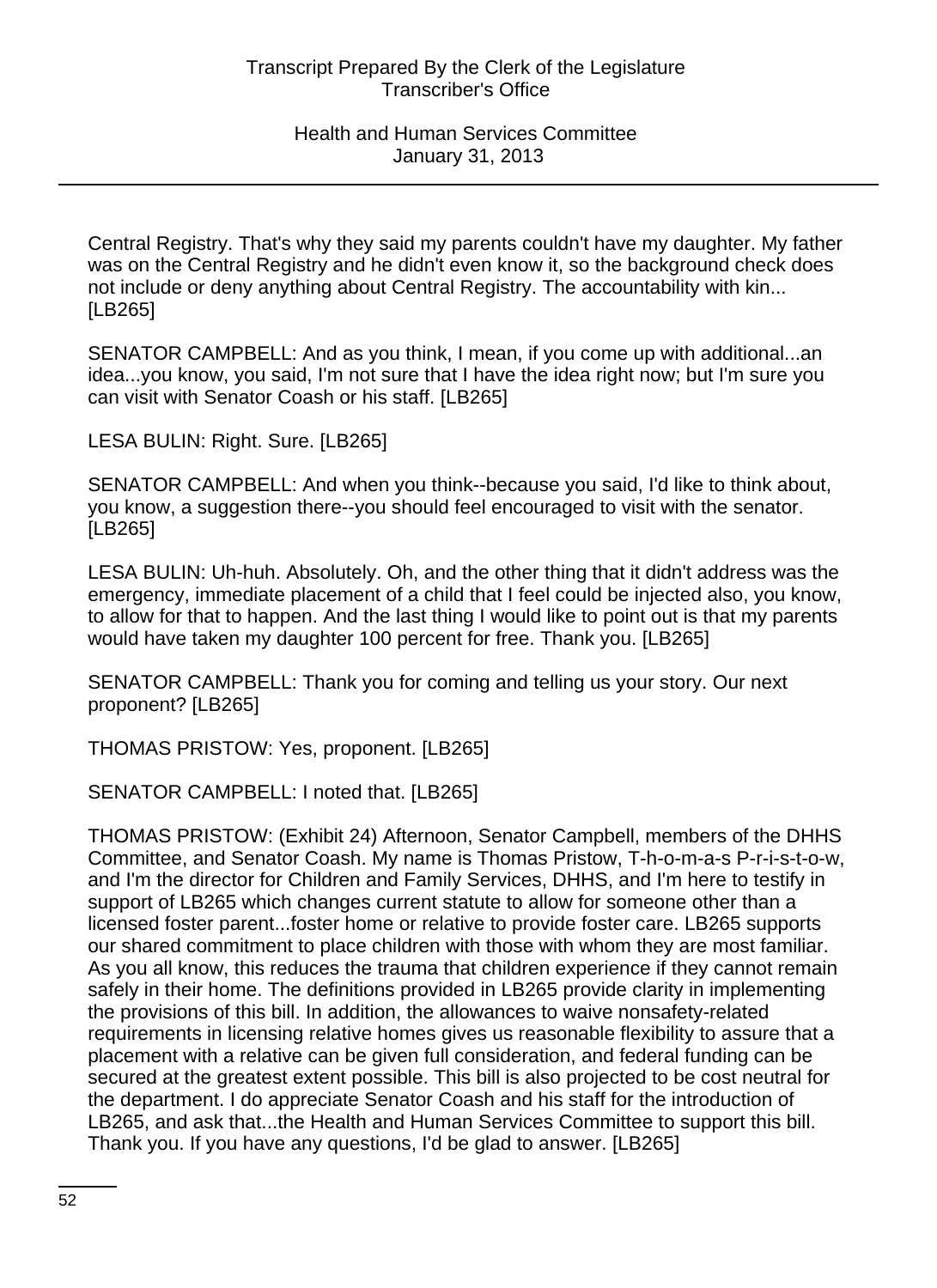Central Registry. That's why they said my parents couldn't have my daughter. My father was on the Central Registry and he didn't even know it, so the background check does not include or deny anything about Central Registry. The accountability with kin... [LB265]

SENATOR CAMPBELL: And as you think, I mean, if you come up with additional...an idea...you know, you said, I'm not sure that I have the idea right now; but I'm sure you can visit with Senator Coash or his staff. [LB265]

LESA BULIN: Right. Sure. [LB265]

SENATOR CAMPBELL: And when you think--because you said, I'd like to think about, you know, a suggestion there--you should feel encouraged to visit with the senator. [LB265]

LESA BULIN: Uh-huh. Absolutely. Oh, and the other thing that it didn't address was the emergency, immediate placement of a child that I feel could be injected also, you know, to allow for that to happen. And the last thing I would like to point out is that my parents would have taken my daughter 100 percent for free. Thank you. [LB265]

SENATOR CAMPBELL: Thank you for coming and telling us your story. Our next proponent? [LB265]

THOMAS PRISTOW: Yes, proponent. [LB265]

SENATOR CAMPBELL: I noted that. [LB265]

THOMAS PRISTOW: (Exhibit 24) Afternoon, Senator Campbell, members of the DHHS Committee, and Senator Coash. My name is Thomas Pristow, T-h-o-m-a-s P-r-i-s-t-o-w, and I'm the director for Children and Family Services, DHHS, and I'm here to testify in support of LB265 which changes current statute to allow for someone other than a licensed foster parent...foster home or relative to provide foster care. LB265 supports our shared commitment to place children with those with whom they are most familiar. As you all know, this reduces the trauma that children experience if they cannot remain safely in their home. The definitions provided in LB265 provide clarity in implementing the provisions of this bill. In addition, the allowances to waive nonsafety-related requirements in licensing relative homes gives us reasonable flexibility to assure that a placement with a relative can be given full consideration, and federal funding can be secured at the greatest extent possible. This bill is also projected to be cost neutral for the department. I do appreciate Senator Coash and his staff for the introduction of LB265, and ask that...the Health and Human Services Committee to support this bill. Thank you. If you have any questions, I'd be glad to answer. [LB265]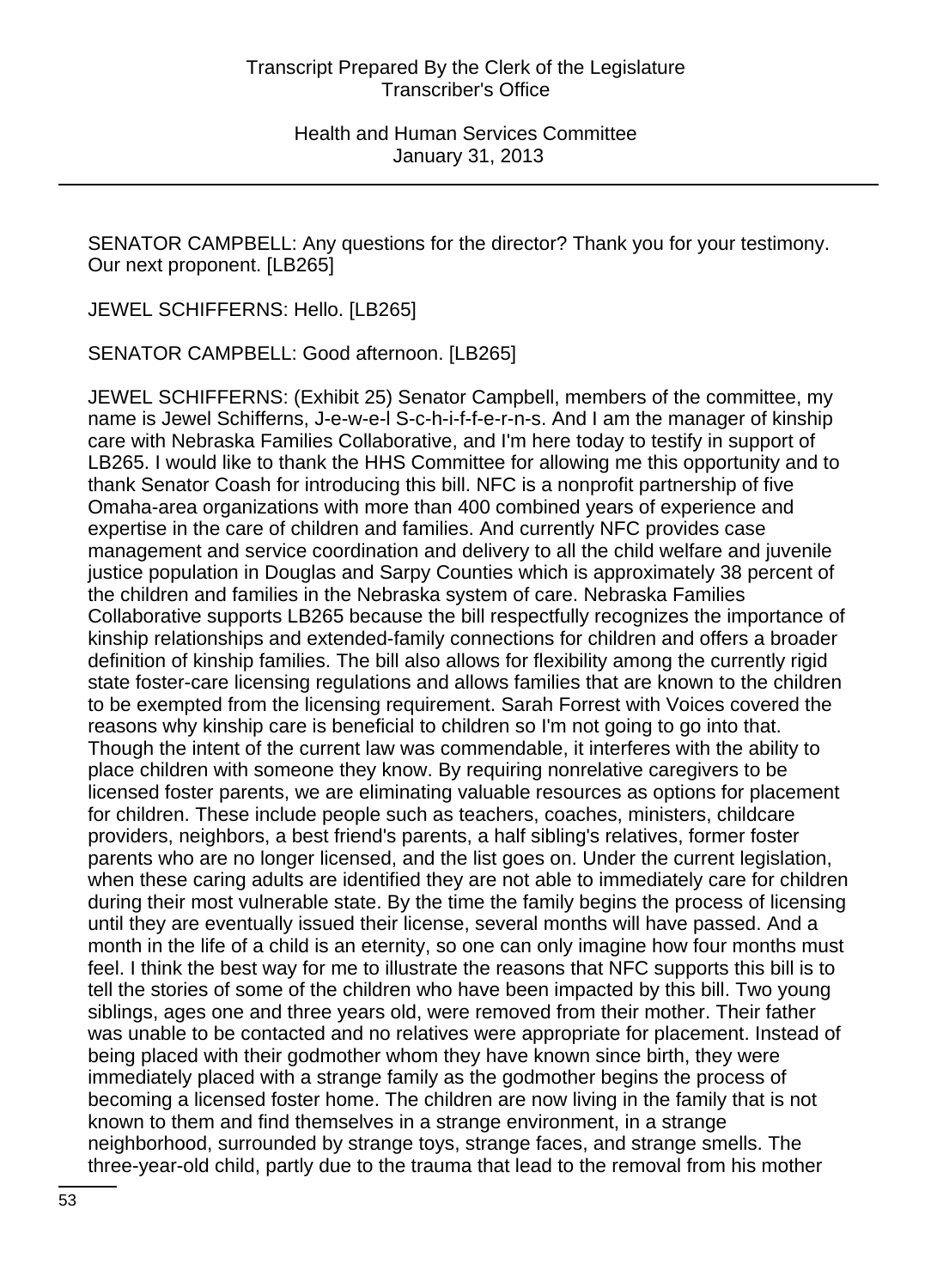SENATOR CAMPBELL: Any questions for the director? Thank you for your testimony. Our next proponent. [LB265]

JEWEL SCHIFFERNS: Hello. [LB265]

SENATOR CAMPBELL: Good afternoon. [LB265]

JEWEL SCHIFFERNS: (Exhibit 25) Senator Campbell, members of the committee, my name is Jewel Schifferns, J-e-w-e-l S-c-h-i-f-f-e-r-n-s. And I am the manager of kinship care with Nebraska Families Collaborative, and I'm here today to testify in support of LB265. I would like to thank the HHS Committee for allowing me this opportunity and to thank Senator Coash for introducing this bill. NFC is a nonprofit partnership of five Omaha-area organizations with more than 400 combined years of experience and expertise in the care of children and families. And currently NFC provides case management and service coordination and delivery to all the child welfare and juvenile justice population in Douglas and Sarpy Counties which is approximately 38 percent of the children and families in the Nebraska system of care. Nebraska Families Collaborative supports LB265 because the bill respectfully recognizes the importance of kinship relationships and extended-family connections for children and offers a broader definition of kinship families. The bill also allows for flexibility among the currently rigid state foster-care licensing regulations and allows families that are known to the children to be exempted from the licensing requirement. Sarah Forrest with Voices covered the reasons why kinship care is beneficial to children so I'm not going to go into that. Though the intent of the current law was commendable, it interferes with the ability to place children with someone they know. By requiring nonrelative caregivers to be licensed foster parents, we are eliminating valuable resources as options for placement for children. These include people such as teachers, coaches, ministers, childcare providers, neighbors, a best friend's parents, a half sibling's relatives, former foster parents who are no longer licensed, and the list goes on. Under the current legislation, when these caring adults are identified they are not able to immediately care for children during their most vulnerable state. By the time the family begins the process of licensing until they are eventually issued their license, several months will have passed. And a month in the life of a child is an eternity, so one can only imagine how four months must feel. I think the best way for me to illustrate the reasons that NFC supports this bill is to tell the stories of some of the children who have been impacted by this bill. Two young siblings, ages one and three years old, were removed from their mother. Their father was unable to be contacted and no relatives were appropriate for placement. Instead of being placed with their godmother whom they have known since birth, they were immediately placed with a strange family as the godmother begins the process of becoming a licensed foster home. The children are now living in the family that is not known to them and find themselves in a strange environment, in a strange neighborhood, surrounded by strange toys, strange faces, and strange smells. The three-year-old child, partly due to the trauma that lead to the removal from his mother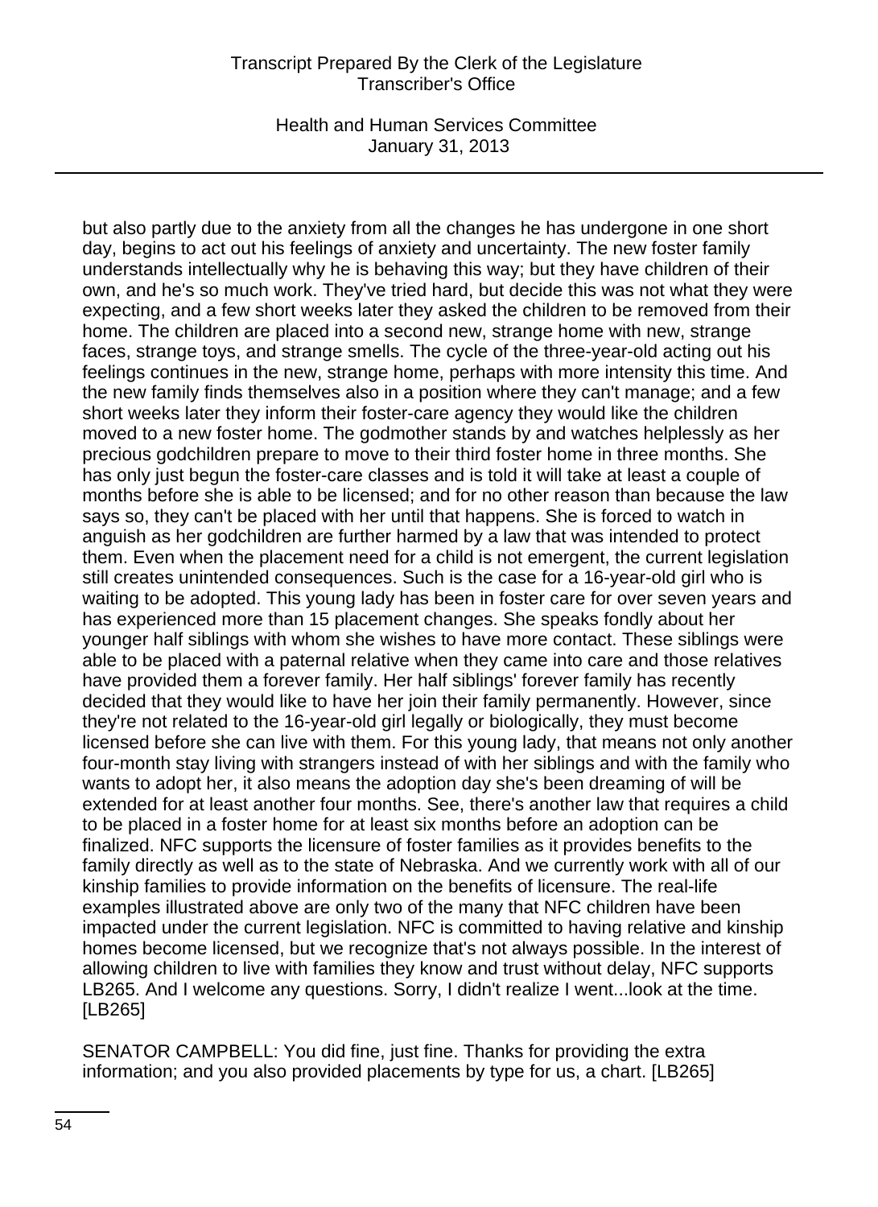but also partly due to the anxiety from all the changes he has undergone in one short day, begins to act out his feelings of anxiety and uncertainty. The new foster family understands intellectually why he is behaving this way; but they have children of their own, and he's so much work. They've tried hard, but decide this was not what they were expecting, and a few short weeks later they asked the children to be removed from their home. The children are placed into a second new, strange home with new, strange faces, strange toys, and strange smells. The cycle of the three-year-old acting out his feelings continues in the new, strange home, perhaps with more intensity this time. And the new family finds themselves also in a position where they can't manage; and a few short weeks later they inform their foster-care agency they would like the children moved to a new foster home. The godmother stands by and watches helplessly as her precious godchildren prepare to move to their third foster home in three months. She has only just begun the foster-care classes and is told it will take at least a couple of months before she is able to be licensed; and for no other reason than because the law says so, they can't be placed with her until that happens. She is forced to watch in anguish as her godchildren are further harmed by a law that was intended to protect them. Even when the placement need for a child is not emergent, the current legislation still creates unintended consequences. Such is the case for a 16-year-old girl who is waiting to be adopted. This young lady has been in foster care for over seven years and has experienced more than 15 placement changes. She speaks fondly about her younger half siblings with whom she wishes to have more contact. These siblings were able to be placed with a paternal relative when they came into care and those relatives have provided them a forever family. Her half siblings' forever family has recently decided that they would like to have her join their family permanently. However, since they're not related to the 16-year-old girl legally or biologically, they must become licensed before she can live with them. For this young lady, that means not only another four-month stay living with strangers instead of with her siblings and with the family who wants to adopt her, it also means the adoption day she's been dreaming of will be extended for at least another four months. See, there's another law that requires a child to be placed in a foster home for at least six months before an adoption can be finalized. NFC supports the licensure of foster families as it provides benefits to the family directly as well as to the state of Nebraska. And we currently work with all of our kinship families to provide information on the benefits of licensure. The real-life examples illustrated above are only two of the many that NFC children have been impacted under the current legislation. NFC is committed to having relative and kinship homes become licensed, but we recognize that's not always possible. In the interest of allowing children to live with families they know and trust without delay, NFC supports LB265. And I welcome any questions. Sorry, I didn't realize I went...look at the time. [LB265]

SENATOR CAMPBELL: You did fine, just fine. Thanks for providing the extra information; and you also provided placements by type for us, a chart. [LB265]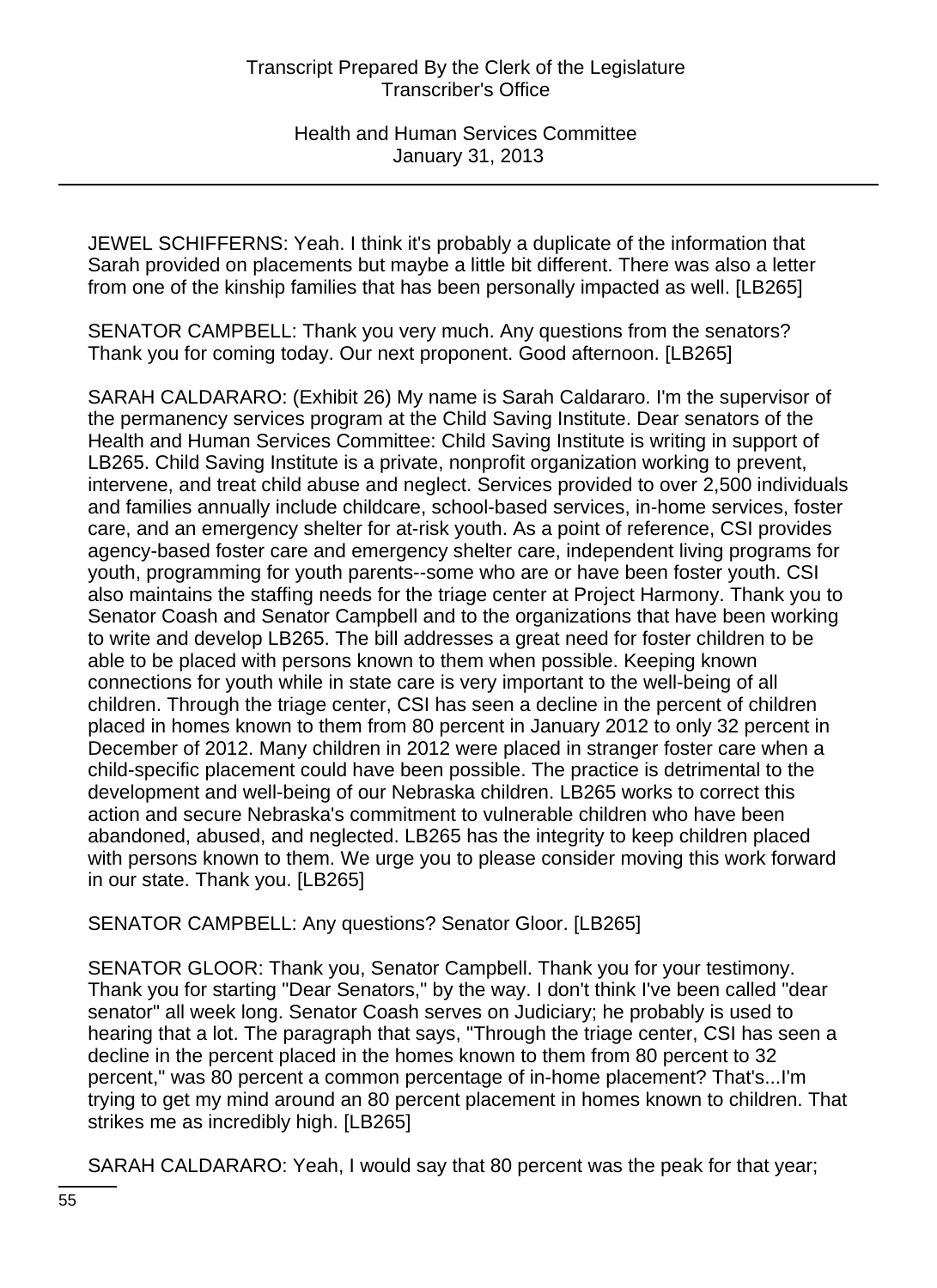JEWEL SCHIFFERNS: Yeah. I think it's probably a duplicate of the information that Sarah provided on placements but maybe a little bit different. There was also a letter from one of the kinship families that has been personally impacted as well. [LB265]

SENATOR CAMPBELL: Thank you very much. Any questions from the senators? Thank you for coming today. Our next proponent. Good afternoon. [LB265]

SARAH CALDARARO: (Exhibit 26) My name is Sarah Caldararo. I'm the supervisor of the permanency services program at the Child Saving Institute. Dear senators of the Health and Human Services Committee: Child Saving Institute is writing in support of LB265. Child Saving Institute is a private, nonprofit organization working to prevent, intervene, and treat child abuse and neglect. Services provided to over 2,500 individuals and families annually include childcare, school-based services, in-home services, foster care, and an emergency shelter for at-risk youth. As a point of reference, CSI provides agency-based foster care and emergency shelter care, independent living programs for youth, programming for youth parents--some who are or have been foster youth. CSI also maintains the staffing needs for the triage center at Project Harmony. Thank you to Senator Coash and Senator Campbell and to the organizations that have been working to write and develop LB265. The bill addresses a great need for foster children to be able to be placed with persons known to them when possible. Keeping known connections for youth while in state care is very important to the well-being of all children. Through the triage center, CSI has seen a decline in the percent of children placed in homes known to them from 80 percent in January 2012 to only 32 percent in December of 2012. Many children in 2012 were placed in stranger foster care when a child-specific placement could have been possible. The practice is detrimental to the development and well-being of our Nebraska children. LB265 works to correct this action and secure Nebraska's commitment to vulnerable children who have been abandoned, abused, and neglected. LB265 has the integrity to keep children placed with persons known to them. We urge you to please consider moving this work forward in our state. Thank you. [LB265]

SENATOR CAMPBELL: Any questions? Senator Gloor. [LB265]

SENATOR GLOOR: Thank you, Senator Campbell. Thank you for your testimony. Thank you for starting "Dear Senators," by the way. I don't think I've been called "dear senator" all week long. Senator Coash serves on Judiciary; he probably is used to hearing that a lot. The paragraph that says, "Through the triage center, CSI has seen a decline in the percent placed in the homes known to them from 80 percent to 32 percent," was 80 percent a common percentage of in-home placement? That's...I'm trying to get my mind around an 80 percent placement in homes known to children. That strikes me as incredibly high. [LB265]

SARAH CALDARARO: Yeah, I would say that 80 percent was the peak for that year;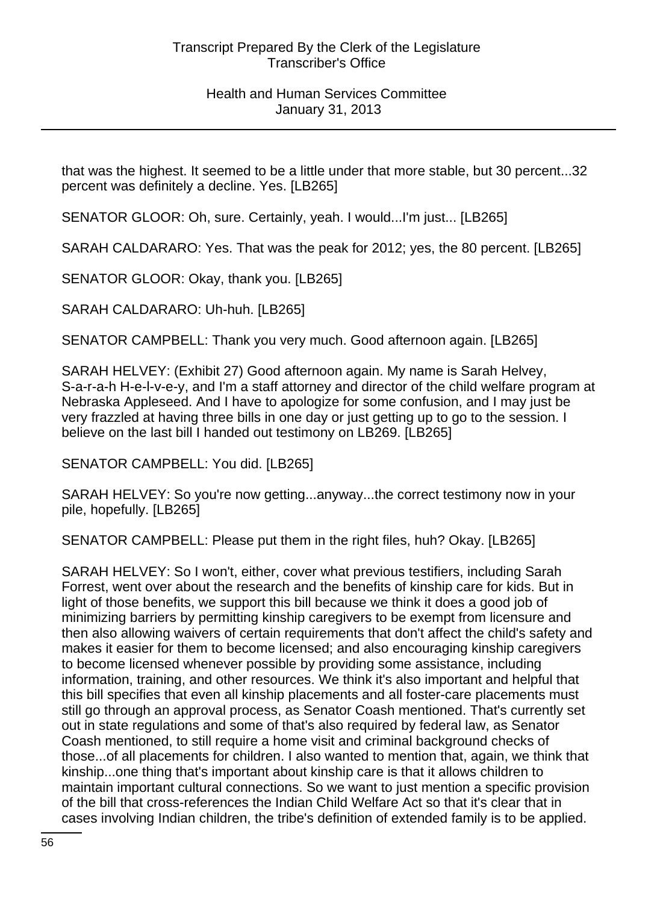that was the highest. It seemed to be a little under that more stable, but 30 percent...32 percent was definitely a decline. Yes. [LB265]

SENATOR GLOOR: Oh, sure. Certainly, yeah. I would...I'm just... [LB265]

SARAH CALDARARO: Yes. That was the peak for 2012; yes, the 80 percent. [LB265]

SENATOR GLOOR: Okay, thank you. [LB265]

SARAH CALDARARO: Uh-huh. [LB265]

SENATOR CAMPBELL: Thank you very much. Good afternoon again. [LB265]

SARAH HELVEY: (Exhibit 27) Good afternoon again. My name is Sarah Helvey, S-a-r-a-h H-e-l-v-e-y, and I'm a staff attorney and director of the child welfare program at Nebraska Appleseed. And I have to apologize for some confusion, and I may just be very frazzled at having three bills in one day or just getting up to go to the session. I believe on the last bill I handed out testimony on LB269. [LB265]

SENATOR CAMPBELL: You did. [LB265]

SARAH HELVEY: So you're now getting...anyway...the correct testimony now in your pile, hopefully. [LB265]

SENATOR CAMPBELL: Please put them in the right files, huh? Okay. [LB265]

SARAH HELVEY: So I won't, either, cover what previous testifiers, including Sarah Forrest, went over about the research and the benefits of kinship care for kids. But in light of those benefits, we support this bill because we think it does a good job of minimizing barriers by permitting kinship caregivers to be exempt from licensure and then also allowing waivers of certain requirements that don't affect the child's safety and makes it easier for them to become licensed; and also encouraging kinship caregivers to become licensed whenever possible by providing some assistance, including information, training, and other resources. We think it's also important and helpful that this bill specifies that even all kinship placements and all foster-care placements must still go through an approval process, as Senator Coash mentioned. That's currently set out in state regulations and some of that's also required by federal law, as Senator Coash mentioned, to still require a home visit and criminal background checks of those...of all placements for children. I also wanted to mention that, again, we think that kinship...one thing that's important about kinship care is that it allows children to maintain important cultural connections. So we want to just mention a specific provision of the bill that cross-references the Indian Child Welfare Act so that it's clear that in cases involving Indian children, the tribe's definition of extended family is to be applied.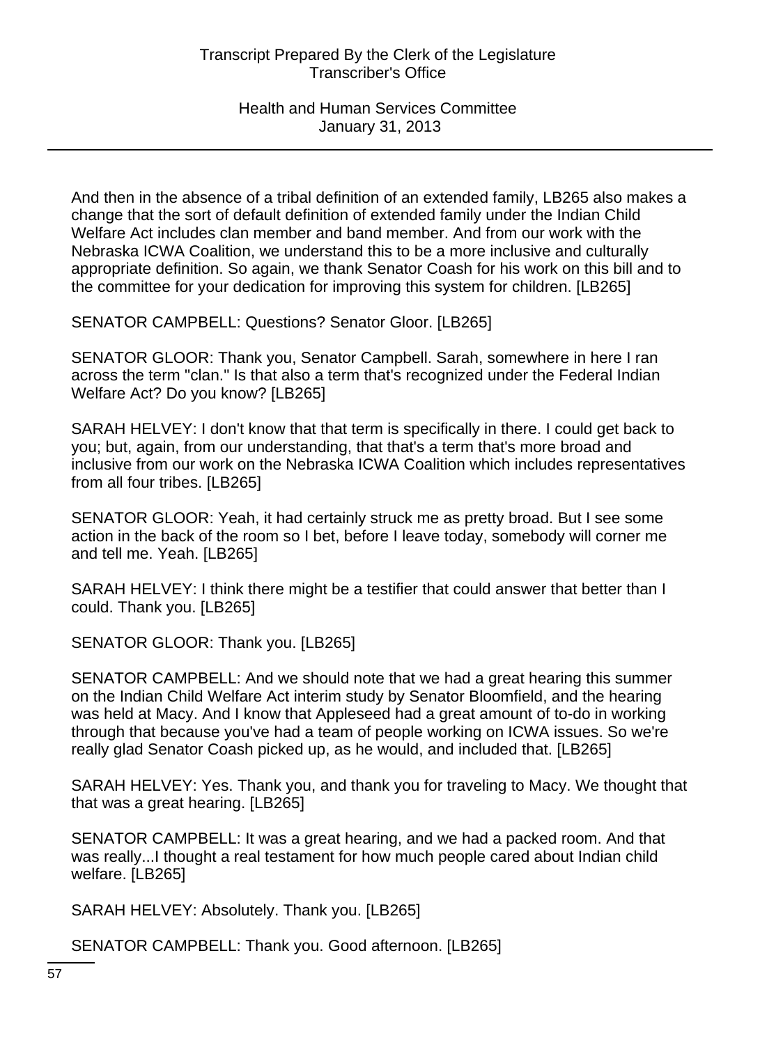And then in the absence of a tribal definition of an extended family, LB265 also makes a change that the sort of default definition of extended family under the Indian Child Welfare Act includes clan member and band member. And from our work with the Nebraska ICWA Coalition, we understand this to be a more inclusive and culturally appropriate definition. So again, we thank Senator Coash for his work on this bill and to the committee for your dedication for improving this system for children. [LB265]

SENATOR CAMPBELL: Questions? Senator Gloor. [LB265]

SENATOR GLOOR: Thank you, Senator Campbell. Sarah, somewhere in here I ran across the term "clan." Is that also a term that's recognized under the Federal Indian Welfare Act? Do you know? [LB265]

SARAH HELVEY: I don't know that that term is specifically in there. I could get back to you; but, again, from our understanding, that that's a term that's more broad and inclusive from our work on the Nebraska ICWA Coalition which includes representatives from all four tribes. [LB265]

SENATOR GLOOR: Yeah, it had certainly struck me as pretty broad. But I see some action in the back of the room so I bet, before I leave today, somebody will corner me and tell me. Yeah. [LB265]

SARAH HELVEY: I think there might be a testifier that could answer that better than I could. Thank you. [LB265]

SENATOR GLOOR: Thank you. [LB265]

SENATOR CAMPBELL: And we should note that we had a great hearing this summer on the Indian Child Welfare Act interim study by Senator Bloomfield, and the hearing was held at Macy. And I know that Appleseed had a great amount of to-do in working through that because you've had a team of people working on ICWA issues. So we're really glad Senator Coash picked up, as he would, and included that. [LB265]

SARAH HELVEY: Yes. Thank you, and thank you for traveling to Macy. We thought that that was a great hearing. [LB265]

SENATOR CAMPBELL: It was a great hearing, and we had a packed room. And that was really...I thought a real testament for how much people cared about Indian child welfare. [LB265]

SARAH HELVEY: Absolutely. Thank you. [LB265]

SENATOR CAMPBELL: Thank you. Good afternoon. [LB265]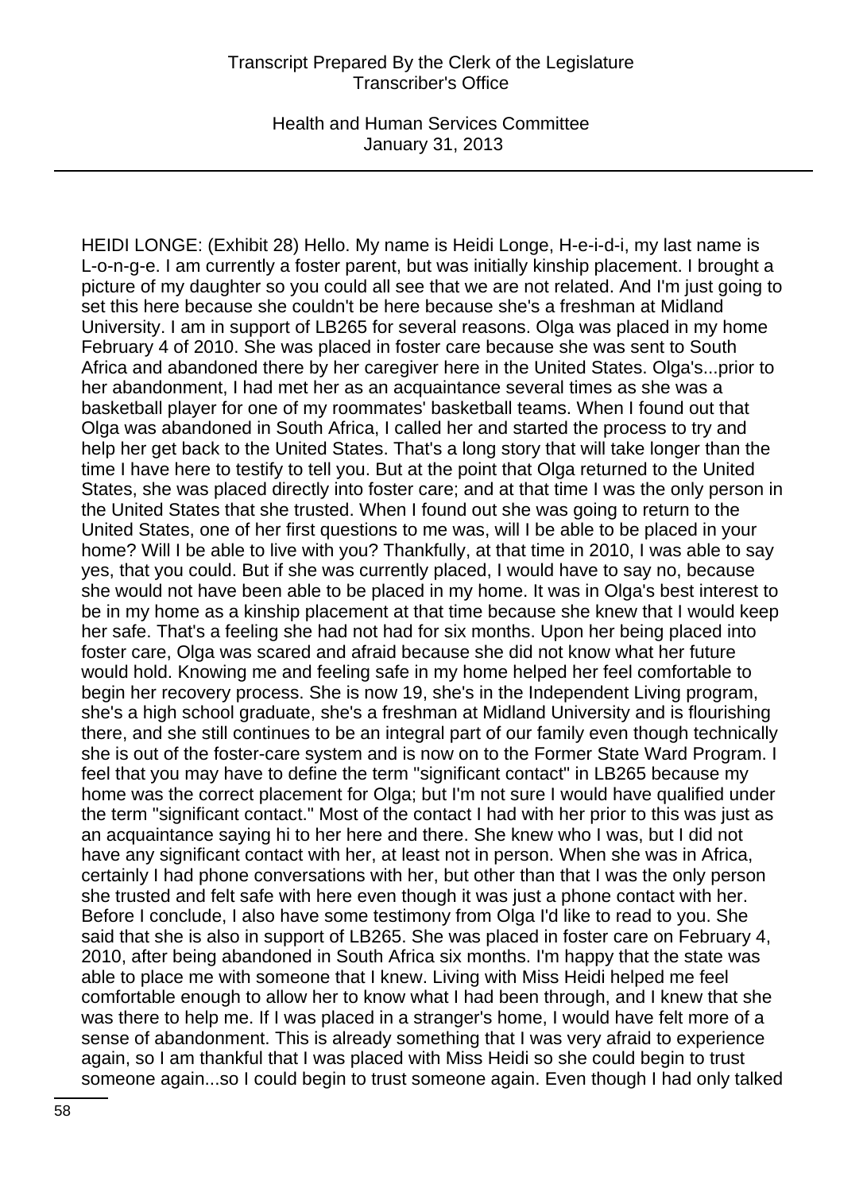HEIDI LONGE: (Exhibit 28) Hello. My name is Heidi Longe, H-e-i-d-i, my last name is L-o-n-g-e. I am currently a foster parent, but was initially kinship placement. I brought a picture of my daughter so you could all see that we are not related. And I'm just going to set this here because she couldn't be here because she's a freshman at Midland University. I am in support of LB265 for several reasons. Olga was placed in my home February 4 of 2010. She was placed in foster care because she was sent to South Africa and abandoned there by her caregiver here in the United States. Olga's...prior to her abandonment, I had met her as an acquaintance several times as she was a basketball player for one of my roommates' basketball teams. When I found out that Olga was abandoned in South Africa, I called her and started the process to try and help her get back to the United States. That's a long story that will take longer than the time I have here to testify to tell you. But at the point that Olga returned to the United States, she was placed directly into foster care; and at that time I was the only person in the United States that she trusted. When I found out she was going to return to the United States, one of her first questions to me was, will I be able to be placed in your home? Will I be able to live with you? Thankfully, at that time in 2010, I was able to say yes, that you could. But if she was currently placed, I would have to say no, because she would not have been able to be placed in my home. It was in Olga's best interest to be in my home as a kinship placement at that time because she knew that I would keep her safe. That's a feeling she had not had for six months. Upon her being placed into foster care, Olga was scared and afraid because she did not know what her future would hold. Knowing me and feeling safe in my home helped her feel comfortable to begin her recovery process. She is now 19, she's in the Independent Living program, she's a high school graduate, she's a freshman at Midland University and is flourishing there, and she still continues to be an integral part of our family even though technically she is out of the foster-care system and is now on to the Former State Ward Program. I feel that you may have to define the term "significant contact" in LB265 because my home was the correct placement for Olga; but I'm not sure I would have qualified under the term "significant contact." Most of the contact I had with her prior to this was just as an acquaintance saying hi to her here and there. She knew who I was, but I did not have any significant contact with her, at least not in person. When she was in Africa, certainly I had phone conversations with her, but other than that I was the only person she trusted and felt safe with here even though it was just a phone contact with her. Before I conclude, I also have some testimony from Olga I'd like to read to you. She said that she is also in support of LB265. She was placed in foster care on February 4, 2010, after being abandoned in South Africa six months. I'm happy that the state was able to place me with someone that I knew. Living with Miss Heidi helped me feel comfortable enough to allow her to know what I had been through, and I knew that she was there to help me. If I was placed in a stranger's home, I would have felt more of a sense of abandonment. This is already something that I was very afraid to experience again, so I am thankful that I was placed with Miss Heidi so she could begin to trust someone again...so I could begin to trust someone again. Even though I had only talked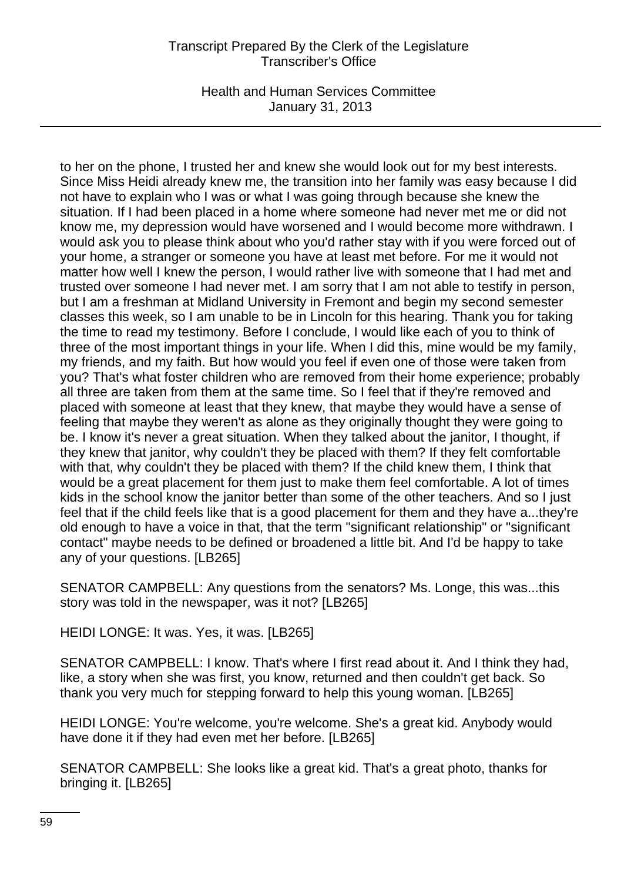to her on the phone, I trusted her and knew she would look out for my best interests. Since Miss Heidi already knew me, the transition into her family was easy because I did not have to explain who I was or what I was going through because she knew the situation. If I had been placed in a home where someone had never met me or did not know me, my depression would have worsened and I would become more withdrawn. I would ask you to please think about who you'd rather stay with if you were forced out of your home, a stranger or someone you have at least met before. For me it would not matter how well I knew the person, I would rather live with someone that I had met and trusted over someone I had never met. I am sorry that I am not able to testify in person, but I am a freshman at Midland University in Fremont and begin my second semester classes this week, so I am unable to be in Lincoln for this hearing. Thank you for taking the time to read my testimony. Before I conclude, I would like each of you to think of three of the most important things in your life. When I did this, mine would be my family, my friends, and my faith. But how would you feel if even one of those were taken from you? That's what foster children who are removed from their home experience; probably all three are taken from them at the same time. So I feel that if they're removed and placed with someone at least that they knew, that maybe they would have a sense of feeling that maybe they weren't as alone as they originally thought they were going to be. I know it's never a great situation. When they talked about the janitor, I thought, if they knew that janitor, why couldn't they be placed with them? If they felt comfortable with that, why couldn't they be placed with them? If the child knew them, I think that would be a great placement for them just to make them feel comfortable. A lot of times kids in the school know the janitor better than some of the other teachers. And so I just feel that if the child feels like that is a good placement for them and they have a...they're old enough to have a voice in that, that the term "significant relationship" or "significant contact" maybe needs to be defined or broadened a little bit. And I'd be happy to take any of your questions. [LB265]

SENATOR CAMPBELL: Any questions from the senators? Ms. Longe, this was...this story was told in the newspaper, was it not? [LB265]

HEIDI LONGE: It was. Yes, it was. [LB265]

SENATOR CAMPBELL: I know. That's where I first read about it. And I think they had, like, a story when she was first, you know, returned and then couldn't get back. So thank you very much for stepping forward to help this young woman. [LB265]

HEIDI LONGE: You're welcome, you're welcome. She's a great kid. Anybody would have done it if they had even met her before. [LB265]

SENATOR CAMPBELL: She looks like a great kid. That's a great photo, thanks for bringing it. [LB265]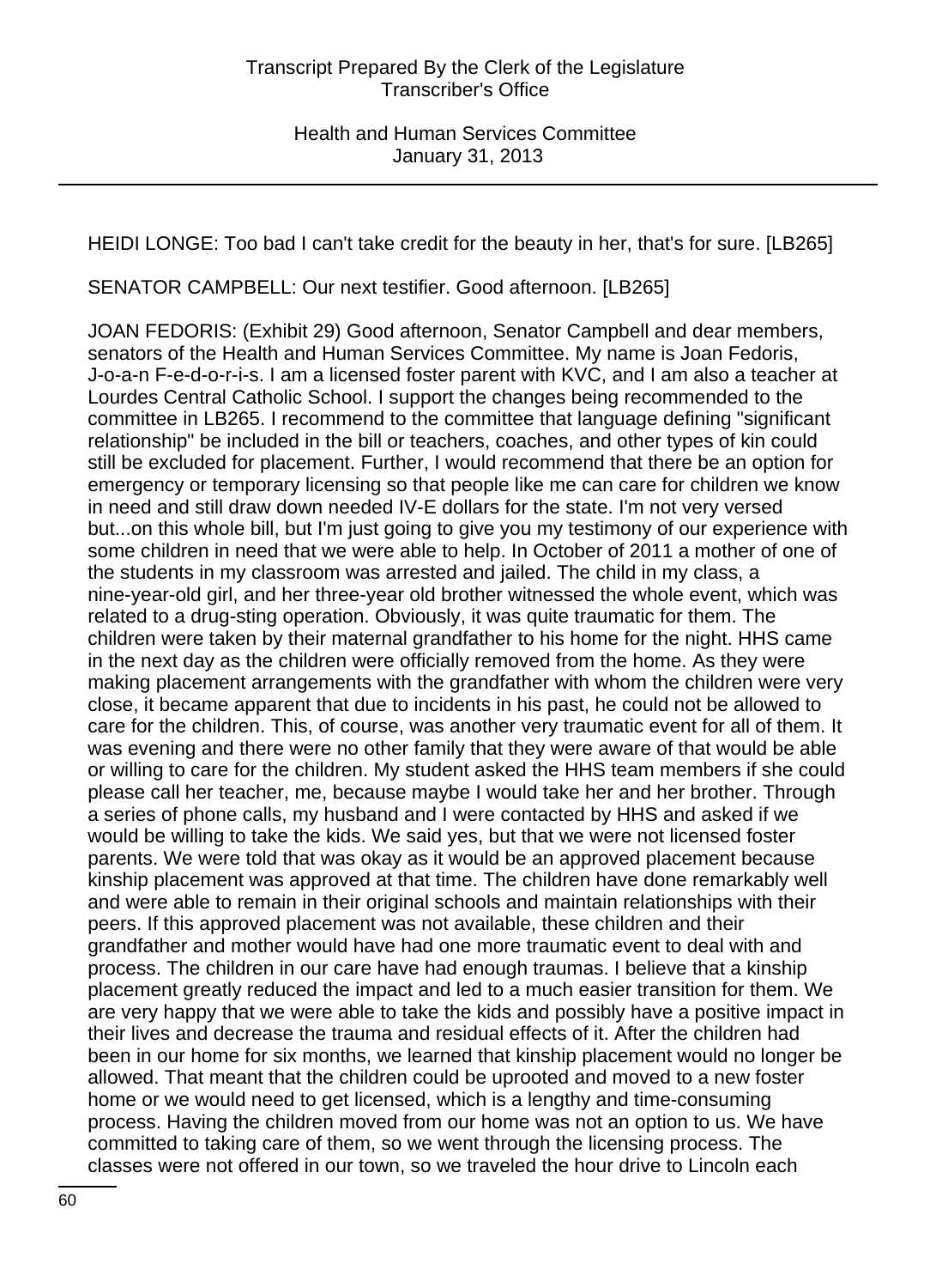HEIDI LONGE: Too bad I can't take credit for the beauty in her, that's for sure. [LB265]

SENATOR CAMPBELL: Our next testifier. Good afternoon. [LB265]

JOAN FEDORIS: (Exhibit 29) Good afternoon, Senator Campbell and dear members, senators of the Health and Human Services Committee. My name is Joan Fedoris, J-o-a-n F-e-d-o-r-i-s. I am a licensed foster parent with KVC, and I am also a teacher at Lourdes Central Catholic School. I support the changes being recommended to the committee in LB265. I recommend to the committee that language defining "significant relationship" be included in the bill or teachers, coaches, and other types of kin could still be excluded for placement. Further, I would recommend that there be an option for emergency or temporary licensing so that people like me can care for children we know in need and still draw down needed IV-E dollars for the state. I'm not very versed but...on this whole bill, but I'm just going to give you my testimony of our experience with some children in need that we were able to help. In October of 2011 a mother of one of the students in my classroom was arrested and jailed. The child in my class, a nine-year-old girl, and her three-year old brother witnessed the whole event, which was related to a drug-sting operation. Obviously, it was quite traumatic for them. The children were taken by their maternal grandfather to his home for the night. HHS came in the next day as the children were officially removed from the home. As they were making placement arrangements with the grandfather with whom the children were very close, it became apparent that due to incidents in his past, he could not be allowed to care for the children. This, of course, was another very traumatic event for all of them. It was evening and there were no other family that they were aware of that would be able or willing to care for the children. My student asked the HHS team members if she could please call her teacher, me, because maybe I would take her and her brother. Through a series of phone calls, my husband and I were contacted by HHS and asked if we would be willing to take the kids. We said yes, but that we were not licensed foster parents. We were told that was okay as it would be an approved placement because kinship placement was approved at that time. The children have done remarkably well and were able to remain in their original schools and maintain relationships with their peers. If this approved placement was not available, these children and their grandfather and mother would have had one more traumatic event to deal with and process. The children in our care have had enough traumas. I believe that a kinship placement greatly reduced the impact and led to a much easier transition for them. We are very happy that we were able to take the kids and possibly have a positive impact in their lives and decrease the trauma and residual effects of it. After the children had been in our home for six months, we learned that kinship placement would no longer be allowed. That meant that the children could be uprooted and moved to a new foster home or we would need to get licensed, which is a lengthy and time-consuming process. Having the children moved from our home was not an option to us. We have committed to taking care of them, so we went through the licensing process. The classes were not offered in our town, so we traveled the hour drive to Lincoln each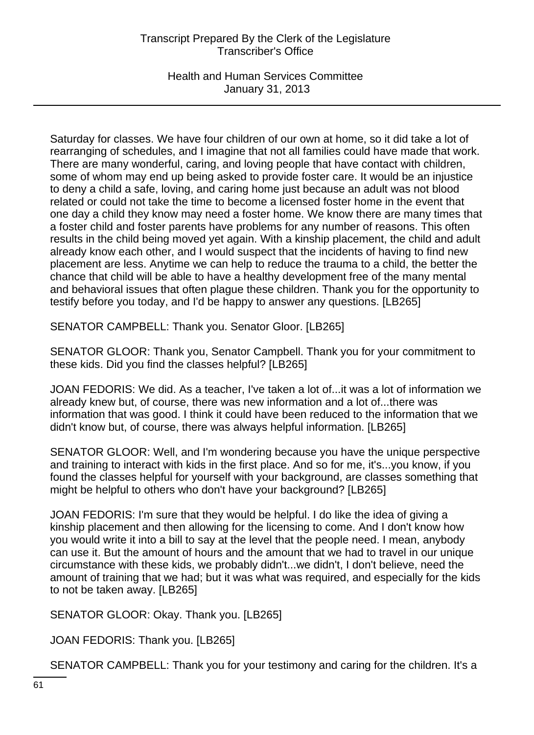Saturday for classes. We have four children of our own at home, so it did take a lot of rearranging of schedules, and I imagine that not all families could have made that work. There are many wonderful, caring, and loving people that have contact with children, some of whom may end up being asked to provide foster care. It would be an injustice to deny a child a safe, loving, and caring home just because an adult was not blood related or could not take the time to become a licensed foster home in the event that one day a child they know may need a foster home. We know there are many times that a foster child and foster parents have problems for any number of reasons. This often results in the child being moved yet again. With a kinship placement, the child and adult already know each other, and I would suspect that the incidents of having to find new placement are less. Anytime we can help to reduce the trauma to a child, the better the chance that child will be able to have a healthy development free of the many mental and behavioral issues that often plague these children. Thank you for the opportunity to testify before you today, and I'd be happy to answer any questions. [LB265]

SENATOR CAMPBELL: Thank you. Senator Gloor. [LB265]

SENATOR GLOOR: Thank you, Senator Campbell. Thank you for your commitment to these kids. Did you find the classes helpful? [LB265]

JOAN FEDORIS: We did. As a teacher, I've taken a lot of...it was a lot of information we already knew but, of course, there was new information and a lot of...there was information that was good. I think it could have been reduced to the information that we didn't know but, of course, there was always helpful information. [LB265]

SENATOR GLOOR: Well, and I'm wondering because you have the unique perspective and training to interact with kids in the first place. And so for me, it's...you know, if you found the classes helpful for yourself with your background, are classes something that might be helpful to others who don't have your background? [LB265]

JOAN FEDORIS: I'm sure that they would be helpful. I do like the idea of giving a kinship placement and then allowing for the licensing to come. And I don't know how you would write it into a bill to say at the level that the people need. I mean, anybody can use it. But the amount of hours and the amount that we had to travel in our unique circumstance with these kids, we probably didn't...we didn't, I don't believe, need the amount of training that we had; but it was what was required, and especially for the kids to not be taken away. [LB265]

SENATOR GLOOR: Okay. Thank you. [LB265]

JOAN FEDORIS: Thank you. [LB265]

SENATOR CAMPBELL: Thank you for your testimony and caring for the children. It's a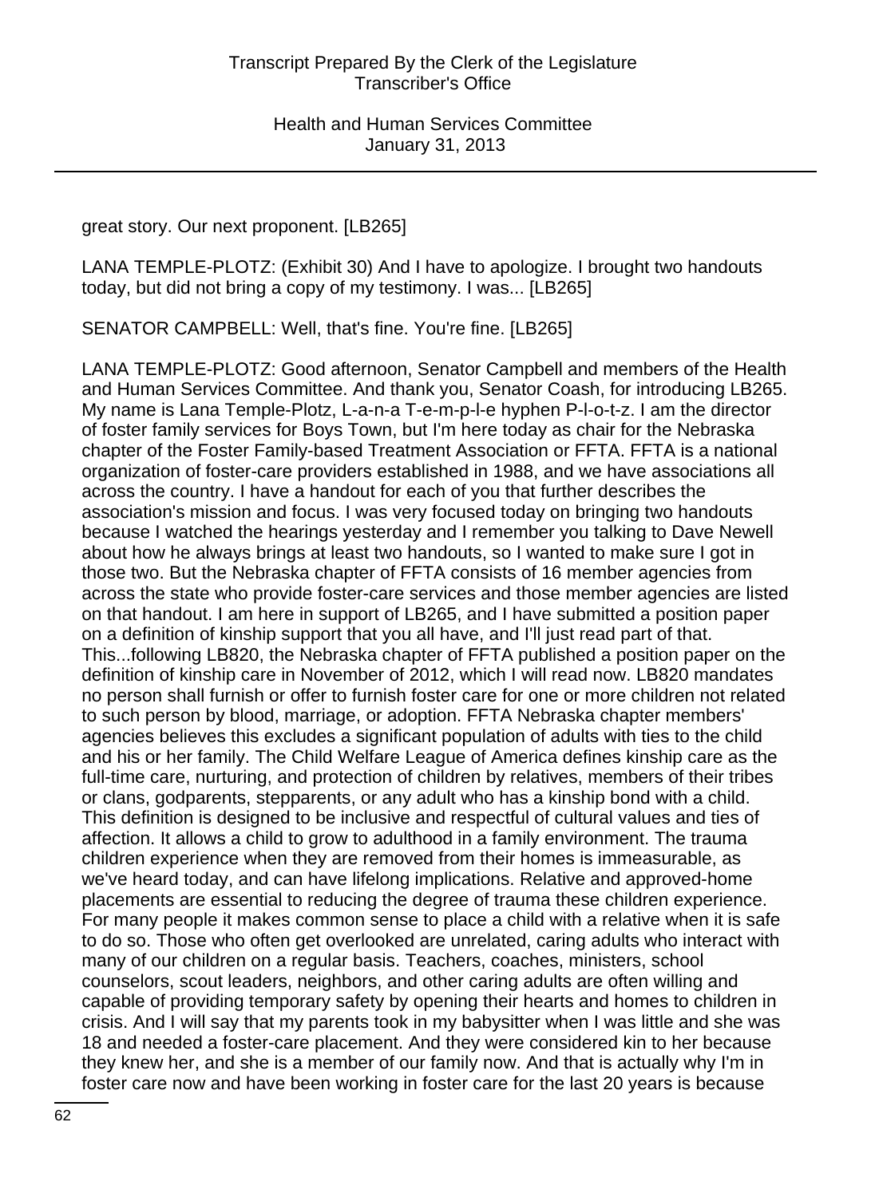great story. Our next proponent. [LB265]

LANA TEMPLE-PLOTZ: (Exhibit 30) And I have to apologize. I brought two handouts today, but did not bring a copy of my testimony. I was... [LB265]

SENATOR CAMPBELL: Well, that's fine. You're fine. [LB265]

LANA TEMPLE-PLOTZ: Good afternoon, Senator Campbell and members of the Health and Human Services Committee. And thank you, Senator Coash, for introducing LB265. My name is Lana Temple-Plotz, L-a-n-a T-e-m-p-l-e hyphen P-l-o-t-z. I am the director of foster family services for Boys Town, but I'm here today as chair for the Nebraska chapter of the Foster Family-based Treatment Association or FFTA. FFTA is a national organization of foster-care providers established in 1988, and we have associations all across the country. I have a handout for each of you that further describes the association's mission and focus. I was very focused today on bringing two handouts because I watched the hearings yesterday and I remember you talking to Dave Newell about how he always brings at least two handouts, so I wanted to make sure I got in those two. But the Nebraska chapter of FFTA consists of 16 member agencies from across the state who provide foster-care services and those member agencies are listed on that handout. I am here in support of LB265, and I have submitted a position paper on a definition of kinship support that you all have, and I'll just read part of that. This...following LB820, the Nebraska chapter of FFTA published a position paper on the definition of kinship care in November of 2012, which I will read now. LB820 mandates no person shall furnish or offer to furnish foster care for one or more children not related to such person by blood, marriage, or adoption. FFTA Nebraska chapter members' agencies believes this excludes a significant population of adults with ties to the child and his or her family. The Child Welfare League of America defines kinship care as the full-time care, nurturing, and protection of children by relatives, members of their tribes or clans, godparents, stepparents, or any adult who has a kinship bond with a child. This definition is designed to be inclusive and respectful of cultural values and ties of affection. It allows a child to grow to adulthood in a family environment. The trauma children experience when they are removed from their homes is immeasurable, as we've heard today, and can have lifelong implications. Relative and approved-home placements are essential to reducing the degree of trauma these children experience. For many people it makes common sense to place a child with a relative when it is safe to do so. Those who often get overlooked are unrelated, caring adults who interact with many of our children on a regular basis. Teachers, coaches, ministers, school counselors, scout leaders, neighbors, and other caring adults are often willing and capable of providing temporary safety by opening their hearts and homes to children in crisis. And I will say that my parents took in my babysitter when I was little and she was 18 and needed a foster-care placement. And they were considered kin to her because they knew her, and she is a member of our family now. And that is actually why I'm in foster care now and have been working in foster care for the last 20 years is because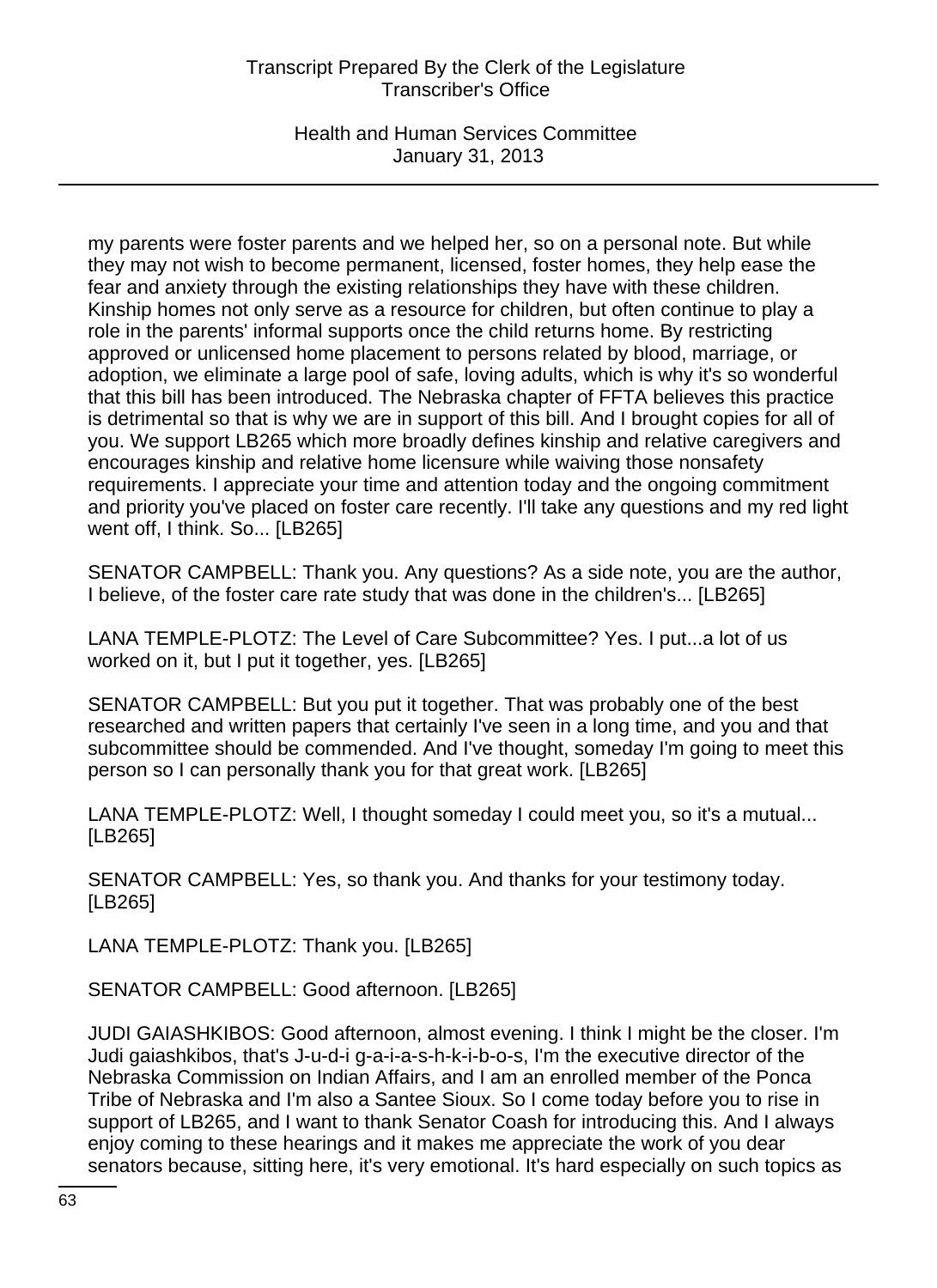my parents were foster parents and we helped her, so on a personal note. But while they may not wish to become permanent, licensed, foster homes, they help ease the fear and anxiety through the existing relationships they have with these children. Kinship homes not only serve as a resource for children, but often continue to play a role in the parents' informal supports once the child returns home. By restricting approved or unlicensed home placement to persons related by blood, marriage, or adoption, we eliminate a large pool of safe, loving adults, which is why it's so wonderful that this bill has been introduced. The Nebraska chapter of FFTA believes this practice is detrimental so that is why we are in support of this bill. And I brought copies for all of you. We support LB265 which more broadly defines kinship and relative caregivers and encourages kinship and relative home licensure while waiving those nonsafety requirements. I appreciate your time and attention today and the ongoing commitment and priority you've placed on foster care recently. I'll take any questions and my red light went off, I think. So... [LB265]

SENATOR CAMPBELL: Thank you. Any questions? As a side note, you are the author, I believe, of the foster care rate study that was done in the children's... [LB265]

LANA TEMPLE-PLOTZ: The Level of Care Subcommittee? Yes. I put...a lot of us worked on it, but I put it together, yes. [LB265]

SENATOR CAMPBELL: But you put it together. That was probably one of the best researched and written papers that certainly I've seen in a long time, and you and that subcommittee should be commended. And I've thought, someday I'm going to meet this person so I can personally thank you for that great work. [LB265]

LANA TEMPLE-PLOTZ: Well, I thought someday I could meet you, so it's a mutual... [LB265]

SENATOR CAMPBELL: Yes, so thank you. And thanks for your testimony today. [LB265]

LANA TEMPLE-PLOTZ: Thank you. [LB265]

SENATOR CAMPBELL: Good afternoon. [LB265]

JUDI GAIASHKIBOS: Good afternoon, almost evening. I think I might be the closer. I'm Judi gaiashkibos, that's J-u-d-i g-a-i-a-s-h-k-i-b-o-s, I'm the executive director of the Nebraska Commission on Indian Affairs, and I am an enrolled member of the Ponca Tribe of Nebraska and I'm also a Santee Sioux. So I come today before you to rise in support of LB265, and I want to thank Senator Coash for introducing this. And I always enjoy coming to these hearings and it makes me appreciate the work of you dear senators because, sitting here, it's very emotional. It's hard especially on such topics as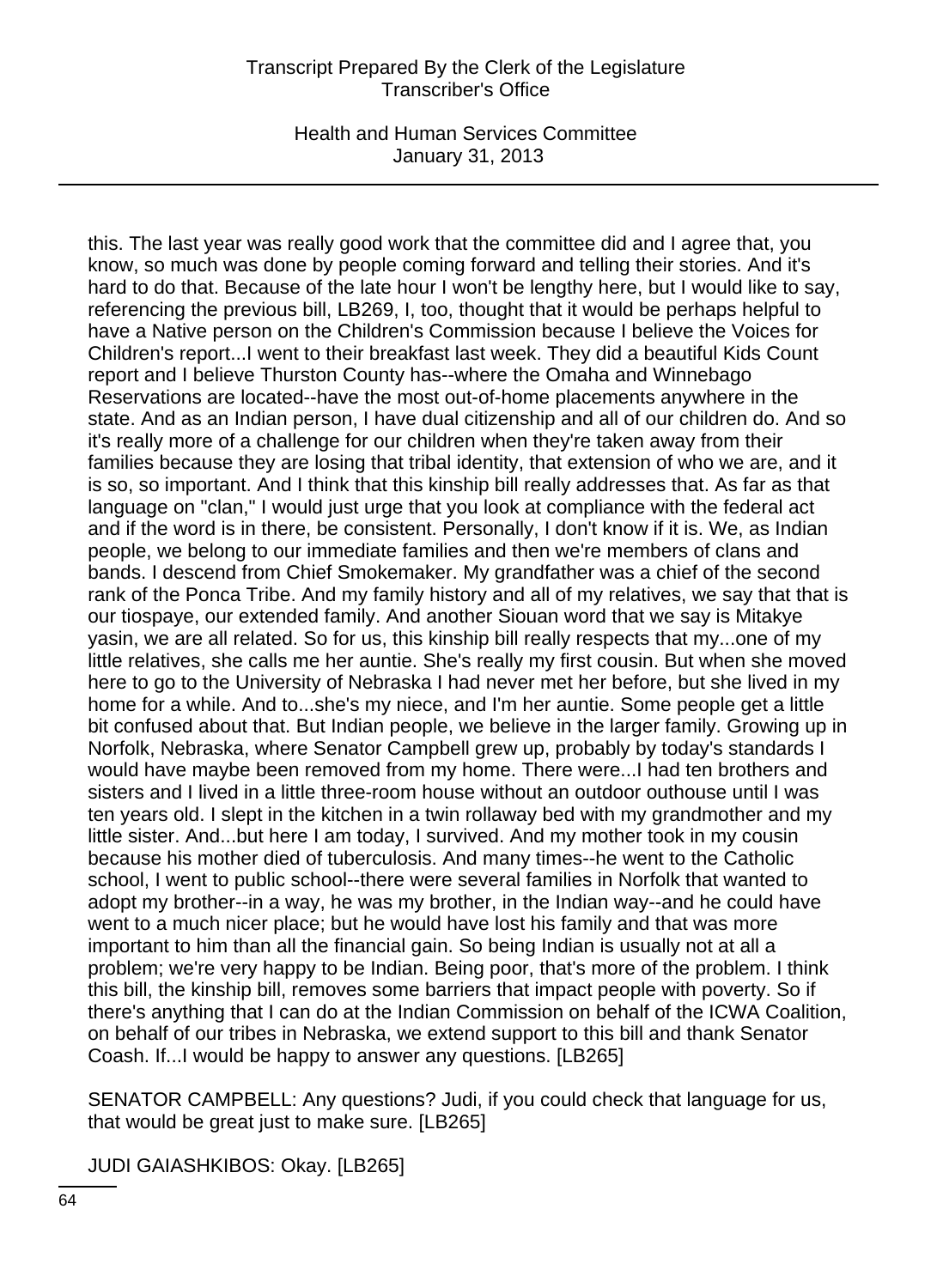this. The last year was really good work that the committee did and I agree that, you know, so much was done by people coming forward and telling their stories. And it's hard to do that. Because of the late hour I won't be lengthy here, but I would like to say, referencing the previous bill, LB269, I, too, thought that it would be perhaps helpful to have a Native person on the Children's Commission because I believe the Voices for Children's report...I went to their breakfast last week. They did a beautiful Kids Count report and I believe Thurston County has--where the Omaha and Winnebago Reservations are located--have the most out-of-home placements anywhere in the state. And as an Indian person, I have dual citizenship and all of our children do. And so it's really more of a challenge for our children when they're taken away from their families because they are losing that tribal identity, that extension of who we are, and it is so, so important. And I think that this kinship bill really addresses that. As far as that language on "clan," I would just urge that you look at compliance with the federal act and if the word is in there, be consistent. Personally, I don't know if it is. We, as Indian people, we belong to our immediate families and then we're members of clans and bands. I descend from Chief Smokemaker. My grandfather was a chief of the second rank of the Ponca Tribe. And my family history and all of my relatives, we say that that is our tiospaye, our extended family. And another Siouan word that we say is Mitakye yasin, we are all related. So for us, this kinship bill really respects that my...one of my little relatives, she calls me her auntie. She's really my first cousin. But when she moved here to go to the University of Nebraska I had never met her before, but she lived in my home for a while. And to...she's my niece, and I'm her auntie. Some people get a little bit confused about that. But Indian people, we believe in the larger family. Growing up in Norfolk, Nebraska, where Senator Campbell grew up, probably by today's standards I would have maybe been removed from my home. There were...I had ten brothers and sisters and I lived in a little three-room house without an outdoor outhouse until I was ten years old. I slept in the kitchen in a twin rollaway bed with my grandmother and my little sister. And...but here I am today, I survived. And my mother took in my cousin because his mother died of tuberculosis. And many times--he went to the Catholic school, I went to public school--there were several families in Norfolk that wanted to adopt my brother--in a way, he was my brother, in the Indian way--and he could have went to a much nicer place; but he would have lost his family and that was more important to him than all the financial gain. So being Indian is usually not at all a problem; we're very happy to be Indian. Being poor, that's more of the problem. I think this bill, the kinship bill, removes some barriers that impact people with poverty. So if there's anything that I can do at the Indian Commission on behalf of the ICWA Coalition, on behalf of our tribes in Nebraska, we extend support to this bill and thank Senator Coash. If...I would be happy to answer any questions. [LB265]

SENATOR CAMPBELL: Any questions? Judi, if you could check that language for us, that would be great just to make sure. [LB265]

JUDI GAIASHKIBOS: Okay. [LB265]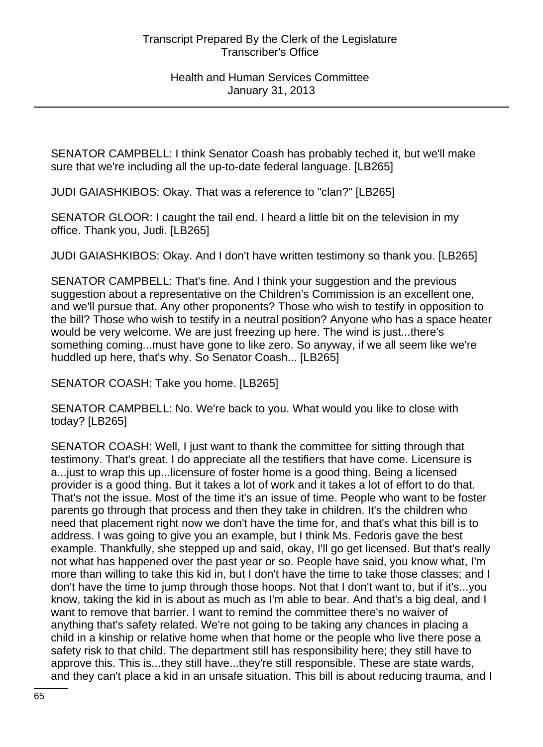SENATOR CAMPBELL: I think Senator Coash has probably teched it, but we'll make sure that we're including all the up-to-date federal language. [LB265]

JUDI GAIASHKIBOS: Okay. That was a reference to "clan?" [LB265]

SENATOR GLOOR: I caught the tail end. I heard a little bit on the television in my office. Thank you, Judi. [LB265]

JUDI GAIASHKIBOS: Okay. And I don't have written testimony so thank you. [LB265]

SENATOR CAMPBELL: That's fine. And I think your suggestion and the previous suggestion about a representative on the Children's Commission is an excellent one, and we'll pursue that. Any other proponents? Those who wish to testify in opposition to the bill? Those who wish to testify in a neutral position? Anyone who has a space heater would be very welcome. We are just freezing up here. The wind is just...there's something coming...must have gone to like zero. So anyway, if we all seem like we're huddled up here, that's why. So Senator Coash... [LB265]

SENATOR COASH: Take you home. [LB265]

SENATOR CAMPBELL: No. We're back to you. What would you like to close with today? [LB265]

SENATOR COASH: Well, I just want to thank the committee for sitting through that testimony. That's great. I do appreciate all the testifiers that have come. Licensure is a...just to wrap this up...licensure of foster home is a good thing. Being a licensed provider is a good thing. But it takes a lot of work and it takes a lot of effort to do that. That's not the issue. Most of the time it's an issue of time. People who want to be foster parents go through that process and then they take in children. It's the children who need that placement right now we don't have the time for, and that's what this bill is to address. I was going to give you an example, but I think Ms. Fedoris gave the best example. Thankfully, she stepped up and said, okay, I'll go get licensed. But that's really not what has happened over the past year or so. People have said, you know what, I'm more than willing to take this kid in, but I don't have the time to take those classes; and I don't have the time to jump through those hoops. Not that I don't want to, but if it's...you know, taking the kid in is about as much as I'm able to bear. And that's a big deal, and I want to remove that barrier. I want to remind the committee there's no waiver of anything that's safety related. We're not going to be taking any chances in placing a child in a kinship or relative home when that home or the people who live there pose a safety risk to that child. The department still has responsibility here; they still have to approve this. This is...they still have...they're still responsible. These are state wards, and they can't place a kid in an unsafe situation. This bill is about reducing trauma, and I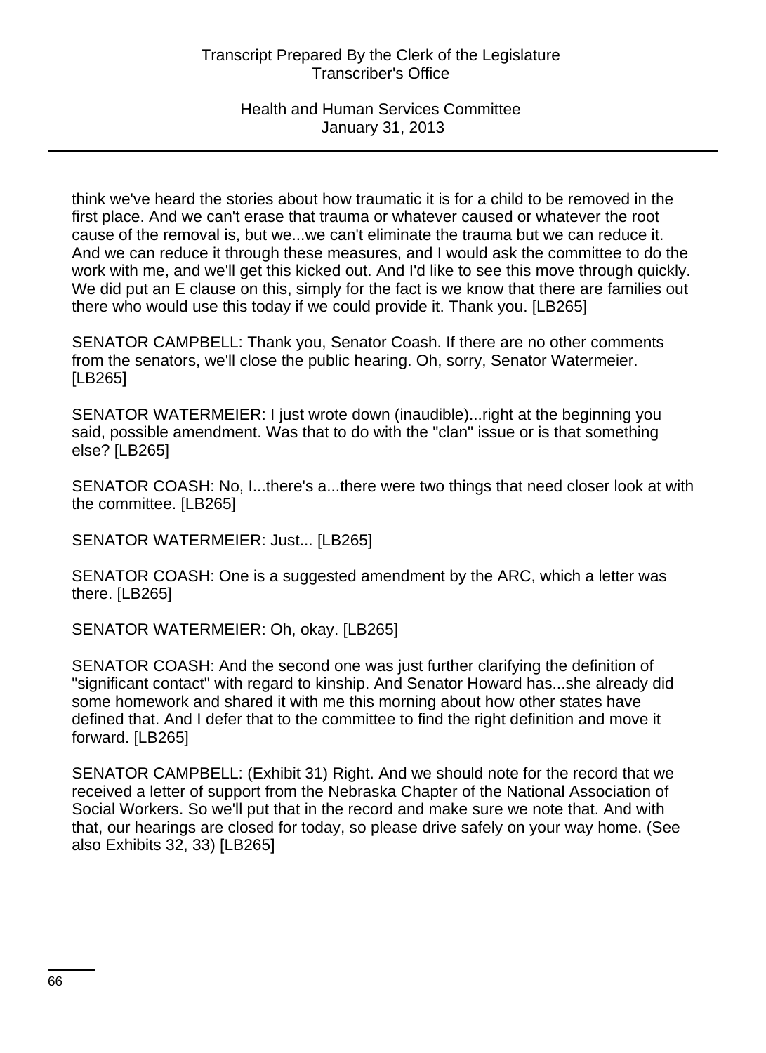think we've heard the stories about how traumatic it is for a child to be removed in the first place. And we can't erase that trauma or whatever caused or whatever the root cause of the removal is, but we...we can't eliminate the trauma but we can reduce it. And we can reduce it through these measures, and I would ask the committee to do the work with me, and we'll get this kicked out. And I'd like to see this move through quickly. We did put an E clause on this, simply for the fact is we know that there are families out there who would use this today if we could provide it. Thank you. [LB265]

SENATOR CAMPBELL: Thank you, Senator Coash. If there are no other comments from the senators, we'll close the public hearing. Oh, sorry, Senator Watermeier. [LB265]

SENATOR WATERMEIER: I just wrote down (inaudible)...right at the beginning you said, possible amendment. Was that to do with the "clan" issue or is that something else? [LB265]

SENATOR COASH: No, I...there's a...there were two things that need closer look at with the committee. [LB265]

SENATOR WATERMEIER: Just... [LB265]

SENATOR COASH: One is a suggested amendment by the ARC, which a letter was there. [LB265]

SENATOR WATERMEIER: Oh, okay. [LB265]

SENATOR COASH: And the second one was just further clarifying the definition of "significant contact" with regard to kinship. And Senator Howard has...she already did some homework and shared it with me this morning about how other states have defined that. And I defer that to the committee to find the right definition and move it forward. [LB265]

SENATOR CAMPBELL: (Exhibit 31) Right. And we should note for the record that we received a letter of support from the Nebraska Chapter of the National Association of Social Workers. So we'll put that in the record and make sure we note that. And with that, our hearings are closed for today, so please drive safely on your way home. (See also Exhibits 32, 33) [LB265]